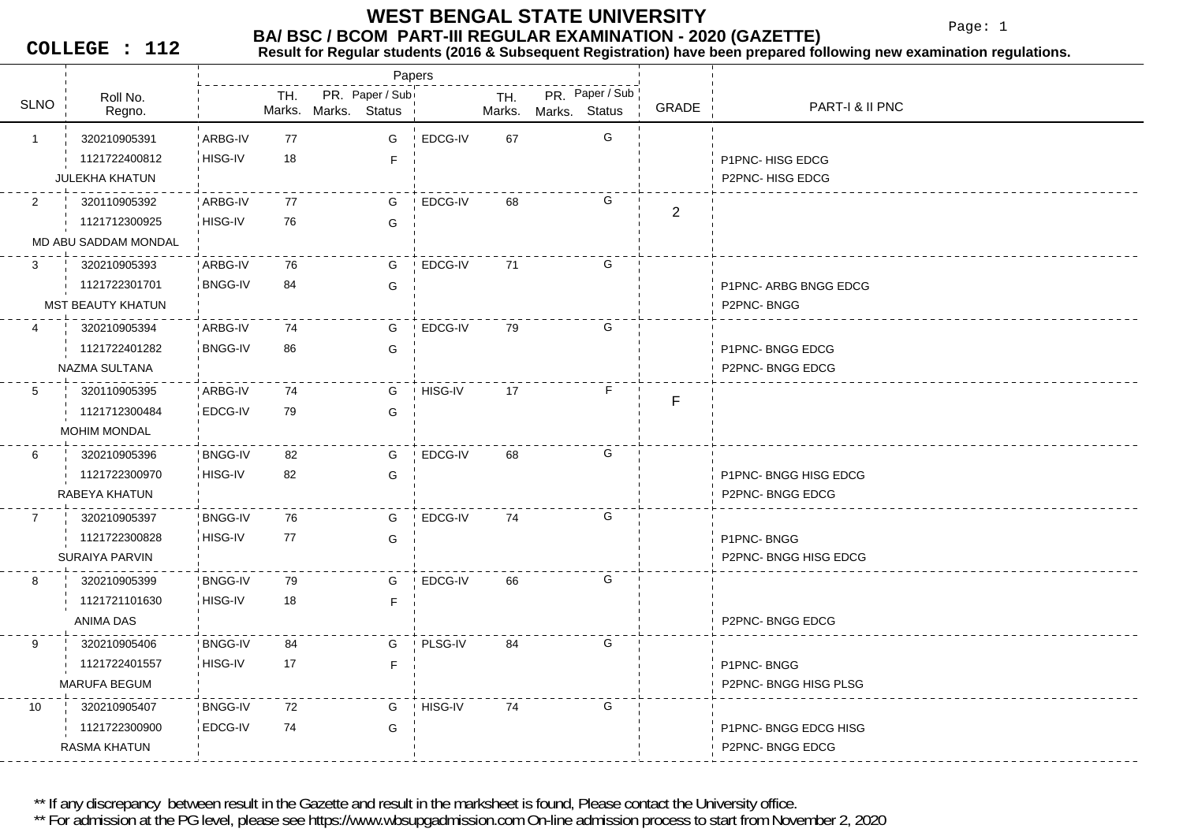# WEST BENGAL STATE UNIVERSITY

## BA/ BSC / BCOM PART-III REGULAR EXAMINATION - 2020 (GAZETTE)

**COLLEGE : 112**

**Result for Regular students (2016 & Subsequent Registration) have been prepared following new examination regulations.**

| SLNO | Roll No. / Regno. / Name | Paper | TH. Marks. | PR. Marks. | Paper / Sub Status | Paper | TH. Marks. | PR. Marks. | Paper / Sub Status | GRADE | PART-I & II PNC |
|---|---|---|---|---|---|---|---|---|---|---|---|
| 1 | 320210905391 | ARBG-IV | 77 | | G | EDCG-IV | 67 | | G | | |
| | 1121722400812 | HISG-IV | 18 | | F | | | | | | P1PNC- HISG EDCG |
| | JULEKHA KHATUN | | | | | | | | | | P2PNC- HISG EDCG |
| 2 | 320110905392 | ARBG-IV | 77 | | G | EDCG-IV | 68 | | G | 2 | |
| | 1121712300925 | HISG-IV | 76 | | G | | | | | | |
| | MD ABU SADDAM MONDAL | | | | | | | | | | |
| 3 | 320210905393 | ARBG-IV | 76 | | G | EDCG-IV | 71 | | G | | |
| | 1121722301701 | BNGG-IV | 84 | | G | | | | | | P1PNC- ARBG BNGG EDCG |
| | MST BEAUTY KHATUN | | | | | | | | | | P2PNC- BNGG |
| 4 | 320210905394 | ARBG-IV | 74 | | G | EDCG-IV | 79 | | G | | |
| | 1121722401282 | BNGG-IV | 86 | | G | | | | | | P1PNC- BNGG EDCG |
| | NAZMA SULTANA | | | | | | | | | | P2PNC- BNGG EDCG |
| 5 | 320110905395 | ARBG-IV | 74 | | G | HISG-IV | 17 | | F | F | |
| | 1121712300484 | EDCG-IV | 79 | | G | | | | | | |
| | MOHIM MONDAL | | | | | | | | | | |
| 6 | 320210905396 | BNGG-IV | 82 | | G | EDCG-IV | 68 | | G | | |
| | 1121722300970 | HISG-IV | 82 | | G | | | | | | P1PNC- BNGG HISG EDCG |
| | RABEYA KHATUN | | | | | | | | | | P2PNC- BNGG EDCG |
| 7 | 320210905397 | BNGG-IV | 76 | | G | EDCG-IV | 74 | | G | | |
| | 1121722300828 | HISG-IV | 77 | | G | | | | | | P1PNC- BNGG |
| | SURAIYA PARVIN | | | | | | | | | | P2PNC- BNGG HISG EDCG |
| 8 | 320210905399 | BNGG-IV | 79 | | G | EDCG-IV | 66 | | G | | |
| | 1121721101630 | HISG-IV | 18 | | F | | | | | | |
| | ANIMA DAS | | | | | | | | | | P2PNC- BNGG EDCG |
| 9 | 320210905406 | BNGG-IV | 84 | | G | PLSG-IV | 84 | | G | | |
| | 1121722401557 | HISG-IV | 17 | | F | | | | | | P1PNC- BNGG |
| | MARUFA BEGUM | | | | | | | | | | P2PNC- BNGG HISG PLSG |
| 10 | 320210905407 | BNGG-IV | 72 | | G | HISG-IV | 74 | | G | | |
| | 1121722300900 | EDCG-IV | 74 | | G | | | | | | P1PNC- BNGG EDCG HISG |
| | RASMA KHATUN | | | | | | | | | | P2PNC- BNGG EDCG |

** If any discrepancy between result in the Gazette and result in the marksheet is found, Please contact the University office.

** For admission at the PG level, please see https://www.wbsupgadmission.com On-line admission process to start from November 2, 2020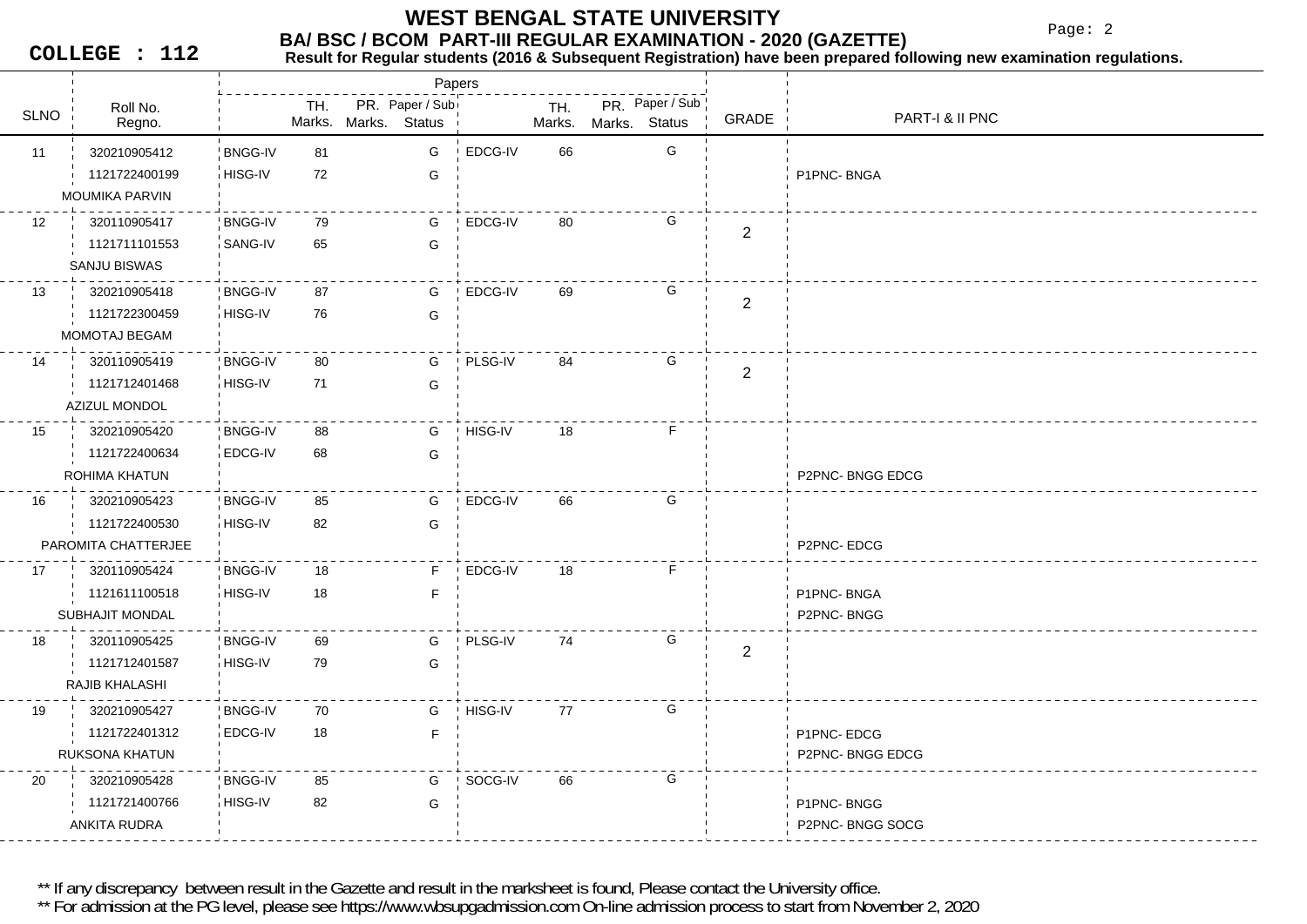# WEST BENGAL STATE UNIVERSITY

## BA/ BSC / BCOM PART-III REGULAR EXAMINATION - 2020 (GAZETTE)

**COLLEGE : 112**

**Result for Regular students (2016 & Subsequent Registration) have been prepared following new examination regulations.**

| SLNO | Roll No. / Regno. / Name | Paper | TH. Marks. | PR. Marks. | Paper / Sub Status | Paper | TH. Marks. | PR. Marks. | Paper / Sub Status | GRADE | PART-I & II PNC |
|---|---|---|---|---|---|---|---|---|---|---|---|
| 11 | 320210905412 | BNGG-IV | 81 | | G | EDCG-IV | 66 | | G | | |
| | 1121722400199 | HISG-IV | 72 | | G | | | | | | P1PNC- BNGA |
| | MOUMIKA PARVIN | | | | | | | | | | |
| 12 | 320110905417 | BNGG-IV | 79 | | G | EDCG-IV | 80 | | G | 2 | |
| | 1121711101553 | SANG-IV | 65 | | G | | | | | | |
| | SANJU BISWAS | | | | | | | | | | |
| 13 | 320210905418 | BNGG-IV | 87 | | G | EDCG-IV | 69 | | G | 2 | |
| | 1121722300459 | HISG-IV | 76 | | G | | | | | | |
| | MOMOTAJ BEGAM | | | | | | | | | | |
| 14 | 320110905419 | BNGG-IV | 80 | | G | PLSG-IV | 84 | | G | 2 | |
| | 1121712401468 | HISG-IV | 71 | | G | | | | | | |
| | AZIZUL MONDOL | | | | | | | | | | |
| 15 | 320210905420 | BNGG-IV | 88 | | G | HISG-IV | 18 | | F | | |
| | 1121722400634 | EDCG-IV | 68 | | G | | | | | | |
| | ROHIMA KHATUN | | | | | | | | | | P2PNC- BNGG EDCG |
| 16 | 320210905423 | BNGG-IV | 85 | | G | EDCG-IV | 66 | | G | | |
| | 1121722400530 | HISG-IV | 82 | | G | | | | | | |
| | PAROMITA CHATTERJEE | | | | | | | | | | P2PNC- EDCG |
| 17 | 320110905424 | BNGG-IV | 18 | | F | EDCG-IV | 18 | | F | | |
| | 1121611100518 | HISG-IV | 18 | | F | | | | | | P1PNC- BNGA |
| | SUBHAJIT MONDAL | | | | | | | | | | P2PNC- BNGG |
| 18 | 320110905425 | BNGG-IV | 69 | | G | PLSG-IV | 74 | | G | 2 | |
| | 1121712401587 | HISG-IV | 79 | | G | | | | | | |
| | RAJIB KHALASHI | | | | | | | | | | |
| 19 | 320210905427 | BNGG-IV | 70 | | G | HISG-IV | 77 | | G | | |
| | 1121722401312 | EDCG-IV | 18 | | F | | | | | | P1PNC- EDCG |
| | RUKSONA KHATUN | | | | | | | | | | P2PNC- BNGG EDCG |
| 20 | 320210905428 | BNGG-IV | 85 | | G | SOCG-IV | 66 | | G | | |
| | 1121721400766 | HISG-IV | 82 | | G | | | | | | P1PNC- BNGG |
| | ANKITA RUDRA | | | | | | | | | | P2PNC- BNGG SOCG |

** If any discrepancy between result in the Gazette and result in the marksheet is found, Please contact the University office.

** For admission at the PG level, please see https://www.wbsupgadmission.com On-line admission process to start from November 2, 2020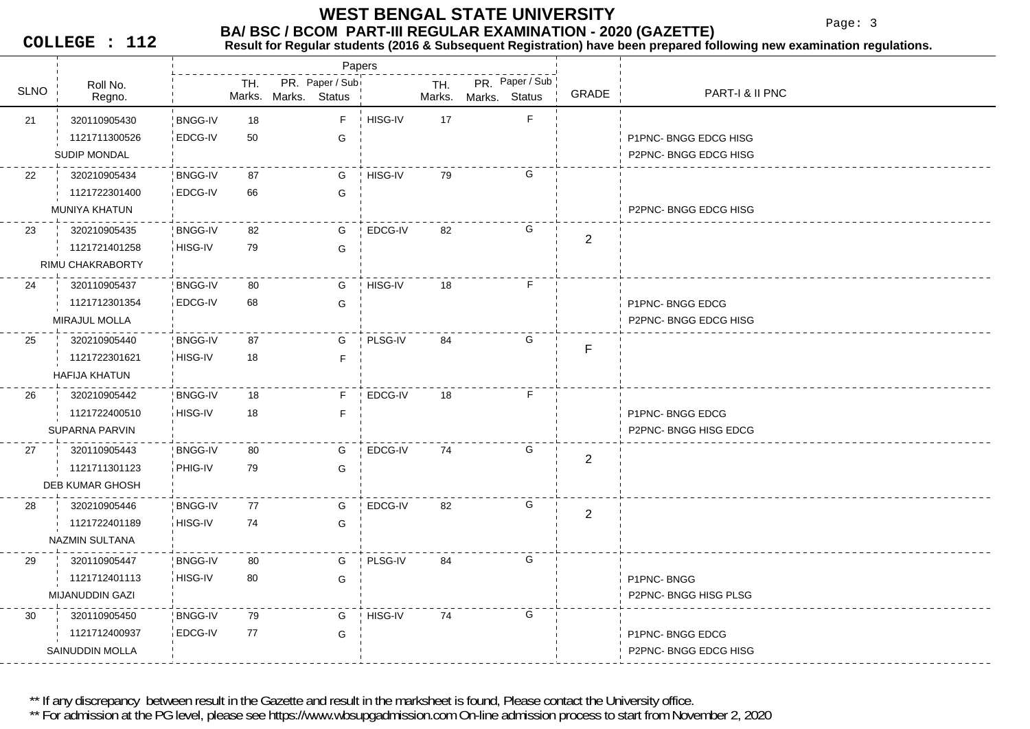# WEST BENGAL STATE UNIVERSITY

## BA/ BSC / BCOM PART-III REGULAR EXAMINATION - 2020 (GAZETTE)

**COLLEGE : 112**

**Result for Regular students (2016 & Subsequent Registration) have been prepared following new examination regulations.**

| SLNO | Roll No. / Regno. / Name | Paper | TH. Marks. | PR. Marks. | Paper / Sub Status | Paper | TH. Marks. | PR. Marks. | Paper / Sub Status | GRADE | PART-I & II PNC |
|---|---|---|---|---|---|---|---|---|---|---|---|
| 21 | 320110905430 | BNGG-IV | 18 | | F | HISG-IV | 17 | | F | | |
| | 1121711300526 | EDCG-IV | 50 | | G | | | | | | P1PNC- BNGG EDCG HISG |
| | SUDIP MONDAL | | | | | | | | | | P2PNC- BNGG EDCG HISG |
| 22 | 320210905434 | BNGG-IV | 87 | | G | HISG-IV | 79 | | G | | |
| | 1121722301400 | EDCG-IV | 66 | | G | | | | | | |
| | MUNIYA KHATUN | | | | | | | | | | P2PNC- BNGG EDCG HISG |
| 23 | 320210905435 | BNGG-IV | 82 | | G | EDCG-IV | 82 | | G | 2 | |
| | 1121721401258 | HISG-IV | 79 | | G | | | | | | |
| | RIMU CHAKRABORTY | | | | | | | | | | |
| 24 | 320110905437 | BNGG-IV | 80 | | G | HISG-IV | 18 | | F | | |
| | 1121712301354 | EDCG-IV | 68 | | G | | | | | | P1PNC- BNGG EDCG |
| | MIRAJUL MOLLA | | | | | | | | | | P2PNC- BNGG EDCG HISG |
| 25 | 320210905440 | BNGG-IV | 87 | | G | PLSG-IV | 84 | | G | F | |
| | 1121722301621 | HISG-IV | 18 | | F | | | | | | |
| | HAFIJA KHATUN | | | | | | | | | | |
| 26 | 320210905442 | BNGG-IV | 18 | | F | EDCG-IV | 18 | | F | | |
| | 1121722400510 | HISG-IV | 18 | | F | | | | | | P1PNC- BNGG EDCG |
| | SUPARNA PARVIN | | | | | | | | | | P2PNC- BNGG HISG EDCG |
| 27 | 320110905443 | BNGG-IV | 80 | | G | EDCG-IV | 74 | | G | 2 | |
| | 1121711301123 | PHIG-IV | 79 | | G | | | | | | |
| | DEB KUMAR GHOSH | | | | | | | | | | |
| 28 | 320210905446 | BNGG-IV | 77 | | G | EDCG-IV | 82 | | G | 2 | |
| | 1121722401189 | HISG-IV | 74 | | G | | | | | | |
| | NAZMIN SULTANA | | | | | | | | | | |
| 29 | 320110905447 | BNGG-IV | 80 | | G | PLSG-IV | 84 | | G | | |
| | 1121712401113 | HISG-IV | 80 | | G | | | | | | P1PNC- BNGG |
| | MIJANUDDIN GAZI | | | | | | | | | | P2PNC- BNGG HISG PLSG |
| 30 | 320110905450 | BNGG-IV | 79 | | G | HISG-IV | 74 | | G | | |
| | 1121712400937 | EDCG-IV | 77 | | G | | | | | | P1PNC- BNGG EDCG |
| | SAINUDDIN MOLLA | | | | | | | | | | P2PNC- BNGG EDCG HISG |

** If any discrepancy between result in the Gazette and result in the marksheet is found, Please contact the University office.

** For admission at the PG level, please see https://www.wbsupgadmission.com On-line admission process to start from November 2, 2020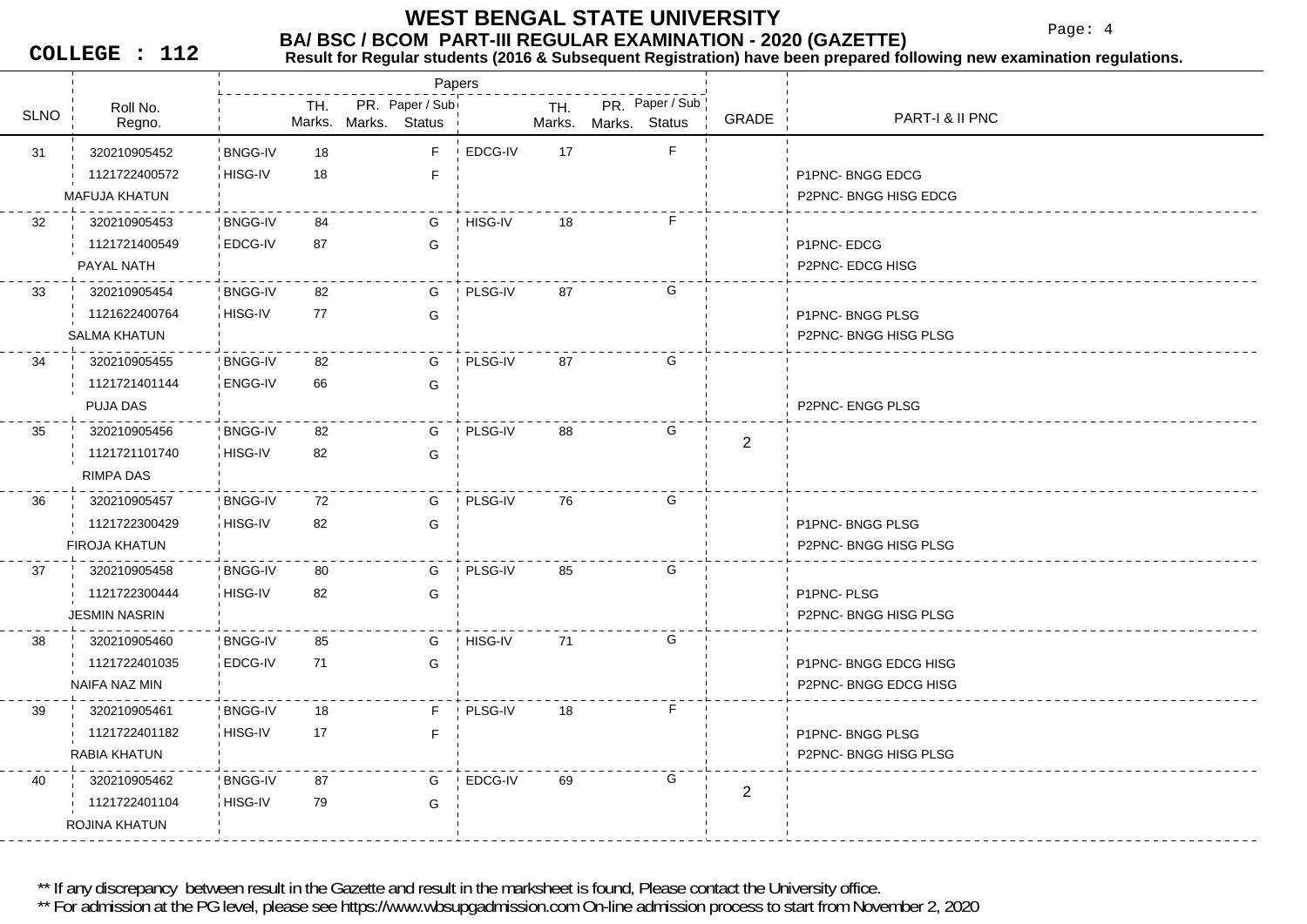# WEST BENGAL STATE UNIVERSITY

## BA/ BSC / BCOM PART-III REGULAR EXAMINATION - 2020 (GAZETTE)

**COLLEGE : 112**

**Result for Regular students (2016 & Subsequent Registration) have been prepared following new examination regulations.**

| SLNO | Roll No. / Regno. / Name | Paper | TH. Marks. | PR. Marks. | Paper / Sub Status | Paper | TH. Marks. | PR. Marks. | Paper / Sub Status | GRADE | PART-I & II PNC |
|---|---|---|---|---|---|---|---|---|---|---|---|
| 31 | 320210905452 | BNGG-IV | 18 | | F | EDCG-IV | 17 | | F | | |
| | 1121722400572 | HISG-IV | 18 | | F | | | | | | P1PNC- BNGG EDCG |
| | MAFUJA KHATUN | | | | | | | | | | P2PNC- BNGG HISG EDCG |
| 32 | 320210905453 | BNGG-IV | 84 | | G | HISG-IV | 18 | | F | | |
| | 1121721400549 | EDCG-IV | 87 | | G | | | | | | P1PNC- EDCG |
| | PAYAL NATH | | | | | | | | | | P2PNC- EDCG HISG |
| 33 | 320210905454 | BNGG-IV | 82 | | G | PLSG-IV | 87 | | G | | |
| | 1121622400764 | HISG-IV | 77 | | G | | | | | | P1PNC- BNGG PLSG |
| | SALMA KHATUN | | | | | | | | | | P2PNC- BNGG HISG PLSG |
| 34 | 320210905455 | BNGG-IV | 82 | | G | PLSG-IV | 87 | | G | | |
| | 1121721401144 | ENGG-IV | 66 | | G | | | | | | |
| | PUJA DAS | | | | | | | | | | P2PNC- ENGG PLSG |
| 35 | 320210905456 | BNGG-IV | 82 | | G | PLSG-IV | 88 | | G | 2 | |
| | 1121721101740 | HISG-IV | 82 | | G | | | | | | |
| | RIMPA DAS | | | | | | | | | | |
| 36 | 320210905457 | BNGG-IV | 72 | | G | PLSG-IV | 76 | | G | | |
| | 1121722300429 | HISG-IV | 82 | | G | | | | | | P1PNC- BNGG PLSG |
| | FIROJA KHATUN | | | | | | | | | | P2PNC- BNGG HISG PLSG |
| 37 | 320210905458 | BNGG-IV | 80 | | G | PLSG-IV | 85 | | G | | |
| | 1121722300444 | HISG-IV | 82 | | G | | | | | | P1PNC- PLSG |
| | JESMIN NASRIN | | | | | | | | | | P2PNC- BNGG HISG PLSG |
| 38 | 320210905460 | BNGG-IV | 85 | | G | HISG-IV | 71 | | G | | |
| | 1121722401035 | EDCG-IV | 71 | | G | | | | | | P1PNC- BNGG EDCG HISG |
| | NAIFA NAZ MIN | | | | | | | | | | P2PNC- BNGG EDCG HISG |
| 39 | 320210905461 | BNGG-IV | 18 | | F | PLSG-IV | 18 | | F | | |
| | 1121722401182 | HISG-IV | 17 | | F | | | | | | P1PNC- BNGG PLSG |
| | RABIA KHATUN | | | | | | | | | | P2PNC- BNGG HISG PLSG |
| 40 | 320210905462 | BNGG-IV | 87 | | G | EDCG-IV | 69 | | G | 2 | |
| | 1121722401104 | HISG-IV | 79 | | G | | | | | | |
| | ROJINA KHATUN | | | | | | | | | | |

** If any discrepancy between result in the Gazette and result in the marksheet is found, Please contact the University office.

** For admission at the PG level, please see https://www.wbsupgadmission.com On-line admission process to start from November 2, 2020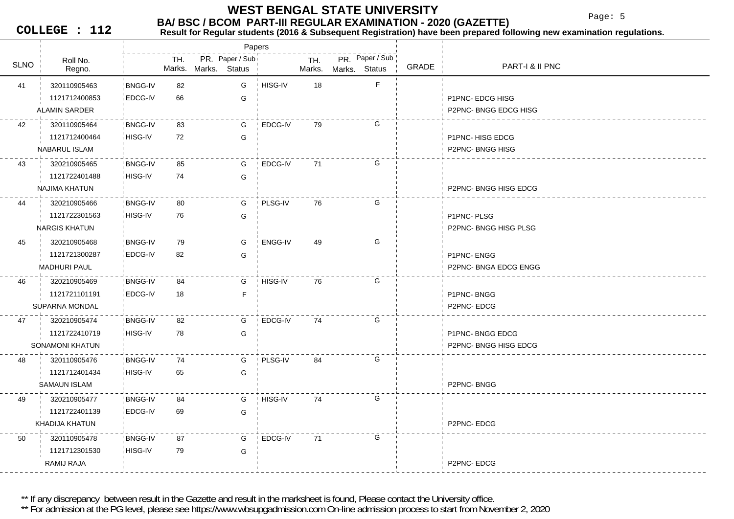# WEST BENGAL STATE UNIVERSITY

## BA/ BSC / BCOM PART-III REGULAR EXAMINATION - 2020 (GAZETTE)

**COLLEGE : 112**

**Result for Regular students (2016 & Subsequent Registration) have been prepared following new examination regulations.**

| SLNO | Roll No. / Regno. | Papers | TH. Marks. | PR. Marks. | Paper / Sub Status | Papers | TH. Marks. | PR. Marks. | Paper / Sub Status | GRADE | PART-I & II PNC |
|---|---|---|---|---|---|---|---|---|---|---|---|
| 41 | 320110905463 | BNGG-IV | 82 | | G | HISG-IV | 18 | | F | | |
| | 1121712400853 | EDCG-IV | 66 | | G | | | | | | P1PNC- EDCG HISG |
| | ALAMIN SARDER | | | | | | | | | | P2PNC- BNGG EDCG HISG |
| 42 | 320110905464 | BNGG-IV | 83 | | G | EDCG-IV | 79 | | G | | |
| | 1121712400464 | HISG-IV | 72 | | G | | | | | | P1PNC- HISG EDCG |
| | NABARUL ISLAM | | | | | | | | | | P2PNC- BNGG HISG |
| 43 | 320210905465 | BNGG-IV | 85 | | G | EDCG-IV | 71 | | G | | |
| | 1121722401488 | HISG-IV | 74 | | G | | | | | | |
| | NAJIMA KHATUN | | | | | | | | | | P2PNC- BNGG HISG EDCG |
| 44 | 320210905466 | BNGG-IV | 80 | | G | PLSG-IV | 76 | | G | | |
| | 1121722301563 | HISG-IV | 76 | | G | | | | | | P1PNC- PLSG |
| | NARGIS KHATUN | | | | | | | | | | P2PNC- BNGG HISG PLSG |
| 45 | 320210905468 | BNGG-IV | 79 | | G | ENGG-IV | 49 | | G | | |
| | 1121721300287 | EDCG-IV | 82 | | G | | | | | | P1PNC- ENGG |
| | MADHURI PAUL | | | | | | | | | | P2PNC- BNGA EDCG ENGG |
| 46 | 320210905469 | BNGG-IV | 84 | | G | HISG-IV | 76 | | G | | |
| | 1121721101191 | EDCG-IV | 18 | | F | | | | | | P1PNC- BNGG |
| | SUPARNA MONDAL | | | | | | | | | | P2PNC- EDCG |
| 47 | 320210905474 | BNGG-IV | 82 | | G | EDCG-IV | 74 | | G | | |
| | 1121722410719 | HISG-IV | 78 | | G | | | | | | P1PNC- BNGG EDCG |
| | SONAMONI KHATUN | | | | | | | | | | P2PNC- BNGG HISG EDCG |
| 48 | 320110905476 | BNGG-IV | 74 | | G | PLSG-IV | 84 | | G | | |
| | 1121712401434 | HISG-IV | 65 | | G | | | | | | |
| | SAMAUN ISLAM | | | | | | | | | | P2PNC- BNGG |
| 49 | 320210905477 | BNGG-IV | 84 | | G | HISG-IV | 74 | | G | | |
| | 1121722401139 | EDCG-IV | 69 | | G | | | | | | |
| | KHADIJA KHATUN | | | | | | | | | | P2PNC- EDCG |
| 50 | 320110905478 | BNGG-IV | 87 | | G | EDCG-IV | 71 | | G | | |
| | 1121712301530 | HISG-IV | 79 | | G | | | | | | |
| | RAMIJ RAJA | | | | | | | | | | P2PNC- EDCG |

** If any discrepancy between result in the Gazette and result in the marksheet is found, Please contact the University office.

** For admission at the PG level, please see https://www.wbsupgadmission.com On-line admission process to start from November 2, 2020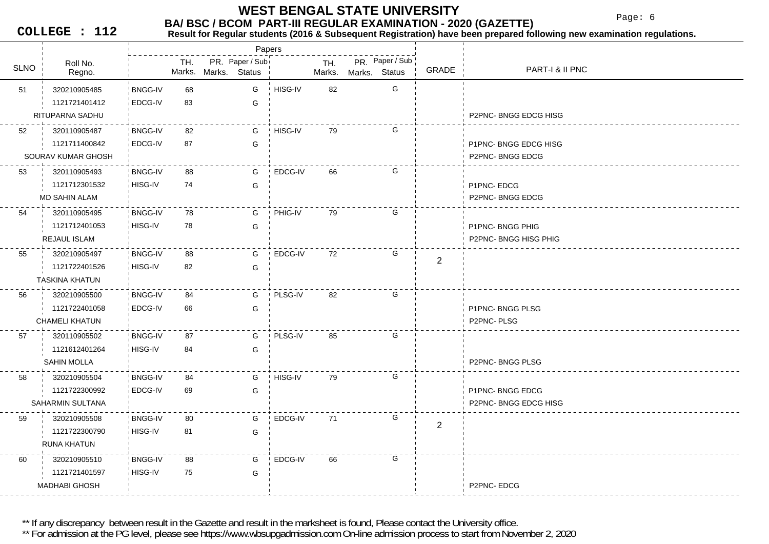# WEST BENGAL STATE UNIVERSITY

## BA/ BSC / BCOM PART-III REGULAR EXAMINATION - 2020 (GAZETTE)

**COLLEGE : 112**

**Result for Regular students (2016 & Subsequent Registration) have been prepared following new examination regulations.**

| SLNO | Roll No. / Regno. / Name | Paper | TH. Marks. | PR. Marks. | Paper / Sub Status | Paper | TH. Marks. | PR. Marks. | Paper / Sub Status | GRADE | PART-I & II PNC |
|---|---|---|---|---|---|---|---|---|---|---|---|
| 51 | 320210905485 | BNGG-IV | 68 | | G | HISG-IV | 82 | | G | | |
| | 1121721401412 | EDCG-IV | 83 | | G | | | | | | |
| | RITUPARNA SADHU | | | | | | | | | | P2PNC- BNGG EDCG HISG |
| 52 | 320110905487 | BNGG-IV | 82 | | G | HISG-IV | 79 | | G | | |
| | 1121711400842 | EDCG-IV | 87 | | G | | | | | | P1PNC- BNGG EDCG HISG |
| | SOURAV KUMAR GHOSH | | | | | | | | | | P2PNC- BNGG EDCG |
| 53 | 320110905493 | BNGG-IV | 88 | | G | EDCG-IV | 66 | | G | | |
| | 1121712301532 | HISG-IV | 74 | | G | | | | | | P1PNC- EDCG |
| | MD SAHIN ALAM | | | | | | | | | | P2PNC- BNGG EDCG |
| 54 | 320110905495 | BNGG-IV | 78 | | G | PHIG-IV | 79 | | G | | |
| | 1121712401053 | HISG-IV | 78 | | G | | | | | | P1PNC- BNGG PHIG |
| | REJAUL ISLAM | | | | | | | | | | P2PNC- BNGG HISG PHIG |
| 55 | 320210905497 | BNGG-IV | 88 | | G | EDCG-IV | 72 | | G | 2 | |
| | 1121722401526 | HISG-IV | 82 | | G | | | | | | |
| | TASKINA KHATUN | | | | | | | | | | |
| 56 | 320210905500 | BNGG-IV | 84 | | G | PLSG-IV | 82 | | G | | |
| | 1121722401058 | EDCG-IV | 66 | | G | | | | | | P1PNC- BNGG PLSG |
| | CHAMELI KHATUN | | | | | | | | | | P2PNC- PLSG |
| 57 | 320110905502 | BNGG-IV | 87 | | G | PLSG-IV | 85 | | G | | |
| | 1121612401264 | HISG-IV | 84 | | G | | | | | | |
| | SAHIN MOLLA | | | | | | | | | | P2PNC- BNGG PLSG |
| 58 | 320210905504 | BNGG-IV | 84 | | G | HISG-IV | 79 | | G | | |
| | 1121722300992 | EDCG-IV | 69 | | G | | | | | | P1PNC- BNGG EDCG |
| | SAHARMIN SULTANA | | | | | | | | | | P2PNC- BNGG EDCG HISG |
| 59 | 320210905508 | BNGG-IV | 80 | | G | EDCG-IV | 71 | | G | 2 | |
| | 1121722300790 | HISG-IV | 81 | | G | | | | | | |
| | RUNA KHATUN | | | | | | | | | | |
| 60 | 320210905510 | BNGG-IV | 88 | | G | EDCG-IV | 66 | | G | | |
| | 1121721401597 | HISG-IV | 75 | | G | | | | | | |
| | MADHABI GHOSH | | | | | | | | | | P2PNC- EDCG |

** If any discrepancy between result in the Gazette and result in the marksheet is found, Please contact the University office.

** For admission at the PG level, please see https://www.wbsupgadmission.com On-line admission process to start from November 2, 2020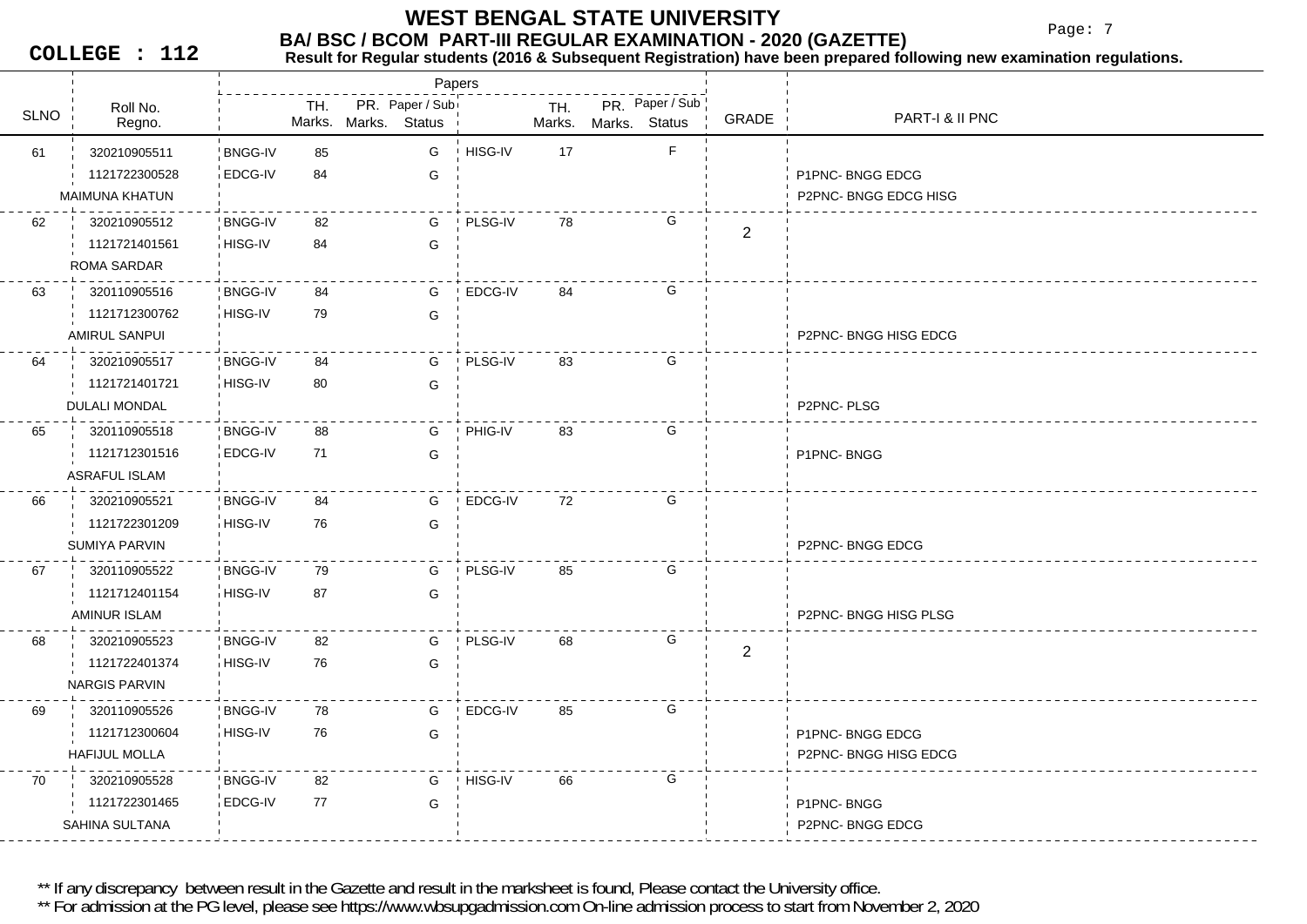# WEST BENGAL STATE UNIVERSITY

## BA/ BSC / BCOM PART-III REGULAR EXAMINATION - 2020 (GAZETTE)

**COLLEGE : 112**

**Result for Regular students (2016 & Subsequent Registration) have been prepared following new examination regulations.**

| SLNO | Roll No. / Regno. | Papers | TH. Marks. | PR. Marks. | Paper / Sub Status | Papers | TH. Marks. | PR. Marks. | Paper / Sub Status | GRADE | PART-I & II PNC |
|---|---|---|---|---|---|---|---|---|---|---|---|
| 61 | 320210905511 | BNGG-IV | 85 | | G | HISG-IV | 17 | | F | | |
| | 1121722300528 | EDCG-IV | 84 | | G | | | | | | P1PNC- BNGG EDCG |
| | MAIMUNA KHATUN | | | | | | | | | | P2PNC- BNGG EDCG HISG |
| 62 | 320210905512 | BNGG-IV | 82 | | G | PLSG-IV | 78 | | G | 2 | |
| | 1121721401561 | HISG-IV | 84 | | G | | | | | | |
| | ROMA SARDAR | | | | | | | | | | |
| 63 | 320110905516 | BNGG-IV | 84 | | G | EDCG-IV | 84 | | G | | |
| | 1121712300762 | HISG-IV | 79 | | G | | | | | | |
| | AMIRUL SANPUI | | | | | | | | | | P2PNC- BNGG HISG EDCG |
| 64 | 320210905517 | BNGG-IV | 84 | | G | PLSG-IV | 83 | | G | | |
| | 1121721401721 | HISG-IV | 80 | | G | | | | | | |
| | DULALI MONDAL | | | | | | | | | | P2PNC- PLSG |
| 65 | 320110905518 | BNGG-IV | 88 | | G | PHIG-IV | 83 | | G | | |
| | 1121712301516 | EDCG-IV | 71 | | G | | | | | | P1PNC- BNGG |
| | ASRAFUL ISLAM | | | | | | | | | | |
| 66 | 320210905521 | BNGG-IV | 84 | | G | EDCG-IV | 72 | | G | | |
| | 1121722301209 | HISG-IV | 76 | | G | | | | | | |
| | SUMIYA PARVIN | | | | | | | | | | P2PNC- BNGG EDCG |
| 67 | 320110905522 | BNGG-IV | 79 | | G | PLSG-IV | 85 | | G | | |
| | 1121712401154 | HISG-IV | 87 | | G | | | | | | |
| | AMINUR ISLAM | | | | | | | | | | P2PNC- BNGG HISG PLSG |
| 68 | 320210905523 | BNGG-IV | 82 | | G | PLSG-IV | 68 | | G | 2 | |
| | 1121722401374 | HISG-IV | 76 | | G | | | | | | |
| | NARGIS PARVIN | | | | | | | | | | |
| 69 | 320110905526 | BNGG-IV | 78 | | G | EDCG-IV | 85 | | G | | |
| | 1121712300604 | HISG-IV | 76 | | G | | | | | | P1PNC- BNGG EDCG |
| | HAFIJUL MOLLA | | | | | | | | | | P2PNC- BNGG HISG EDCG |
| 70 | 320210905528 | BNGG-IV | 82 | | G | HISG-IV | 66 | | G | | |
| | 1121722301465 | EDCG-IV | 77 | | G | | | | | | P1PNC- BNGG |
| | SAHINA SULTANA | | | | | | | | | | P2PNC- BNGG EDCG |

** If any discrepancy between result in the Gazette and result in the marksheet is found, Please contact the University office.

** For admission at the PG level, please see https://www.wbsupgadmission.com On-line admission process to start from November 2, 2020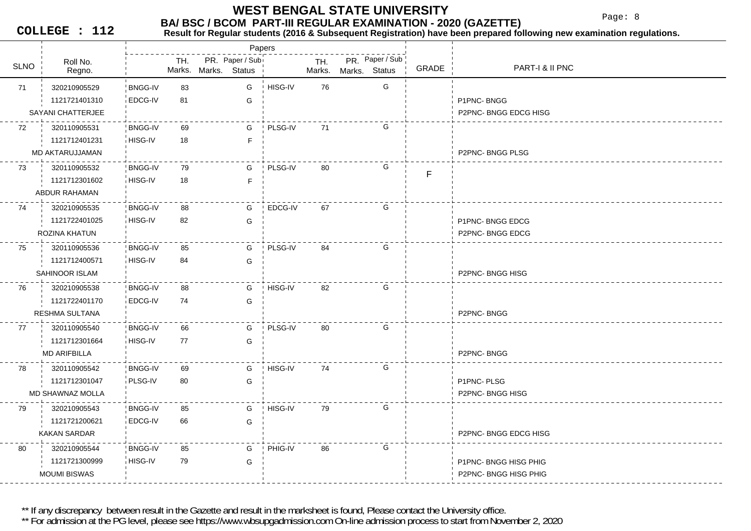# WEST BENGAL STATE UNIVERSITY

## BA/ BSC / BCOM PART-III REGULAR EXAMINATION - 2020 (GAZETTE)

**COLLEGE : 112**

**Result for Regular students (2016 & Subsequent Registration) have been prepared following new examination regulations.**

| SLNO | Roll No. / Regno. / Name | Paper | TH. Marks | PR. Marks | Paper / Sub Status | Paper | TH. Marks | PR. Marks | Paper / Sub Status | GRADE | PART-I & II PNC |
|---|---|---|---|---|---|---|---|---|---|---|---|
| 71 | 320210905529 | BNGG-IV | 83 | | G | HISG-IV | 76 | | G | | |
| | 1121721401310 | EDCG-IV | 81 | | G | | | | | | P1PNC- BNGG |
| | SAYANI CHATTERJEE | | | | | | | | | | P2PNC- BNGG EDCG HISG |
| 72 | 320110905531 | BNGG-IV | 69 | | G | PLSG-IV | 71 | | G | | |
| | 1121712401231 | HISG-IV | 18 | | F | | | | | | |
| | MD AKTARUJJAMAN | | | | | | | | | | P2PNC- BNGG PLSG |
| 73 | 320110905532 | BNGG-IV | 79 | | G | PLSG-IV | 80 | | G | F | |
| | 1121712301602 | HISG-IV | 18 | | F | | | | | | |
| | ABDUR RAHAMAN | | | | | | | | | | |
| 74 | 320210905535 | BNGG-IV | 88 | | G | EDCG-IV | 67 | | G | | |
| | 1121722401025 | HISG-IV | 82 | | G | | | | | | P1PNC- BNGG EDCG |
| | ROZINA KHATUN | | | | | | | | | | P2PNC- BNGG EDCG |
| 75 | 320110905536 | BNGG-IV | 85 | | G | PLSG-IV | 84 | | G | | |
| | 1121712400571 | HISG-IV | 84 | | G | | | | | | |
| | SAHINOOR ISLAM | | | | | | | | | | P2PNC- BNGG HISG |
| 76 | 320210905538 | BNGG-IV | 88 | | G | HISG-IV | 82 | | G | | |
| | 1121722401170 | EDCG-IV | 74 | | G | | | | | | |
| | RESHMA SULTANA | | | | | | | | | | P2PNC- BNGG |
| 77 | 320110905540 | BNGG-IV | 66 | | G | PLSG-IV | 80 | | G | | |
| | 1121712301664 | HISG-IV | 77 | | G | | | | | | |
| | MD ARIFBILLA | | | | | | | | | | P2PNC- BNGG |
| 78 | 320110905542 | BNGG-IV | 69 | | G | HISG-IV | 74 | | G | | |
| | 1121712301047 | PLSG-IV | 80 | | G | | | | | | P1PNC- PLSG |
| | MD SHAWNAZ MOLLA | | | | | | | | | | P2PNC- BNGG HISG |
| 79 | 320210905543 | BNGG-IV | 85 | | G | HISG-IV | 79 | | G | | |
| | 1121721200621 | EDCG-IV | 66 | | G | | | | | | |
| | KAKAN SARDAR | | | | | | | | | | P2PNC- BNGG EDCG HISG |
| 80 | 320210905544 | BNGG-IV | 85 | | G | PHIG-IV | 86 | | G | | |
| | 1121721300999 | HISG-IV | 79 | | G | | | | | | P1PNC- BNGG HISG PHIG |
| | MOUMI BISWAS | | | | | | | | | | P2PNC- BNGG HISG PHIG |

** If any discrepancy between result in the Gazette and result in the marksheet is found, Please contact the University office.

** For admission at the PG level, please see https://www.wbsupgadmission.com On-line admission process to start from November 2, 2020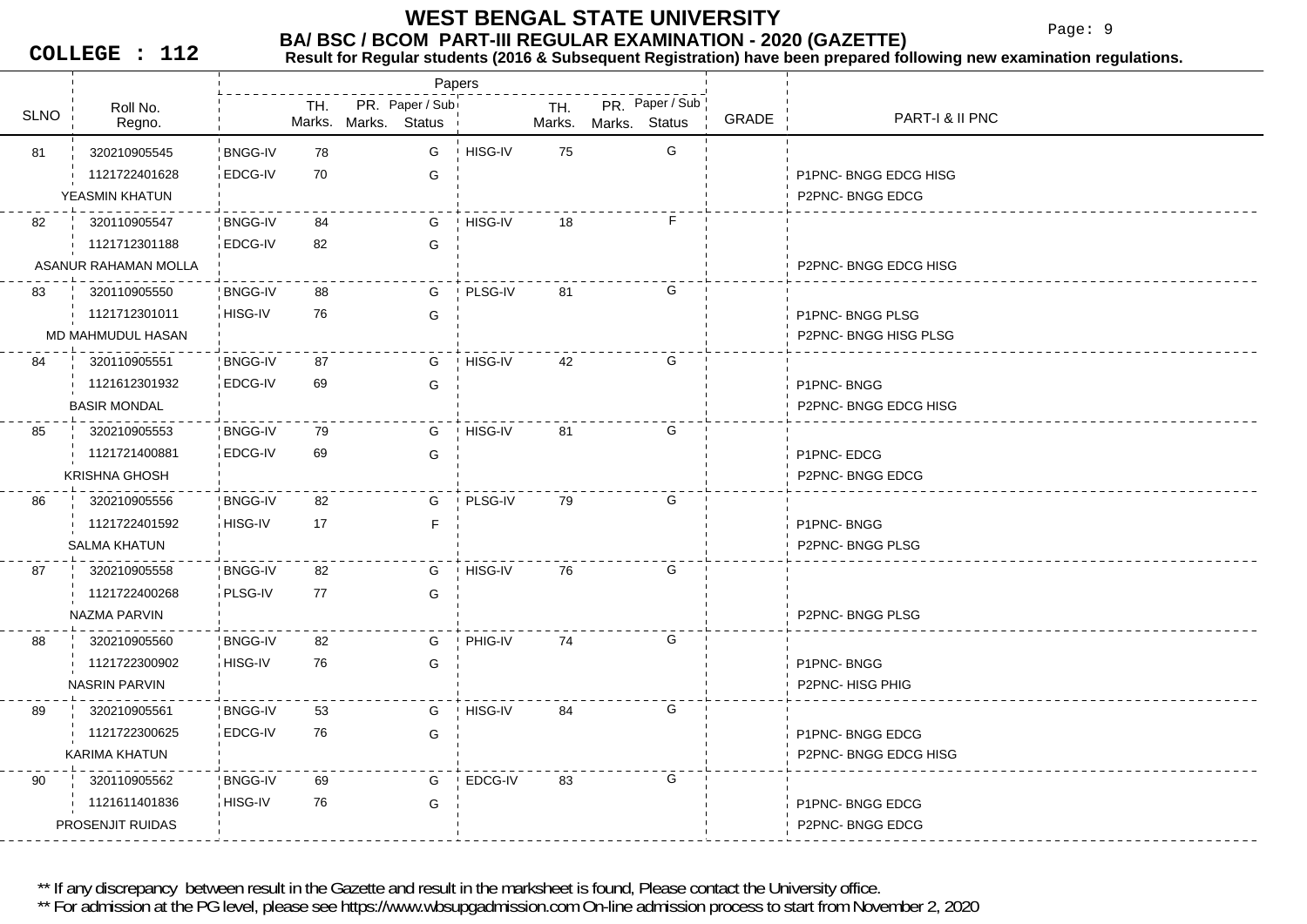# WEST BENGAL STATE UNIVERSITY

## BA/ BSC / BCOM PART-III REGULAR EXAMINATION - 2020 (GAZETTE)

**COLLEGE : 112**

**Result for Regular students (2016 & Subsequent Registration) have been prepared following new examination regulations.**

| SLNO | Roll No. / Regno. / Name | Paper | TH. Marks. | PR. Marks. | Paper / Sub Status | Paper | TH. Marks. | PR. Marks. | Paper / Sub Status | GRADE | PART-I & II PNC |
|---|---|---|---|---|---|---|---|---|---|---|---|
| 81 | 320210905545 | BNGG-IV | 78 | | G | HISG-IV | 75 | | G | | |
| | 1121722401628 | EDCG-IV | 70 | | G | | | | | | P1PNC- BNGG EDCG HISG |
| | YEASMIN KHATUN | | | | | | | | | | P2PNC- BNGG EDCG |
| 82 | 320110905547 | BNGG-IV | 84 | | G | HISG-IV | 18 | | F | | |
| | 1121712301188 | EDCG-IV | 82 | | G | | | | | | |
| | ASANUR RAHAMAN MOLLA | | | | | | | | | | P2PNC- BNGG EDCG HISG |
| 83 | 320110905550 | BNGG-IV | 88 | | G | PLSG-IV | 81 | | G | | |
| | 1121712301011 | HISG-IV | 76 | | G | | | | | | P1PNC- BNGG PLSG |
| | MD MAHMUDUL HASAN | | | | | | | | | | P2PNC- BNGG HISG PLSG |
| 84 | 320110905551 | BNGG-IV | 87 | | G | HISG-IV | 42 | | G | | |
| | 1121612301932 | EDCG-IV | 69 | | G | | | | | | P1PNC- BNGG |
| | BASIR MONDAL | | | | | | | | | | P2PNC- BNGG EDCG HISG |
| 85 | 320210905553 | BNGG-IV | 79 | | G | HISG-IV | 81 | | G | | |
| | 1121721400881 | EDCG-IV | 69 | | G | | | | | | P1PNC- EDCG |
| | KRISHNA GHOSH | | | | | | | | | | P2PNC- BNGG EDCG |
| 86 | 320210905556 | BNGG-IV | 82 | | G | PLSG-IV | 79 | | G | | |
| | 1121722401592 | HISG-IV | 17 | | F | | | | | | P1PNC- BNGG |
| | SALMA KHATUN | | | | | | | | | | P2PNC- BNGG PLSG |
| 87 | 320210905558 | BNGG-IV | 82 | | G | HISG-IV | 76 | | G | | |
| | 1121722400268 | PLSG-IV | 77 | | G | | | | | | |
| | NAZMA PARVIN | | | | | | | | | | P2PNC- BNGG PLSG |
| 88 | 320210905560 | BNGG-IV | 82 | | G | PHIG-IV | 74 | | G | | |
| | 1121722300902 | HISG-IV | 76 | | G | | | | | | P1PNC- BNGG |
| | NASRIN PARVIN | | | | | | | | | | P2PNC- HISG PHIG |
| 89 | 320210905561 | BNGG-IV | 53 | | G | HISG-IV | 84 | | G | | |
| | 1121722300625 | EDCG-IV | 76 | | G | | | | | | P1PNC- BNGG EDCG |
| | KARIMA KHATUN | | | | | | | | | | P2PNC- BNGG EDCG HISG |
| 90 | 320110905562 | BNGG-IV | 69 | | G | EDCG-IV | 83 | | G | | |
| | 1121611401836 | HISG-IV | 76 | | G | | | | | | P1PNC- BNGG EDCG |
| | PROSENJIT RUIDAS | | | | | | | | | | P2PNC- BNGG EDCG |

** If any discrepancy between result in the Gazette and result in the marksheet is found, Please contact the University office.

** For admission at the PG level, please see https://www.wbsupgadmission.com On-line admission process to start from November 2, 2020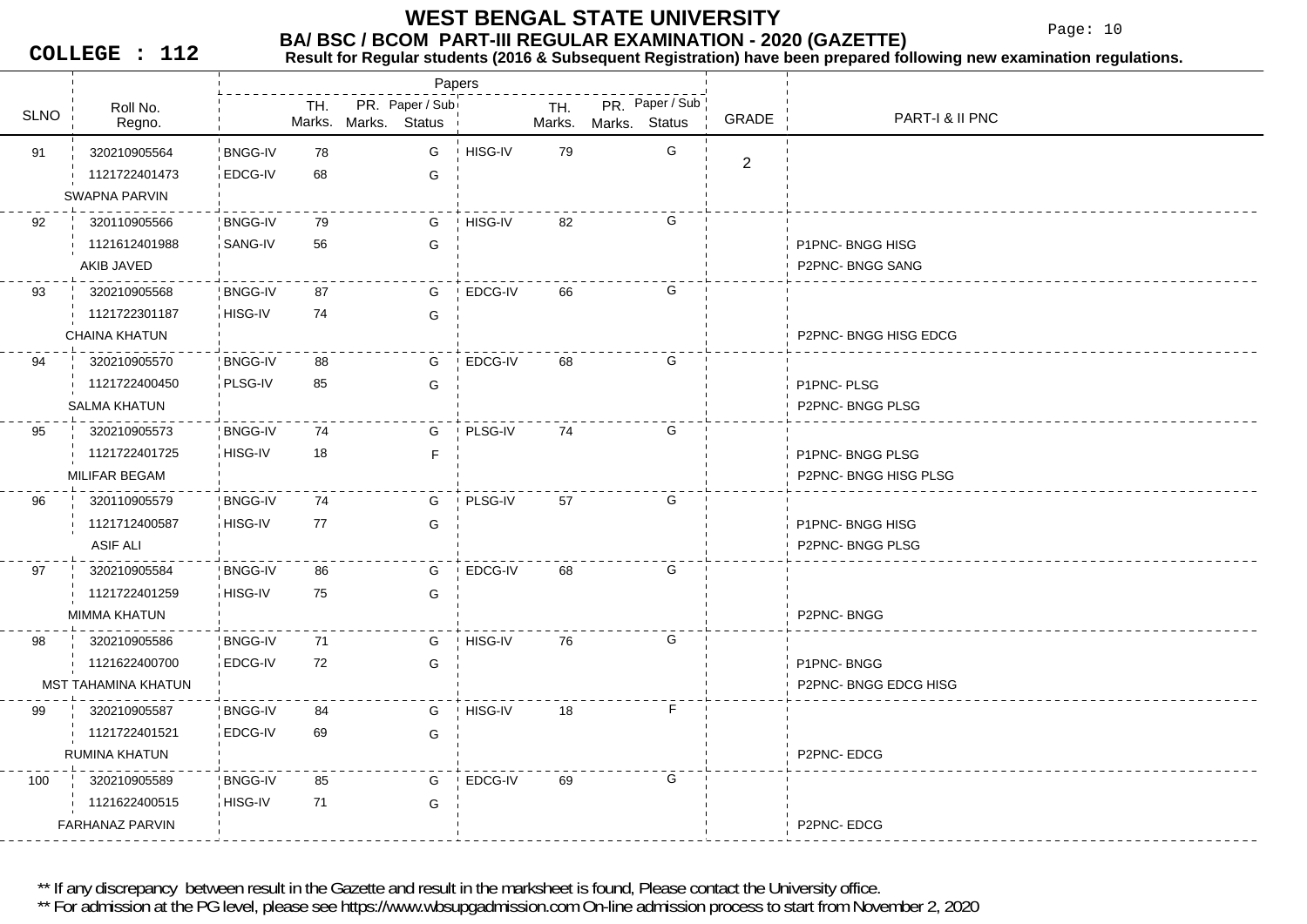# WEST BENGAL STATE UNIVERSITY

## BA/ BSC / BCOM PART-III REGULAR EXAMINATION - 2020 (GAZETTE)

**COLLEGE : 112**

**Result for Regular students (2016 & Subsequent Registration) have been prepared following new examination regulations.**

| SLNO | Roll No. / Regno. / Name | Paper | TH. Marks. | PR. Marks. | Paper / Sub Status | Paper | TH. Marks. | PR. Marks. | Paper / Sub Status | GRADE | PART-I & II PNC |
|---|---|---|---|---|---|---|---|---|---|---|---|
| 91 | 320210905564 | BNGG-IV | 78 | | G | HISG-IV | 79 | | G | 2 | |
| | 1121722401473 | EDCG-IV | 68 | | G | | | | | | |
| | SWAPNA PARVIN | | | | | | | | | | |
| 92 | 320110905566 | BNGG-IV | 79 | | G | HISG-IV | 82 | | G | | |
| | 1121612401988 | SANG-IV | 56 | | G | | | | | | P1PNC- BNGG HISG |
| | AKIB JAVED | | | | | | | | | | P2PNC- BNGG SANG |
| 93 | 320210905568 | BNGG-IV | 87 | | G | EDCG-IV | 66 | | G | | |
| | 1121722301187 | HISG-IV | 74 | | G | | | | | | |
| | CHAINA KHATUN | | | | | | | | | | P2PNC- BNGG HISG EDCG |
| 94 | 320210905570 | BNGG-IV | 88 | | G | EDCG-IV | 68 | | G | | |
| | 1121722400450 | PLSG-IV | 85 | | G | | | | | | P1PNC- PLSG |
| | SALMA KHATUN | | | | | | | | | | P2PNC- BNGG PLSG |
| 95 | 320210905573 | BNGG-IV | 74 | | G | PLSG-IV | 74 | | G | | |
| | 1121722401725 | HISG-IV | 18 | | F | | | | | | P1PNC- BNGG PLSG |
| | MILIFAR BEGAM | | | | | | | | | | P2PNC- BNGG HISG PLSG |
| 96 | 320110905579 | BNGG-IV | 74 | | G | PLSG-IV | 57 | | G | | |
| | 1121712400587 | HISG-IV | 77 | | G | | | | | | P1PNC- BNGG HISG |
| | ASIF ALI | | | | | | | | | | P2PNC- BNGG PLSG |
| 97 | 320210905584 | BNGG-IV | 86 | | G | EDCG-IV | 68 | | G | | |
| | 1121722401259 | HISG-IV | 75 | | G | | | | | | |
| | MIMMA KHATUN | | | | | | | | | | P2PNC- BNGG |
| 98 | 320210905586 | BNGG-IV | 71 | | G | HISG-IV | 76 | | G | | |
| | 1121622400700 | EDCG-IV | 72 | | G | | | | | | P1PNC- BNGG |
| | MST TAHAMINA KHATUN | | | | | | | | | | P2PNC- BNGG EDCG HISG |
| 99 | 320210905587 | BNGG-IV | 84 | | G | HISG-IV | 18 | | F | | |
| | 1121722401521 | EDCG-IV | 69 | | G | | | | | | |
| | RUMINA KHATUN | | | | | | | | | | P2PNC- EDCG |
| 100 | 320210905589 | BNGG-IV | 85 | | G | EDCG-IV | 69 | | G | | |
| | 1121622400515 | HISG-IV | 71 | | G | | | | | | |
| | FARHANAZ PARVIN | | | | | | | | | | P2PNC- EDCG |

** If any discrepancy between result in the Gazette and result in the marksheet is found, Please contact the University office.

** For admission at the PG level, please see https://www.wbsupgadmission.com On-line admission process to start from November 2, 2020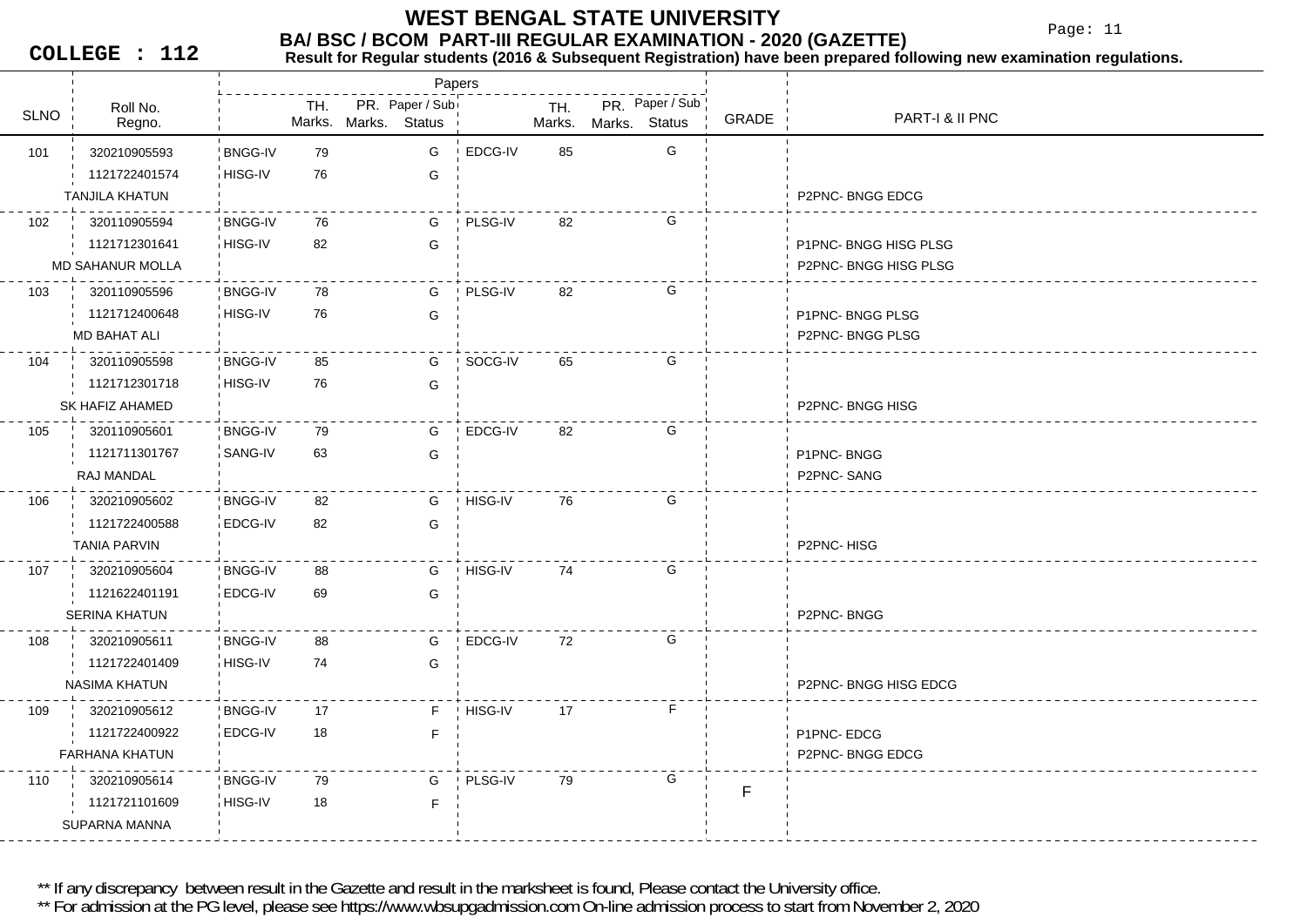# WEST BENGAL STATE UNIVERSITY

## BA/ BSC / BCOM PART-III REGULAR EXAMINATION - 2020 (GAZETTE)

**COLLEGE : 112**

**Result for Regular students (2016 & Subsequent Registration) have been prepared following new examination regulations.**

| SLNO | Roll No. / Regno. / Name | Paper | TH. Marks | PR. Marks | Paper / Sub Status | Paper | TH. Marks | PR. Marks | Paper / Sub Status | GRADE | PART-I & II PNC |
|---|---|---|---|---|---|---|---|---|---|---|---|
| 101 | 320210905593 | BNGG-IV | 79 | | G | EDCG-IV | 85 | | G | | |
| | 1121722401574 | HISG-IV | 76 | | G | | | | | | |
| | TANJILA KHATUN | | | | | | | | | | P2PNC- BNGG EDCG |
| 102 | 320110905594 | BNGG-IV | 76 | | G | PLSG-IV | 82 | | G | | |
| | 1121712301641 | HISG-IV | 82 | | G | | | | | | P1PNC- BNGG HISG PLSG |
| | MD SAHANUR MOLLA | | | | | | | | | | P2PNC- BNGG HISG PLSG |
| 103 | 320110905596 | BNGG-IV | 78 | | G | PLSG-IV | 82 | | G | | |
| | 1121712400648 | HISG-IV | 76 | | G | | | | | | P1PNC- BNGG PLSG |
| | MD BAHAT ALI | | | | | | | | | | P2PNC- BNGG PLSG |
| 104 | 320110905598 | BNGG-IV | 85 | | G | SOCG-IV | 65 | | G | | |
| | 1121712301718 | HISG-IV | 76 | | G | | | | | | |
| | SK HAFIZ AHAMED | | | | | | | | | | P2PNC- BNGG HISG |
| 105 | 320110905601 | BNGG-IV | 79 | | G | EDCG-IV | 82 | | G | | |
| | 1121711301767 | SANG-IV | 63 | | G | | | | | | P1PNC- BNGG |
| | RAJ MANDAL | | | | | | | | | | P2PNC- SANG |
| 106 | 320210905602 | BNGG-IV | 82 | | G | HISG-IV | 76 | | G | | |
| | 1121722400588 | EDCG-IV | 82 | | G | | | | | | |
| | TANIA PARVIN | | | | | | | | | | P2PNC- HISG |
| 107 | 320210905604 | BNGG-IV | 88 | | G | HISG-IV | 74 | | G | | |
| | 1121622401191 | EDCG-IV | 69 | | G | | | | | | |
| | SERINA KHATUN | | | | | | | | | | P2PNC- BNGG |
| 108 | 320210905611 | BNGG-IV | 88 | | G | EDCG-IV | 72 | | G | | |
| | 1121722401409 | HISG-IV | 74 | | G | | | | | | |
| | NASIMA KHATUN | | | | | | | | | | P2PNC- BNGG HISG EDCG |
| 109 | 320210905612 | BNGG-IV | 17 | | F | HISG-IV | 17 | | F | | |
| | 1121722400922 | EDCG-IV | 18 | | F | | | | | | P1PNC- EDCG |
| | FARHANA KHATUN | | | | | | | | | | P2PNC- BNGG EDCG |
| 110 | 320210905614 | BNGG-IV | 79 | | G | PLSG-IV | 79 | | G | F | |
| | 1121721101609 | HISG-IV | 18 | | F | | | | | | |
| | SUPARNA MANNA | | | | | | | | | | |

** If any discrepancy between result in the Gazette and result in the marksheet is found, Please contact the University office.

** For admission at the PG level, please see https://www.wbsupgadmission.com On-line admission process to start from November 2, 2020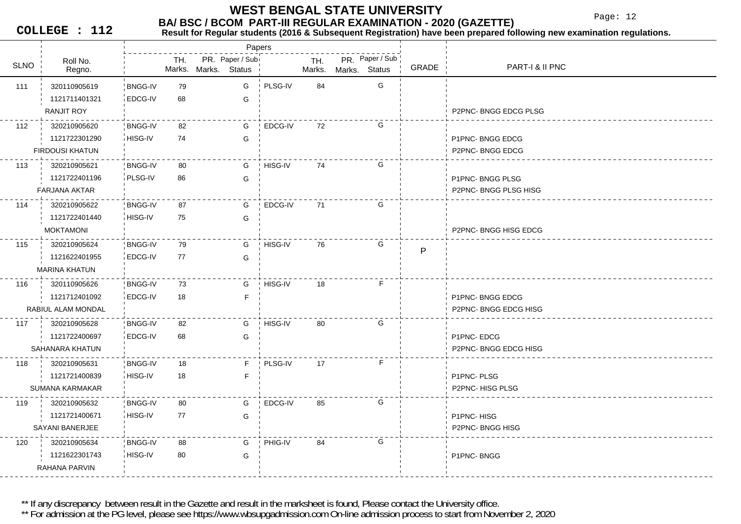# WEST BENGAL STATE UNIVERSITY

## BA/ BSC / BCOM PART-III REGULAR EXAMINATION - 2020 (GAZETTE)

**COLLEGE : 112**

**Result for Regular students (2016 & Subsequent Registration) have been prepared following new examination regulations.**

| SLNO | Roll No. / Regno. / Name | Paper | TH. Marks. | PR. Marks. | Paper / Sub Status | Paper | TH. Marks. | PR. Marks. | Paper / Sub Status | GRADE | PART-I & II PNC |
|---|---|---|---|---|---|---|---|---|---|---|---|
| 111 | 320110905619 | BNGG-IV | 79 | | G | PLSG-IV | 84 | | G | | |
| | 1121711401321 | EDCG-IV | 68 | | G | | | | | | |
| | RANJIT ROY | | | | | | | | | | P2PNC- BNGG EDCG PLSG |
| 112 | 320210905620 | BNGG-IV | 82 | | G | EDCG-IV | 72 | | G | | |
| | 1121722301290 | HISG-IV | 74 | | G | | | | | | P1PNC- BNGG EDCG |
| | FIRDOUSI KHATUN | | | | | | | | | | P2PNC- BNGG EDCG |
| 113 | 320210905621 | BNGG-IV | 80 | | G | HISG-IV | 74 | | G | | |
| | 1121722401196 | PLSG-IV | 86 | | G | | | | | | P1PNC- BNGG PLSG |
| | FARJANA AKTAR | | | | | | | | | | P2PNC- BNGG PLSG HISG |
| 114 | 320210905622 | BNGG-IV | 87 | | G | EDCG-IV | 71 | | G | | |
| | 1121722401440 | HISG-IV | 75 | | G | | | | | | |
| | MOKTAMONI | | | | | | | | | | P2PNC- BNGG HISG EDCG |
| 115 | 320210905624 | BNGG-IV | 79 | | G | HISG-IV | 76 | | G | P | |
| | 1121622401955 | EDCG-IV | 77 | | G | | | | | | |
| | MARINA KHATUN | | | | | | | | | | |
| 116 | 320110905626 | BNGG-IV | 73 | | G | HISG-IV | 18 | | F | | |
| | 1121712401092 | EDCG-IV | 18 | | F | | | | | | P1PNC- BNGG EDCG |
| | RABIUL ALAM MONDAL | | | | | | | | | | P2PNC- BNGG EDCG HISG |
| 117 | 320210905628 | BNGG-IV | 82 | | G | HISG-IV | 80 | | G | | |
| | 1121722400697 | EDCG-IV | 68 | | G | | | | | | P1PNC- EDCG |
| | SAHANARA KHATUN | | | | | | | | | | P2PNC- BNGG EDCG HISG |
| 118 | 320210905631 | BNGG-IV | 18 | | F | PLSG-IV | 17 | | F | | |
| | 1121721400839 | HISG-IV | 18 | | F | | | | | | P1PNC- PLSG |
| | SUMANA KARMAKAR | | | | | | | | | | P2PNC- HISG PLSG |
| 119 | 320210905632 | BNGG-IV | 80 | | G | EDCG-IV | 85 | | G | | |
| | 1121721400671 | HISG-IV | 77 | | G | | | | | | P1PNC- HISG |
| | SAYANI BANERJEE | | | | | | | | | | P2PNC- BNGG HISG |
| 120 | 320210905634 | BNGG-IV | 88 | | G | PHIG-IV | 84 | | G | | |
| | 1121622301743 | HISG-IV | 80 | | G | | | | | | P1PNC- BNGG |
| | RAHANA PARVIN | | | | | | | | | | |

** If any discrepancy between result in the Gazette and result in the marksheet is found, Please contact the University office.

** For admission at the PG level, please see https://www.wbsupgadmission.com On-line admission process to start from November 2, 2020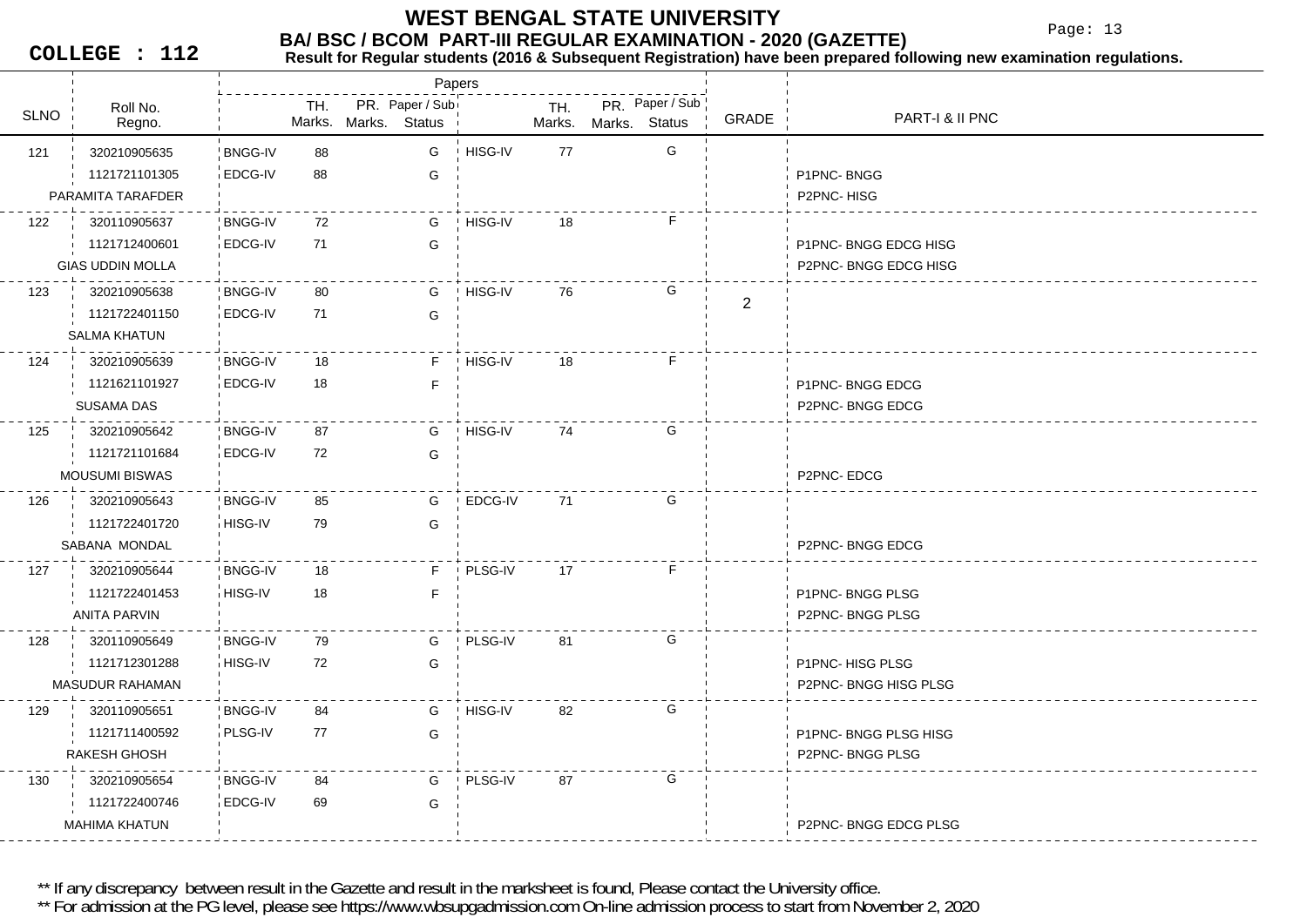# WEST BENGAL STATE UNIVERSITY

## BA/ BSC / BCOM PART-III REGULAR EXAMINATION - 2020 (GAZETTE)

**COLLEGE : 112**

**Result for Regular students (2016 & Subsequent Registration) have been prepared following new examination regulations.**

| SLNO | Roll No. / Regno. / Name | Paper | TH. Marks | PR. Marks | Paper / Sub Status | Paper | TH. Marks | PR. Marks | Paper / Sub Status | GRADE | PART-I & II PNC |
|---|---|---|---|---|---|---|---|---|---|---|---|
| 121 | 320210905635 | BNGG-IV | 88 | | G | HISG-IV | 77 | | G | | |
| | 1121721101305 | EDCG-IV | 88 | | G | | | | | | P1PNC- BNGG |
| | PARAMITA TARAFDER | | | | | | | | | | P2PNC- HISG |
| 122 | 320110905637 | BNGG-IV | 72 | | G | HISG-IV | 18 | | F | | |
| | 1121712400601 | EDCG-IV | 71 | | G | | | | | | P1PNC- BNGG EDCG HISG |
| | GIAS UDDIN MOLLA | | | | | | | | | | P2PNC- BNGG EDCG HISG |
| 123 | 320210905638 | BNGG-IV | 80 | | G | HISG-IV | 76 | | G | 2 | |
| | 1121722401150 | EDCG-IV | 71 | | G | | | | | | |
| | SALMA KHATUN | | | | | | | | | | |
| 124 | 320210905639 | BNGG-IV | 18 | | F | HISG-IV | 18 | | F | | |
| | 1121621101927 | EDCG-IV | 18 | | F | | | | | | P1PNC- BNGG EDCG |
| | SUSAMA DAS | | | | | | | | | | P2PNC- BNGG EDCG |
| 125 | 320210905642 | BNGG-IV | 87 | | G | HISG-IV | 74 | | G | | |
| | 1121721101684 | EDCG-IV | 72 | | G | | | | | | |
| | MOUSUMI BISWAS | | | | | | | | | | P2PNC- EDCG |
| 126 | 320210905643 | BNGG-IV | 85 | | G | EDCG-IV | 71 | | G | | |
| | 1121722401720 | HISG-IV | 79 | | G | | | | | | |
| | SABANA MONDAL | | | | | | | | | | P2PNC- BNGG EDCG |
| 127 | 320210905644 | BNGG-IV | 18 | | F | PLSG-IV | 17 | | F | | |
| | 1121722401453 | HISG-IV | 18 | | F | | | | | | P1PNC- BNGG PLSG |
| | ANITA PARVIN | | | | | | | | | | P2PNC- BNGG PLSG |
| 128 | 320110905649 | BNGG-IV | 79 | | G | PLSG-IV | 81 | | G | | |
| | 1121712301288 | HISG-IV | 72 | | G | | | | | | P1PNC- HISG PLSG |
| | MASUDUR RAHAMAN | | | | | | | | | | P2PNC- BNGG HISG PLSG |
| 129 | 320110905651 | BNGG-IV | 84 | | G | HISG-IV | 82 | | G | | |
| | 1121711400592 | PLSG-IV | 77 | | G | | | | | | P1PNC- BNGG PLSG HISG |
| | RAKESH GHOSH | | | | | | | | | | P2PNC- BNGG PLSG |
| 130 | 320210905654 | BNGG-IV | 84 | | G | PLSG-IV | 87 | | G | | |
| | 1121722400746 | EDCG-IV | 69 | | G | | | | | | |
| | MAHIMA KHATUN | | | | | | | | | | P2PNC- BNGG EDCG PLSG |

** If any discrepancy between result in the Gazette and result in the marksheet is found, Please contact the University office.

** For admission at the PG level, please see https://www.wbsupgadmission.com On-line admission process to start from November 2, 2020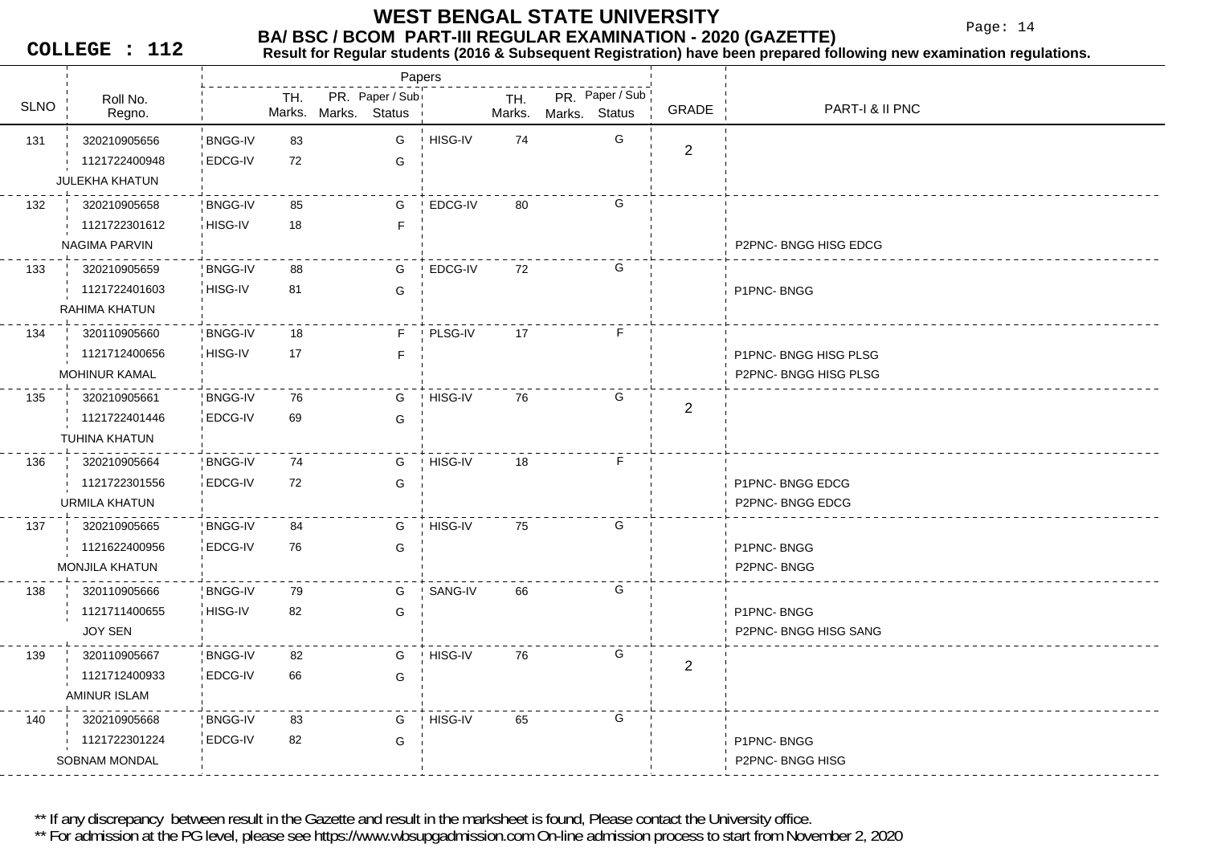# WEST BENGAL STATE UNIVERSITY

## BA/ BSC / BCOM PART-III REGULAR EXAMINATION - 2020 (GAZETTE)

**COLLEGE : 112**

**Result for Regular students (2016 & Subsequent Registration) have been prepared following new examination regulations.**

| SLNO | Roll No. / Regno. | Papers | TH. Marks. | PR. Marks. | Paper / Sub Status | Papers | TH. Marks. | PR. Marks. | Paper / Sub Status | GRADE | PART-I & II PNC |
|---|---|---|---|---|---|---|---|---|---|---|---|
| 131 | 320210905656 | BNGG-IV | 83 | | G | HISG-IV | 74 | | G | 2 | |
| | 1121722400948 | EDCG-IV | 72 | | G | | | | | | |
| | JULEKHA KHATUN | | | | | | | | | | |
| 132 | 320210905658 | BNGG-IV | 85 | | G | EDCG-IV | 80 | | G | | |
| | 1121722301612 | HISG-IV | 18 | | F | | | | | | |
| | NAGIMA PARVIN | | | | | | | | | | P2PNC- BNGG HISG EDCG |
| 133 | 320210905659 | BNGG-IV | 88 | | G | EDCG-IV | 72 | | G | | |
| | 1121722401603 | HISG-IV | 81 | | G | | | | | | P1PNC- BNGG |
| | RAHIMA KHATUN | | | | | | | | | | |
| 134 | 320110905660 | BNGG-IV | 18 | | F | PLSG-IV | 17 | | F | | |
| | 1121712400656 | HISG-IV | 17 | | F | | | | | | P1PNC- BNGG HISG PLSG |
| | MOHINUR KAMAL | | | | | | | | | | P2PNC- BNGG HISG PLSG |
| 135 | 320210905661 | BNGG-IV | 76 | | G | HISG-IV | 76 | | G | 2 | |
| | 1121722401446 | EDCG-IV | 69 | | G | | | | | | |
| | TUHINA KHATUN | | | | | | | | | | |
| 136 | 320210905664 | BNGG-IV | 74 | | G | HISG-IV | 18 | | F | | |
| | 1121722301556 | EDCG-IV | 72 | | G | | | | | | P1PNC- BNGG EDCG |
| | URMILA KHATUN | | | | | | | | | | P2PNC- BNGG EDCG |
| 137 | 320210905665 | BNGG-IV | 84 | | G | HISG-IV | 75 | | G | | |
| | 1121622400956 | EDCG-IV | 76 | | G | | | | | | P1PNC- BNGG |
| | MONJILA KHATUN | | | | | | | | | | P2PNC- BNGG |
| 138 | 320110905666 | BNGG-IV | 79 | | G | SANG-IV | 66 | | G | | |
| | 1121711400655 | HISG-IV | 82 | | G | | | | | | P1PNC- BNGG |
| | JOY SEN | | | | | | | | | | P2PNC- BNGG HISG SANG |
| 139 | 320110905667 | BNGG-IV | 82 | | G | HISG-IV | 76 | | G | 2 | |
| | 1121712400933 | EDCG-IV | 66 | | G | | | | | | |
| | AMINUR ISLAM | | | | | | | | | | |
| 140 | 320210905668 | BNGG-IV | 83 | | G | HISG-IV | 65 | | G | | |
| | 1121722301224 | EDCG-IV | 82 | | G | | | | | | P1PNC- BNGG |
| | SOBNAM MONDAL | | | | | | | | | | P2PNC- BNGG HISG |

** If any discrepancy between result in the Gazette and result in the marksheet is found, Please contact the University office.

** For admission at the PG level, please see https://www.wbsupgadmission.com On-line admission process to start from November 2, 2020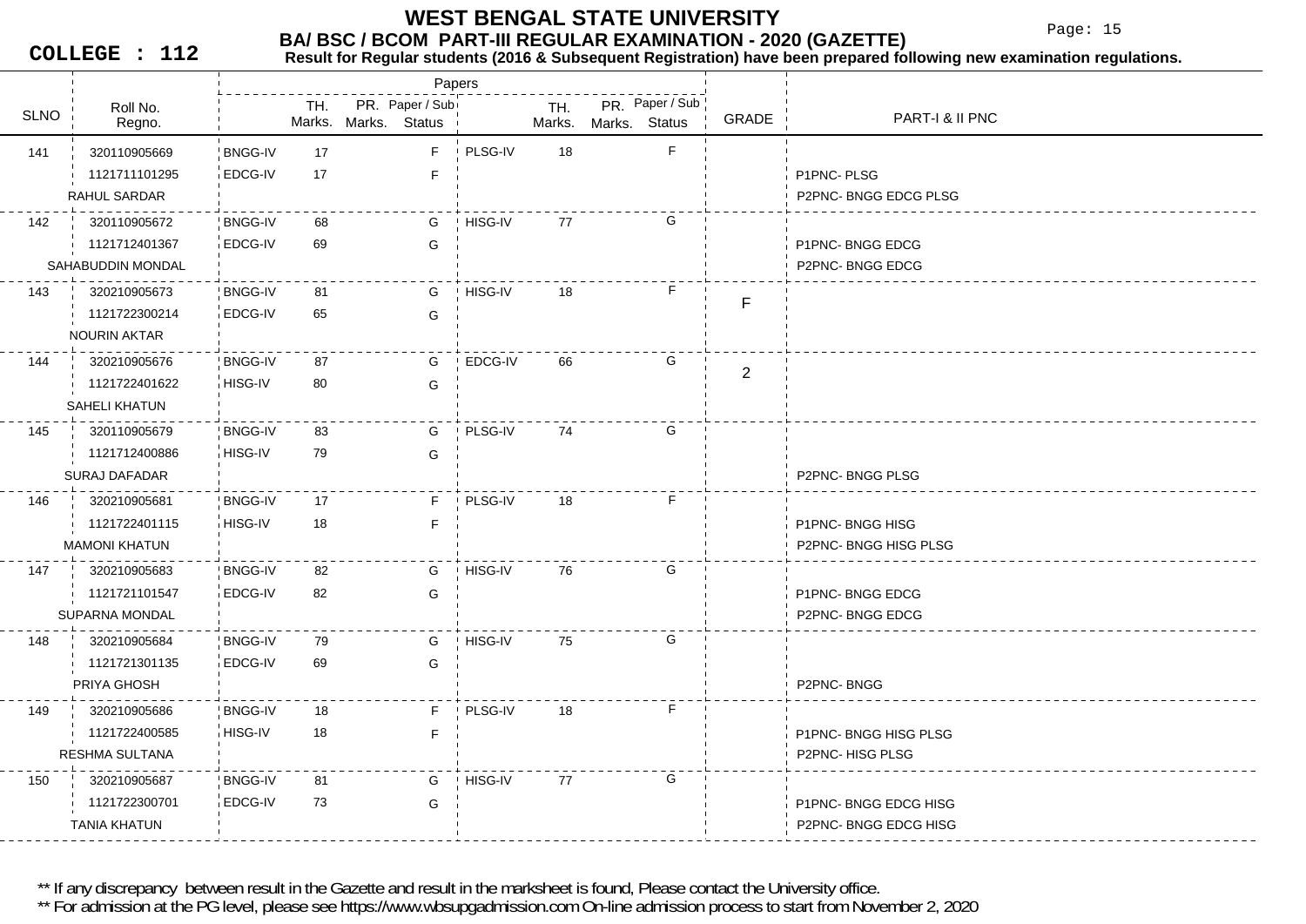# WEST BENGAL STATE UNIVERSITY

## BA/ BSC / BCOM PART-III REGULAR EXAMINATION - 2020 (GAZETTE)

**COLLEGE : 112**

**Result for Regular students (2016 & Subsequent Registration) have been prepared following new examination regulations.**

| SLNO | Roll No. / Regno. / Name | Paper | TH. Marks | PR. Marks | Paper / Sub Status | Paper | TH. Marks | PR. Marks | Paper / Sub Status | GRADE | PART-I & II PNC |
|---|---|---|---|---|---|---|---|---|---|---|---|
| 141 | 320110905669 | BNGG-IV | 17 | | F | PLSG-IV | 18 | | F | | |
| | 1121711101295 | EDCG-IV | 17 | | F | | | | | | P1PNC- PLSG |
| | RAHUL SARDAR | | | | | | | | | | P2PNC- BNGG EDCG PLSG |
| 142 | 320110905672 | BNGG-IV | 68 | | G | HISG-IV | 77 | | G | | |
| | 1121712401367 | EDCG-IV | 69 | | G | | | | | | P1PNC- BNGG EDCG |
| | SAHABUDDIN MONDAL | | | | | | | | | | P2PNC- BNGG EDCG |
| 143 | 320210905673 | BNGG-IV | 81 | | G | HISG-IV | 18 | | F | F | |
| | 1121722300214 | EDCG-IV | 65 | | G | | | | | | |
| | NOURIN AKTAR | | | | | | | | | | |
| 144 | 320210905676 | BNGG-IV | 87 | | G | EDCG-IV | 66 | | G | 2 | |
| | 1121722401622 | HISG-IV | 80 | | G | | | | | | |
| | SAHELI KHATUN | | | | | | | | | | |
| 145 | 320110905679 | BNGG-IV | 83 | | G | PLSG-IV | 74 | | G | | |
| | 1121712400886 | HISG-IV | 79 | | G | | | | | | |
| | SURAJ DAFADAR | | | | | | | | | | P2PNC- BNGG PLSG |
| 146 | 320210905681 | BNGG-IV | 17 | | F | PLSG-IV | 18 | | F | | |
| | 1121722401115 | HISG-IV | 18 | | F | | | | | | P1PNC- BNGG HISG |
| | MAMONI KHATUN | | | | | | | | | | P2PNC- BNGG HISG PLSG |
| 147 | 320210905683 | BNGG-IV | 82 | | G | HISG-IV | 76 | | G | | |
| | 1121721101547 | EDCG-IV | 82 | | G | | | | | | P1PNC- BNGG EDCG |
| | SUPARNA MONDAL | | | | | | | | | | P2PNC- BNGG EDCG |
| 148 | 320210905684 | BNGG-IV | 79 | | G | HISG-IV | 75 | | G | | |
| | 1121721301135 | EDCG-IV | 69 | | G | | | | | | |
| | PRIYA GHOSH | | | | | | | | | | P2PNC- BNGG |
| 149 | 320210905686 | BNGG-IV | 18 | | F | PLSG-IV | 18 | | F | | |
| | 1121722400585 | HISG-IV | 18 | | F | | | | | | P1PNC- BNGG HISG PLSG |
| | RESHMA SULTANA | | | | | | | | | | P2PNC- HISG PLSG |
| 150 | 320210905687 | BNGG-IV | 81 | | G | HISG-IV | 77 | | G | | |
| | 1121722300701 | EDCG-IV | 73 | | G | | | | | | P1PNC- BNGG EDCG HISG |
| | TANIA KHATUN | | | | | | | | | | P2PNC- BNGG EDCG HISG |

** If any discrepancy between result in the Gazette and result in the marksheet is found, Please contact the University office.

** For admission at the PG level, please see https://www.wbsupgadmission.com On-line admission process to start from November 2, 2020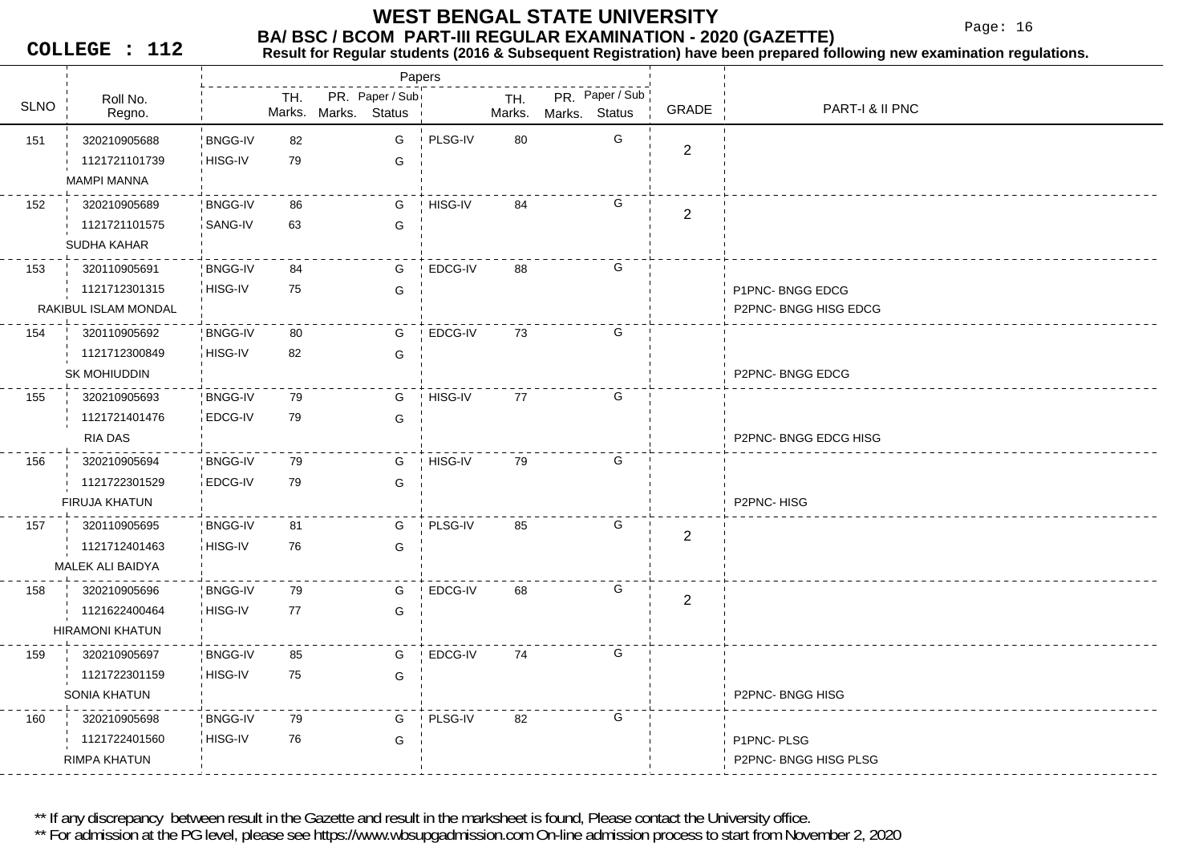# WEST BENGAL STATE UNIVERSITY

## BA/ BSC / BCOM PART-III REGULAR EXAMINATION - 2020 (GAZETTE)

**COLLEGE : 112**

**Result for Regular students (2016 & Subsequent Registration) have been prepared following new examination regulations.**

| SLNO | Roll No. / Regno. | Papers | TH. Marks. | PR. Marks. | Paper / Sub Status | Papers | TH. Marks. | PR. Marks. | Paper / Sub Status | GRADE | PART-I & II PNC |
|---|---|---|---|---|---|---|---|---|---|---|---|
| 151 | 320210905688 | BNGG-IV | 82 | | G | PLSG-IV | 80 | | G | 2 | |
| | 1121721101739 | HISG-IV | 79 | | G | | | | | | |
| | MAMPI MANNA | | | | | | | | | | |
| 152 | 320210905689 | BNGG-IV | 86 | | G | HISG-IV | 84 | | G | 2 | |
| | 1121721101575 | SANG-IV | 63 | | G | | | | | | |
| | SUDHA KAHAR | | | | | | | | | | |
| 153 | 320110905691 | BNGG-IV | 84 | | G | EDCG-IV | 88 | | G | | |
| | 1121712301315 | HISG-IV | 75 | | G | | | | | | P1PNC- BNGG EDCG |
| | RAKIBUL ISLAM MONDAL | | | | | | | | | | P2PNC- BNGG HISG EDCG |
| 154 | 320110905692 | BNGG-IV | 80 | | G | EDCG-IV | 73 | | G | | |
| | 1121712300849 | HISG-IV | 82 | | G | | | | | | |
| | SK MOHIUDDIN | | | | | | | | | | P2PNC- BNGG EDCG |
| 155 | 320210905693 | BNGG-IV | 79 | | G | HISG-IV | 77 | | G | | |
| | 1121721401476 | EDCG-IV | 79 | | G | | | | | | |
| | RIA DAS | | | | | | | | | | P2PNC- BNGG EDCG HISG |
| 156 | 320210905694 | BNGG-IV | 79 | | G | HISG-IV | 79 | | G | | |
| | 1121722301529 | EDCG-IV | 79 | | G | | | | | | |
| | FIRUJA KHATUN | | | | | | | | | | P2PNC- HISG |
| 157 | 320110905695 | BNGG-IV | 81 | | G | PLSG-IV | 85 | | G | 2 | |
| | 1121712401463 | HISG-IV | 76 | | G | | | | | | |
| | MALEK ALI BAIDYA | | | | | | | | | | |
| 158 | 320210905696 | BNGG-IV | 79 | | G | EDCG-IV | 68 | | G | 2 | |
| | 1121622400464 | HISG-IV | 77 | | G | | | | | | |
| | HIRAMONI KHATUN | | | | | | | | | | |
| 159 | 320210905697 | BNGG-IV | 85 | | G | EDCG-IV | 74 | | G | | |
| | 1121722301159 | HISG-IV | 75 | | G | | | | | | |
| | SONIA KHATUN | | | | | | | | | | P2PNC- BNGG HISG |
| 160 | 320210905698 | BNGG-IV | 79 | | G | PLSG-IV | 82 | | G | | |
| | 1121722401560 | HISG-IV | 76 | | G | | | | | | P1PNC- PLSG |
| | RIMPA KHATUN | | | | | | | | | | P2PNC- BNGG HISG PLSG |

** If any discrepancy between result in the Gazette and result in the marksheet is found, Please contact the University office.

** For admission at the PG level, please see https://www.wbsupgadmission.com On-line admission process to start from November 2, 2020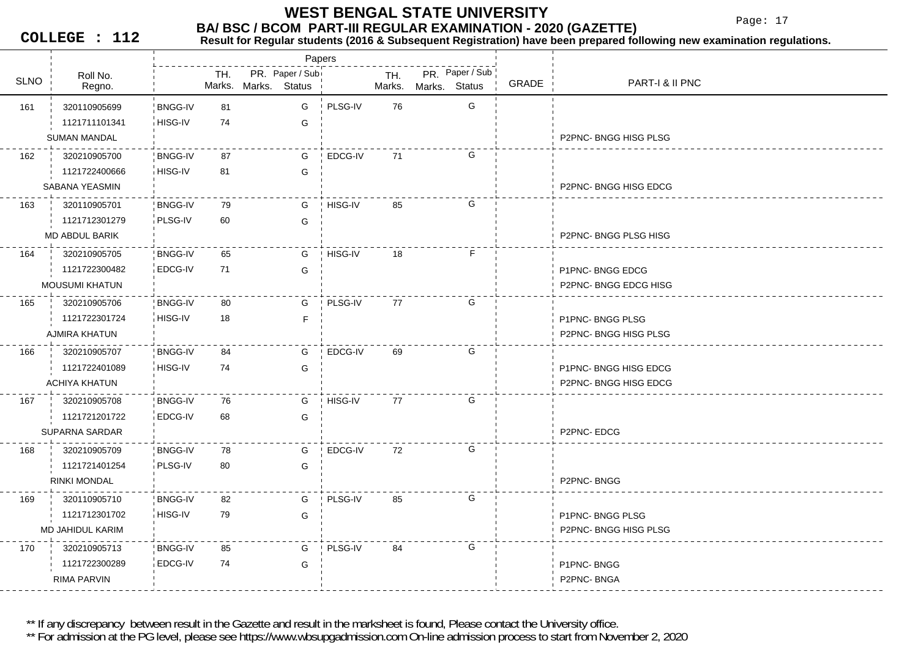# WEST BENGAL STATE UNIVERSITY

## BA/ BSC / BCOM PART-III REGULAR EXAMINATION - 2020 (GAZETTE)

**COLLEGE : 112**

**Result for Regular students (2016 & Subsequent Registration) have been prepared following new examination regulations.**

| SLNO | Roll No. / Regno. / Name | Paper | TH. Marks | PR. Marks | Paper / Sub Status | Paper | TH. Marks | PR. Marks | Paper / Sub Status | GRADE | PART-I & II PNC |
|---|---|---|---|---|---|---|---|---|---|---|---|
| 161 | 320110905699 | BNGG-IV | 81 | | G | PLSG-IV | 76 | | G | | |
| | 1121711101341 | HISG-IV | 74 | | G | | | | | | |
| | SUMAN MANDAL | | | | | | | | | | P2PNC- BNGG HISG PLSG |
| 162 | 320210905700 | BNGG-IV | 87 | | G | EDCG-IV | 71 | | G | | |
| | 1121722400666 | HISG-IV | 81 | | G | | | | | | |
| | SABANA YEASMIN | | | | | | | | | | P2PNC- BNGG HISG EDCG |
| 163 | 320110905701 | BNGG-IV | 79 | | G | HISG-IV | 85 | | G | | |
| | 1121712301279 | PLSG-IV | 60 | | G | | | | | | |
| | MD ABDUL BARIK | | | | | | | | | | P2PNC- BNGG PLSG HISG |
| 164 | 320210905705 | BNGG-IV | 65 | | G | HISG-IV | 18 | | F | | |
| | 1121722300482 | EDCG-IV | 71 | | G | | | | | | P1PNC- BNGG EDCG |
| | MOUSUMI KHATUN | | | | | | | | | | P2PNC- BNGG EDCG HISG |
| 165 | 320210905706 | BNGG-IV | 80 | | G | PLSG-IV | 77 | | G | | |
| | 1121722301724 | HISG-IV | 18 | | F | | | | | | P1PNC- BNGG PLSG |
| | AJMIRA KHATUN | | | | | | | | | | P2PNC- BNGG HISG PLSG |
| 166 | 320210905707 | BNGG-IV | 84 | | G | EDCG-IV | 69 | | G | | |
| | 1121722401089 | HISG-IV | 74 | | G | | | | | | P1PNC- BNGG HISG EDCG |
| | ACHIYA KHATUN | | | | | | | | | | P2PNC- BNGG HISG EDCG |
| 167 | 320210905708 | BNGG-IV | 76 | | G | HISG-IV | 77 | | G | | |
| | 1121721201722 | EDCG-IV | 68 | | G | | | | | | |
| | SUPARNA SARDAR | | | | | | | | | | P2PNC- EDCG |
| 168 | 320210905709 | BNGG-IV | 78 | | G | EDCG-IV | 72 | | G | | |
| | 1121721401254 | PLSG-IV | 80 | | G | | | | | | |
| | RINKI MONDAL | | | | | | | | | | P2PNC- BNGG |
| 169 | 320110905710 | BNGG-IV | 82 | | G | PLSG-IV | 85 | | G | | |
| | 1121712301702 | HISG-IV | 79 | | G | | | | | | P1PNC- BNGG PLSG |
| | MD JAHIDUL KARIM | | | | | | | | | | P2PNC- BNGG HISG PLSG |
| 170 | 320210905713 | BNGG-IV | 85 | | G | PLSG-IV | 84 | | G | | |
| | 1121722300289 | EDCG-IV | 74 | | G | | | | | | P1PNC- BNGG |
| | RIMA PARVIN | | | | | | | | | | P2PNC- BNGA |

** If any discrepancy between result in the Gazette and result in the marksheet is found, Please contact the University office.

** For admission at the PG level, please see https://www.wbsupgadmission.com On-line admission process to start from November 2, 2020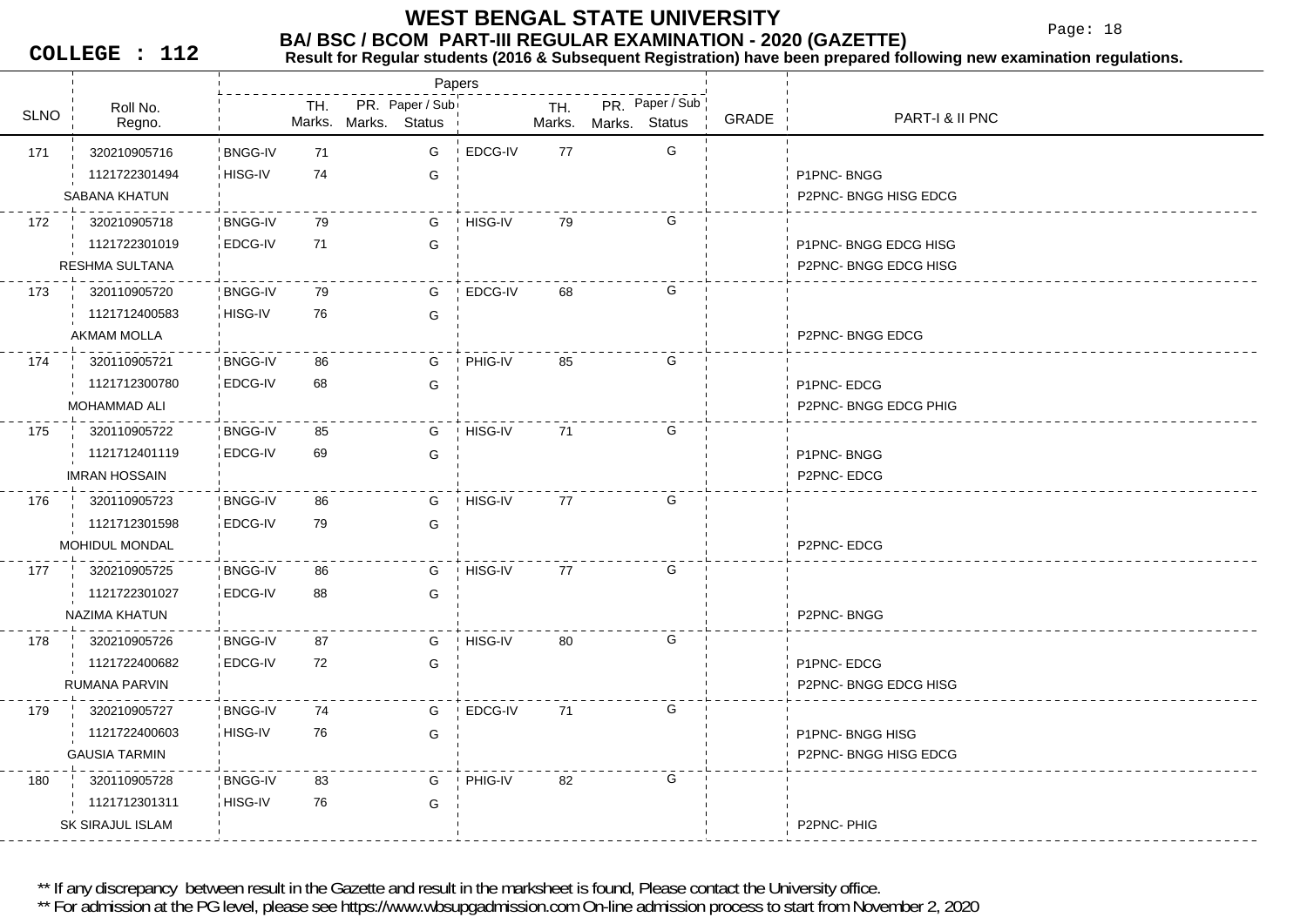# WEST BENGAL STATE UNIVERSITY

## BA/ BSC / BCOM PART-III REGULAR EXAMINATION - 2020 (GAZETTE)

**COLLEGE : 112**

**Result for Regular students (2016 & Subsequent Registration) have been prepared following new examination regulations.**

| SLNO | Roll No. / Regno. / Name | Paper | TH. Marks | PR. Marks | Paper / Sub Status | Paper | TH. Marks | PR. Marks | Paper / Sub Status | GRADE | PART-I & II PNC |
|---|---|---|---|---|---|---|---|---|---|---|---|
| 171 | 320210905716 | BNGG-IV | 71 | | G | EDCG-IV | 77 | | G | | |
| | 1121722301494 | HISG-IV | 74 | | G | | | | | | P1PNC- BNGG |
| | SABANA KHATUN | | | | | | | | | | P2PNC- BNGG HISG EDCG |
| 172 | 320210905718 | BNGG-IV | 79 | | G | HISG-IV | 79 | | G | | |
| | 1121722301019 | EDCG-IV | 71 | | G | | | | | | P1PNC- BNGG EDCG HISG |
| | RESHMA SULTANA | | | | | | | | | | P2PNC- BNGG EDCG HISG |
| 173 | 320110905720 | BNGG-IV | 79 | | G | EDCG-IV | 68 | | G | | |
| | 1121712400583 | HISG-IV | 76 | | G | | | | | | |
| | AKMAM MOLLA | | | | | | | | | | P2PNC- BNGG EDCG |
| 174 | 320110905721 | BNGG-IV | 86 | | G | PHIG-IV | 85 | | G | | |
| | 1121712300780 | EDCG-IV | 68 | | G | | | | | | P1PNC- EDCG |
| | MOHAMMAD ALI | | | | | | | | | | P2PNC- BNGG EDCG PHIG |
| 175 | 320110905722 | BNGG-IV | 85 | | G | HISG-IV | 71 | | G | | |
| | 1121712401119 | EDCG-IV | 69 | | G | | | | | | P1PNC- BNGG |
| | IMRAN HOSSAIN | | | | | | | | | | P2PNC- EDCG |
| 176 | 320110905723 | BNGG-IV | 86 | | G | HISG-IV | 77 | | G | | |
| | 1121712301598 | EDCG-IV | 79 | | G | | | | | | |
| | MOHIDUL MONDAL | | | | | | | | | | P2PNC- EDCG |
| 177 | 320210905725 | BNGG-IV | 86 | | G | HISG-IV | 77 | | G | | |
| | 1121722301027 | EDCG-IV | 88 | | G | | | | | | |
| | NAZIMA KHATUN | | | | | | | | | | P2PNC- BNGG |
| 178 | 320210905726 | BNGG-IV | 87 | | G | HISG-IV | 80 | | G | | |
| | 1121722400682 | EDCG-IV | 72 | | G | | | | | | P1PNC- EDCG |
| | RUMANA PARVIN | | | | | | | | | | P2PNC- BNGG EDCG HISG |
| 179 | 320210905727 | BNGG-IV | 74 | | G | EDCG-IV | 71 | | G | | |
| | 1121722400603 | HISG-IV | 76 | | G | | | | | | P1PNC- BNGG HISG |
| | GAUSIA TARMIN | | | | | | | | | | P2PNC- BNGG HISG EDCG |
| 180 | 320110905728 | BNGG-IV | 83 | | G | PHIG-IV | 82 | | G | | |
| | 1121712301311 | HISG-IV | 76 | | G | | | | | | |
| | SK SIRAJUL ISLAM | | | | | | | | | | P2PNC- PHIG |

** If any discrepancy between result in the Gazette and result in the marksheet is found, Please contact the University office.

** For admission at the PG level, please see https://www.wbsupgadmission.com On-line admission process to start from November 2, 2020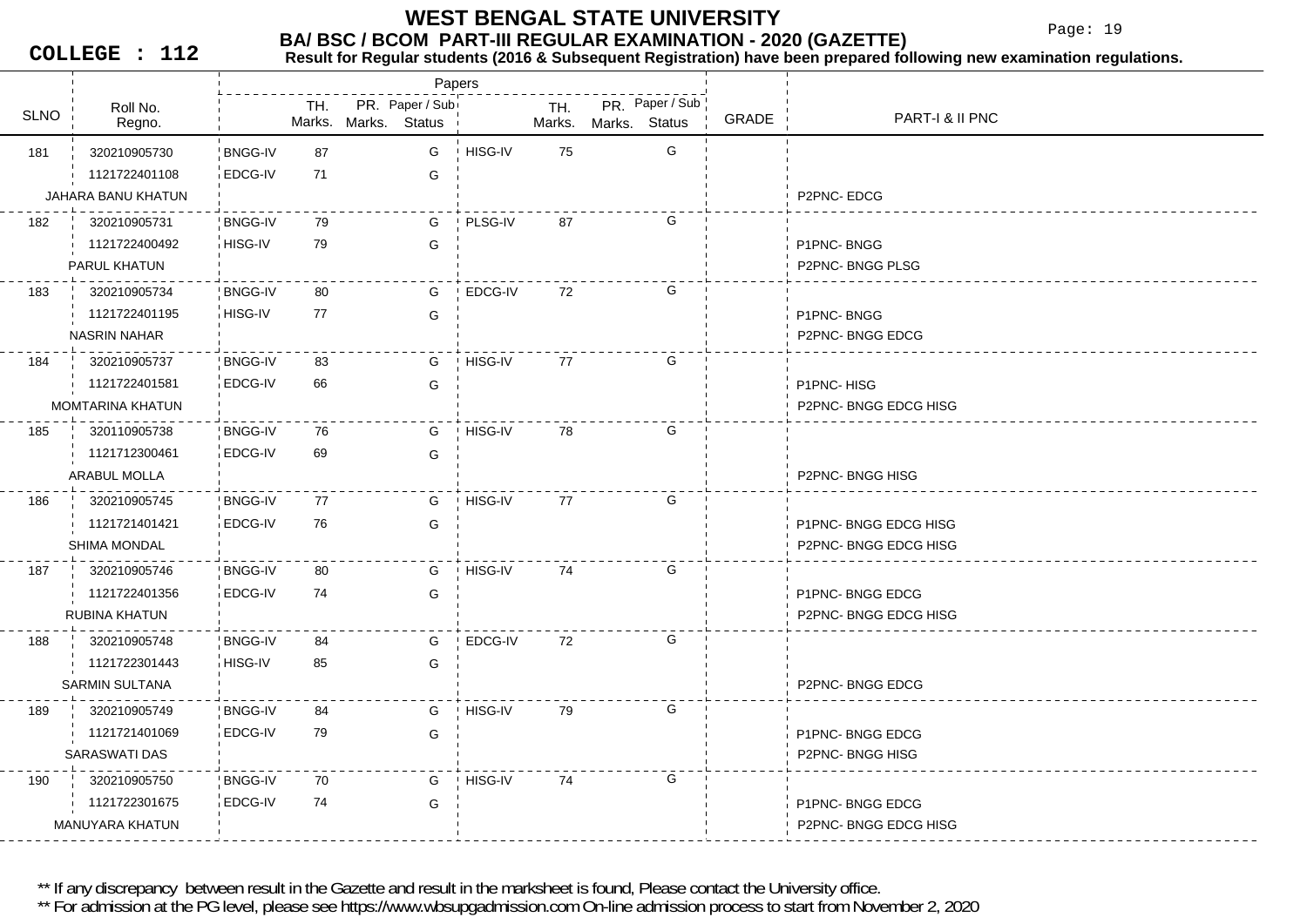# WEST BENGAL STATE UNIVERSITY

## BA/ BSC / BCOM PART-III REGULAR EXAMINATION - 2020 (GAZETTE)

**COLLEGE : 112**

**Result for Regular students (2016 & Subsequent Registration) have been prepared following new examination regulations.**

| SLNO | Roll No. / Regno. / Name | Paper | TH. Marks | PR. Marks | Paper / Sub Status | Paper | TH. Marks | PR. Marks | Paper / Sub Status | GRADE | PART-I & II PNC |
|---|---|---|---|---|---|---|---|---|---|---|---|
| 181 | 320210905730 | BNGG-IV | 87 | | G | HISG-IV | 75 | | G | | |
| | 1121722401108 | EDCG-IV | 71 | | G | | | | | | |
| | JAHARA BANU KHATUN | | | | | | | | | | P2PNC- EDCG |
| 182 | 320210905731 | BNGG-IV | 79 | | G | PLSG-IV | 87 | | G | | |
| | 1121722400492 | HISG-IV | 79 | | G | | | | | | P1PNC- BNGG |
| | PARUL KHATUN | | | | | | | | | | P2PNC- BNGG PLSG |
| 183 | 320210905734 | BNGG-IV | 80 | | G | EDCG-IV | 72 | | G | | |
| | 1121722401195 | HISG-IV | 77 | | G | | | | | | P1PNC- BNGG |
| | NASRIN NAHAR | | | | | | | | | | P2PNC- BNGG EDCG |
| 184 | 320210905737 | BNGG-IV | 83 | | G | HISG-IV | 77 | | G | | |
| | 1121722401581 | EDCG-IV | 66 | | G | | | | | | P1PNC- HISG |
| | MOMTARINA KHATUN | | | | | | | | | | P2PNC- BNGG EDCG HISG |
| 185 | 320110905738 | BNGG-IV | 76 | | G | HISG-IV | 78 | | G | | |
| | 1121712300461 | EDCG-IV | 69 | | G | | | | | | |
| | ARABUL MOLLA | | | | | | | | | | P2PNC- BNGG HISG |
| 186 | 320210905745 | BNGG-IV | 77 | | G | HISG-IV | 77 | | G | | |
| | 1121721401421 | EDCG-IV | 76 | | G | | | | | | P1PNC- BNGG EDCG HISG |
| | SHIMA MONDAL | | | | | | | | | | P2PNC- BNGG EDCG HISG |
| 187 | 320210905746 | BNGG-IV | 80 | | G | HISG-IV | 74 | | G | | |
| | 1121722401356 | EDCG-IV | 74 | | G | | | | | | P1PNC- BNGG EDCG |
| | RUBINA KHATUN | | | | | | | | | | P2PNC- BNGG EDCG HISG |
| 188 | 320210905748 | BNGG-IV | 84 | | G | EDCG-IV | 72 | | G | | |
| | 1121722301443 | HISG-IV | 85 | | G | | | | | | |
| | SARMIN SULTANA | | | | | | | | | | P2PNC- BNGG EDCG |
| 189 | 320210905749 | BNGG-IV | 84 | | G | HISG-IV | 79 | | G | | |
| | 1121721401069 | EDCG-IV | 79 | | G | | | | | | P1PNC- BNGG EDCG |
| | SARASWATI DAS | | | | | | | | | | P2PNC- BNGG HISG |
| 190 | 320210905750 | BNGG-IV | 70 | | G | HISG-IV | 74 | | G | | |
| | 1121722301675 | EDCG-IV | 74 | | G | | | | | | P1PNC- BNGG EDCG |
| | MANUYARA KHATUN | | | | | | | | | | P2PNC- BNGG EDCG HISG |

** If any discrepancy between result in the Gazette and result in the marksheet is found, Please contact the University office.

** For admission at the PG level, please see https://www.wbsupgadmission.com On-line admission process to start from November 2, 2020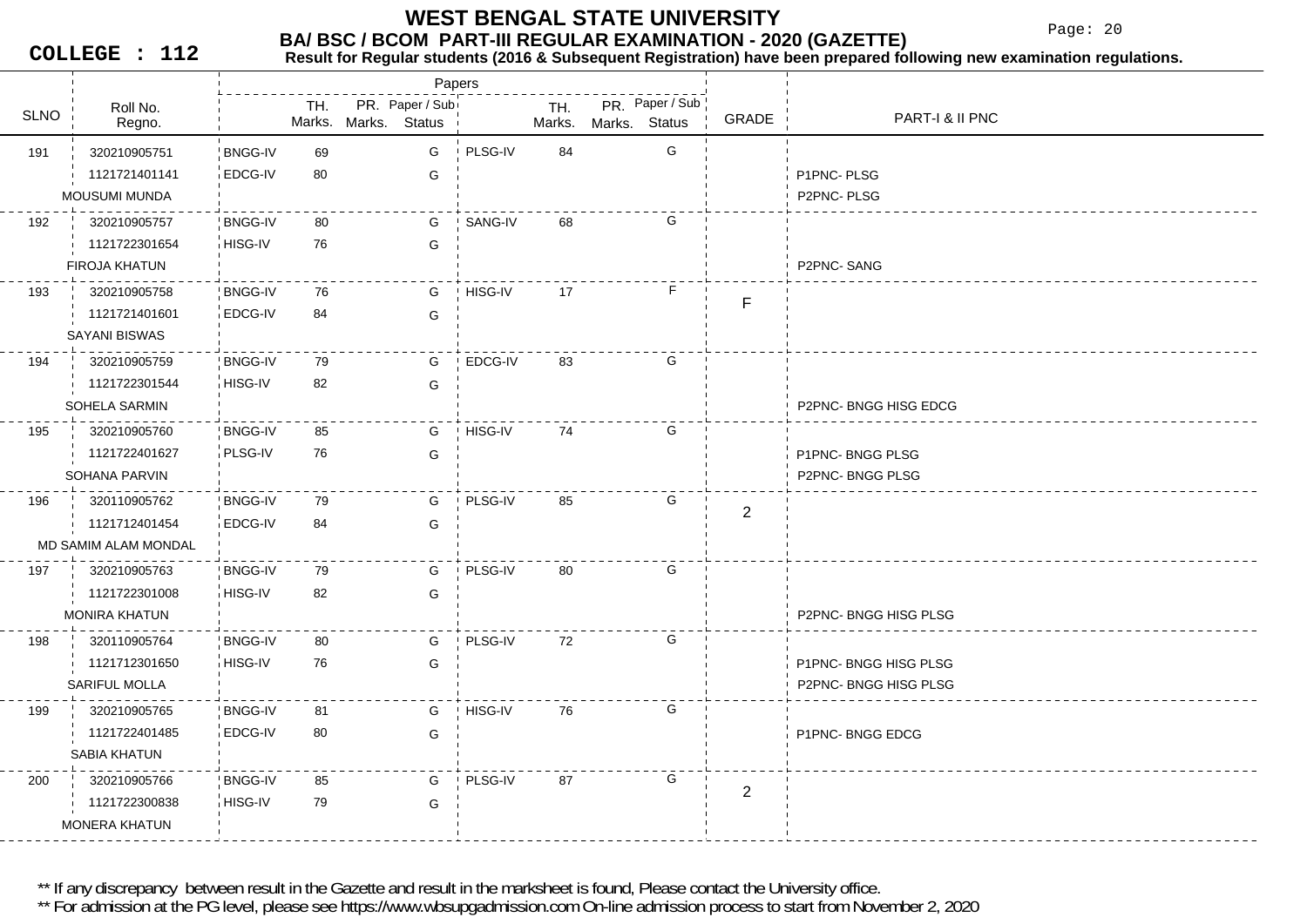# WEST BENGAL STATE UNIVERSITY

## BA/ BSC / BCOM PART-III REGULAR EXAMINATION - 2020 (GAZETTE)

**COLLEGE : 112**

**Result for Regular students (2016 & Subsequent Registration) have been prepared following new examination regulations.**

| SLNO | Roll No. / Regno. / Name | Paper | TH. Marks | PR. Marks | Paper / Sub Status | Paper | TH. Marks | PR. Marks | Paper / Sub Status | GRADE | PART-I & II PNC |
|---|---|---|---|---|---|---|---|---|---|---|---|
| 191 | 320210905751 | BNGG-IV | 69 | | G | PLSG-IV | 84 | | G | | |
| | 1121721401141 | EDCG-IV | 80 | | G | | | | | | P1PNC- PLSG |
| | MOUSUMI MUNDA | | | | | | | | | | P2PNC- PLSG |
| 192 | 320210905757 | BNGG-IV | 80 | | G | SANG-IV | 68 | | G | | |
| | 1121722301654 | HISG-IV | 76 | | G | | | | | | |
| | FIROJA KHATUN | | | | | | | | | | P2PNC- SANG |
| 193 | 320210905758 | BNGG-IV | 76 | | G | HISG-IV | 17 | | F | F | |
| | 1121721401601 | EDCG-IV | 84 | | G | | | | | | |
| | SAYANI BISWAS | | | | | | | | | | |
| 194 | 320210905759 | BNGG-IV | 79 | | G | EDCG-IV | 83 | | G | | |
| | 1121722301544 | HISG-IV | 82 | | G | | | | | | |
| | SOHELA SARMIN | | | | | | | | | | P2PNC- BNGG HISG EDCG |
| 195 | 320210905760 | BNGG-IV | 85 | | G | HISG-IV | 74 | | G | | |
| | 1121722401627 | PLSG-IV | 76 | | G | | | | | | P1PNC- BNGG PLSG |
| | SOHANA PARVIN | | | | | | | | | | P2PNC- BNGG PLSG |
| 196 | 320110905762 | BNGG-IV | 79 | | G | PLSG-IV | 85 | | G | 2 | |
| | 1121712401454 | EDCG-IV | 84 | | G | | | | | | |
| | MD SAMIM ALAM MONDAL | | | | | | | | | | |
| 197 | 320210905763 | BNGG-IV | 79 | | G | PLSG-IV | 80 | | G | | |
| | 1121722301008 | HISG-IV | 82 | | G | | | | | | |
| | MONIRA KHATUN | | | | | | | | | | P2PNC- BNGG HISG PLSG |
| 198 | 320110905764 | BNGG-IV | 80 | | G | PLSG-IV | 72 | | G | | |
| | 1121712301650 | HISG-IV | 76 | | G | | | | | | P1PNC- BNGG HISG PLSG |
| | SARIFUL MOLLA | | | | | | | | | | P2PNC- BNGG HISG PLSG |
| 199 | 320210905765 | BNGG-IV | 81 | | G | HISG-IV | 76 | | G | | |
| | 1121722401485 | EDCG-IV | 80 | | G | | | | | | P1PNC- BNGG EDCG |
| | SABIA KHATUN | | | | | | | | | | |
| 200 | 320210905766 | BNGG-IV | 85 | | G | PLSG-IV | 87 | | G | 2 | |
| | 1121722300838 | HISG-IV | 79 | | G | | | | | | |
| | MONERA KHATUN | | | | | | | | | | |

** If any discrepancy between result in the Gazette and result in the marksheet is found, Please contact the University office.

** For admission at the PG level, please see https://www.wbsupgadmission.com On-line admission process to start from November 2, 2020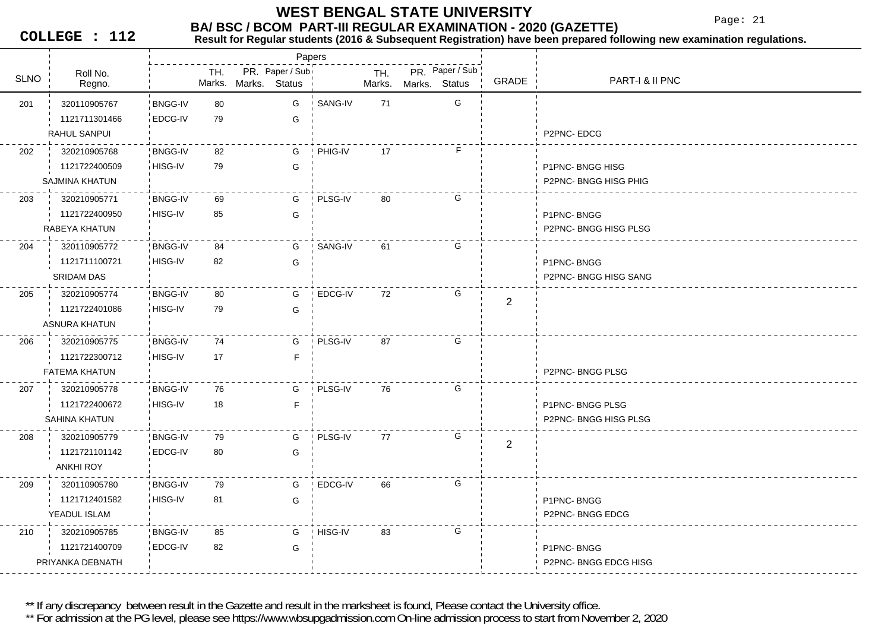# WEST BENGAL STATE UNIVERSITY

## BA/ BSC / BCOM PART-III REGULAR EXAMINATION - 2020 (GAZETTE)

**COLLEGE : 112**

**Result for Regular students (2016 & Subsequent Registration) have been prepared following new examination regulations.**

| SLNO | Roll No. / Regno. / Name | Paper | TH. Marks. | PR. Marks. | Paper / Sub Status | Paper | TH. Marks. | PR. Marks. | Paper / Sub Status | GRADE | PART-I & II PNC |
|---|---|---|---|---|---|---|---|---|---|---|---|
| 201 | 320110905767 | BNGG-IV | 80 | | G | SANG-IV | 71 | | G | | |
| | 1121711301466 | EDCG-IV | 79 | | G | | | | | | |
| | RAHUL SANPUI | | | | | | | | | | P2PNC- EDCG |
| 202 | 320210905768 | BNGG-IV | 82 | | G | PHIG-IV | 17 | | F | | |
| | 1121722400509 | HISG-IV | 79 | | G | | | | | | P1PNC- BNGG HISG |
| | SAJMINA KHATUN | | | | | | | | | | P2PNC- BNGG HISG PHIG |
| 203 | 320210905771 | BNGG-IV | 69 | | G | PLSG-IV | 80 | | G | | |
| | 1121722400950 | HISG-IV | 85 | | G | | | | | | P1PNC- BNGG |
| | RABEYA KHATUN | | | | | | | | | | P2PNC- BNGG HISG PLSG |
| 204 | 320110905772 | BNGG-IV | 84 | | G | SANG-IV | 61 | | G | | |
| | 1121711100721 | HISG-IV | 82 | | G | | | | | | P1PNC- BNGG |
| | SRIDAM DAS | | | | | | | | | | P2PNC- BNGG HISG SANG |
| 205 | 320210905774 | BNGG-IV | 80 | | G | EDCG-IV | 72 | | G | 2 | |
| | 1121722401086 | HISG-IV | 79 | | G | | | | | | |
| | ASNURA KHATUN | | | | | | | | | | |
| 206 | 320210905775 | BNGG-IV | 74 | | G | PLSG-IV | 87 | | G | | |
| | 1121722300712 | HISG-IV | 17 | | F | | | | | | |
| | FATEMA KHATUN | | | | | | | | | | P2PNC- BNGG PLSG |
| 207 | 320210905778 | BNGG-IV | 76 | | G | PLSG-IV | 76 | | G | | |
| | 1121722400672 | HISG-IV | 18 | | F | | | | | | P1PNC- BNGG PLSG |
| | SAHINA KHATUN | | | | | | | | | | P2PNC- BNGG HISG PLSG |
| 208 | 320210905779 | BNGG-IV | 79 | | G | PLSG-IV | 77 | | G | 2 | |
| | 1121721101142 | EDCG-IV | 80 | | G | | | | | | |
| | ANKHI ROY | | | | | | | | | | |
| 209 | 320110905780 | BNGG-IV | 79 | | G | EDCG-IV | 66 | | G | | |
| | 1121712401582 | HISG-IV | 81 | | G | | | | | | P1PNC- BNGG |
| | YEADUL ISLAM | | | | | | | | | | P2PNC- BNGG EDCG |
| 210 | 320210905785 | BNGG-IV | 85 | | G | HISG-IV | 83 | | G | | |
| | 1121721400709 | EDCG-IV | 82 | | G | | | | | | P1PNC- BNGG |
| | PRIYANKA DEBNATH | | | | | | | | | | P2PNC- BNGG EDCG HISG |

** If any discrepancy between result in the Gazette and result in the marksheet is found, Please contact the University office.

** For admission at the PG level, please see https://www.wbsupgadmission.com On-line admission process to start from November 2, 2020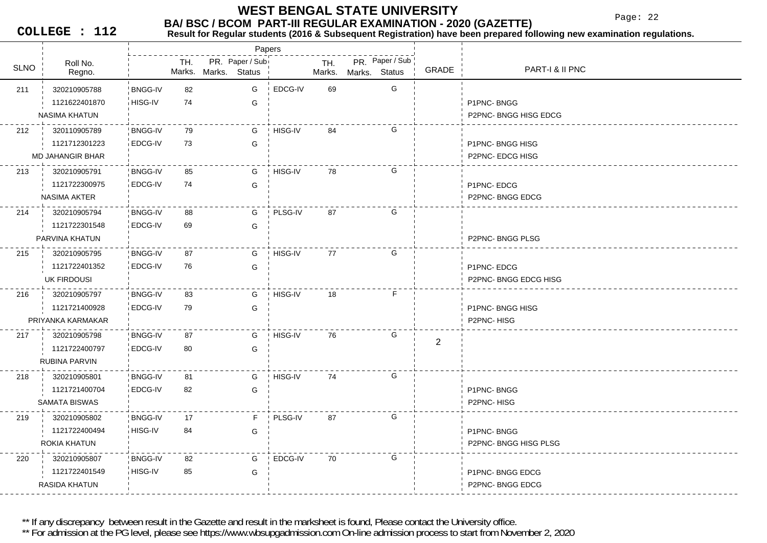# WEST BENGAL STATE UNIVERSITY

## BA/ BSC / BCOM PART-III REGULAR EXAMINATION - 2020 (GAZETTE)

**COLLEGE : 112**

**Result for Regular students (2016 & Subsequent Registration) have been prepared following new examination regulations.**

| SLNO | Roll No. / Regno. / Name | Paper | TH. Marks | PR. Marks | Paper / Sub Status | Paper | TH. Marks | PR. Marks | Paper / Sub Status | GRADE | PART-I & II PNC |
|---|---|---|---|---|---|---|---|---|---|---|---|
| 211 | 320210905788 | BNGG-IV | 82 | | G | EDCG-IV | 69 | | G | | |
| | 1121622401870 | HISG-IV | 74 | | G | | | | | | P1PNC- BNGG |
| | NASIMA KHATUN | | | | | | | | | | P2PNC- BNGG HISG EDCG |
| 212 | 320110905789 | BNGG-IV | 79 | | G | HISG-IV | 84 | | G | | |
| | 1121712301223 | EDCG-IV | 73 | | G | | | | | | P1PNC- BNGG HISG |
| | MD JAHANGIR BHAR | | | | | | | | | | P2PNC- EDCG HISG |
| 213 | 320210905791 | BNGG-IV | 85 | | G | HISG-IV | 78 | | G | | |
| | 1121722300975 | EDCG-IV | 74 | | G | | | | | | P1PNC- EDCG |
| | NASIMA AKTER | | | | | | | | | | P2PNC- BNGG EDCG |
| 214 | 320210905794 | BNGG-IV | 88 | | G | PLSG-IV | 87 | | G | | |
| | 1121722301548 | EDCG-IV | 69 | | G | | | | | | |
| | PARVINA KHATUN | | | | | | | | | | P2PNC- BNGG PLSG |
| 215 | 320210905795 | BNGG-IV | 87 | | G | HISG-IV | 77 | | G | | |
| | 1121722401352 | EDCG-IV | 76 | | G | | | | | | P1PNC- EDCG |
| | UK FIRDOUSI | | | | | | | | | | P2PNC- BNGG EDCG HISG |
| 216 | 320210905797 | BNGG-IV | 83 | | G | HISG-IV | 18 | | F | | |
| | 1121721400928 | EDCG-IV | 79 | | G | | | | | | P1PNC- BNGG HISG |
| | PRIYANKA KARMAKAR | | | | | | | | | | P2PNC- HISG |
| 217 | 320210905798 | BNGG-IV | 87 | | G | HISG-IV | 76 | | G | 2 | |
| | 1121722400797 | EDCG-IV | 80 | | G | | | | | | |
| | RUBINA PARVIN | | | | | | | | | | |
| 218 | 320210905801 | BNGG-IV | 81 | | G | HISG-IV | 74 | | G | | |
| | 1121721400704 | EDCG-IV | 82 | | G | | | | | | P1PNC- BNGG |
| | SAMATA BISWAS | | | | | | | | | | P2PNC- HISG |
| 219 | 320210905802 | BNGG-IV | 17 | | F | PLSG-IV | 87 | | G | | |
| | 1121722400494 | HISG-IV | 84 | | G | | | | | | P1PNC- BNGG |
| | ROKIA KHATUN | | | | | | | | | | P2PNC- BNGG HISG PLSG |
| 220 | 320210905807 | BNGG-IV | 82 | | G | EDCG-IV | 70 | | G | | |
| | 1121722401549 | HISG-IV | 85 | | G | | | | | | P1PNC- BNGG EDCG |
| | RASIDA KHATUN | | | | | | | | | | P2PNC- BNGG EDCG |

** If any discrepancy between result in the Gazette and result in the marksheet is found, Please contact the University office.

** For admission at the PG level, please see https://www.wbsupgadmission.com On-line admission process to start from November 2, 2020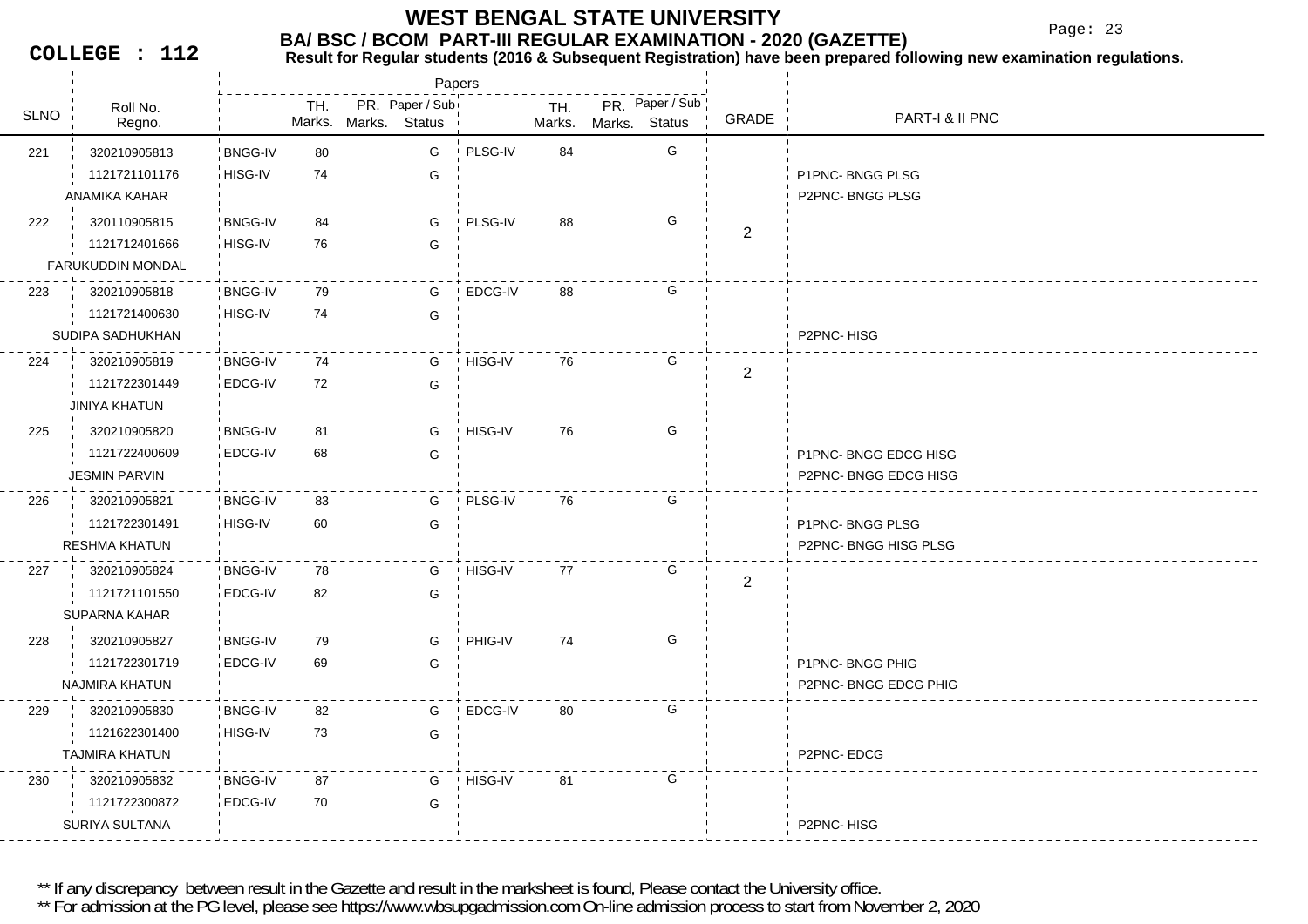# WEST BENGAL STATE UNIVERSITY

## BA/ BSC / BCOM PART-III REGULAR EXAMINATION - 2020 (GAZETTE)

**COLLEGE : 112**

**Result for Regular students (2016 & Subsequent Registration) have been prepared following new examination regulations.**

| SLNO | Roll No. / Regno. / Name | Paper | TH. Marks. | PR. Marks. | Paper / Sub Status | Paper | TH. Marks. | PR. Marks. | Paper / Sub Status | GRADE | PART-I & II PNC |
|---|---|---|---|---|---|---|---|---|---|---|---|
| 221 | 320210905813 | BNGG-IV | 80 | | G | PLSG-IV | 84 | | G | | |
| | 1121721101176 | HISG-IV | 74 | | G | | | | | | P1PNC- BNGG PLSG |
| | ANAMIKA KAHAR | | | | | | | | | | P2PNC- BNGG PLSG |
| 222 | 320110905815 | BNGG-IV | 84 | | G | PLSG-IV | 88 | | G | 2 | |
| | 1121712401666 | HISG-IV | 76 | | G | | | | | | |
| | FARUKUDDIN MONDAL | | | | | | | | | | |
| 223 | 320210905818 | BNGG-IV | 79 | | G | EDCG-IV | 88 | | G | | |
| | 1121721400630 | HISG-IV | 74 | | G | | | | | | |
| | SUDIPA SADHUKHAN | | | | | | | | | | P2PNC- HISG |
| 224 | 320210905819 | BNGG-IV | 74 | | G | HISG-IV | 76 | | G | 2 | |
| | 1121722301449 | EDCG-IV | 72 | | G | | | | | | |
| | JINIYA KHATUN | | | | | | | | | | |
| 225 | 320210905820 | BNGG-IV | 81 | | G | HISG-IV | 76 | | G | | |
| | 1121722400609 | EDCG-IV | 68 | | G | | | | | | P1PNC- BNGG EDCG HISG |
| | JESMIN PARVIN | | | | | | | | | | P2PNC- BNGG EDCG HISG |
| 226 | 320210905821 | BNGG-IV | 83 | | G | PLSG-IV | 76 | | G | | |
| | 1121722301491 | HISG-IV | 60 | | G | | | | | | P1PNC- BNGG PLSG |
| | RESHMA KHATUN | | | | | | | | | | P2PNC- BNGG HISG PLSG |
| 227 | 320210905824 | BNGG-IV | 78 | | G | HISG-IV | 77 | | G | 2 | |
| | 1121721101550 | EDCG-IV | 82 | | G | | | | | | |
| | SUPARNA KAHAR | | | | | | | | | | |
| 228 | 320210905827 | BNGG-IV | 79 | | G | PHIG-IV | 74 | | G | | |
| | 1121722301719 | EDCG-IV | 69 | | G | | | | | | P1PNC- BNGG PHIG |
| | NAJMIRA KHATUN | | | | | | | | | | P2PNC- BNGG EDCG PHIG |
| 229 | 320210905830 | BNGG-IV | 82 | | G | EDCG-IV | 80 | | G | | |
| | 1121622301400 | HISG-IV | 73 | | G | | | | | | |
| | TAJMIRA KHATUN | | | | | | | | | | P2PNC- EDCG |
| 230 | 320210905832 | BNGG-IV | 87 | | G | HISG-IV | 81 | | G | | |
| | 1121722300872 | EDCG-IV | 70 | | G | | | | | | |
| | SURIYA SULTANA | | | | | | | | | | P2PNC- HISG |

** If any discrepancy between result in the Gazette and result in the marksheet is found, Please contact the University office.

** For admission at the PG level, please see https://www.wbsupgadmission.com On-line admission process to start from November 2, 2020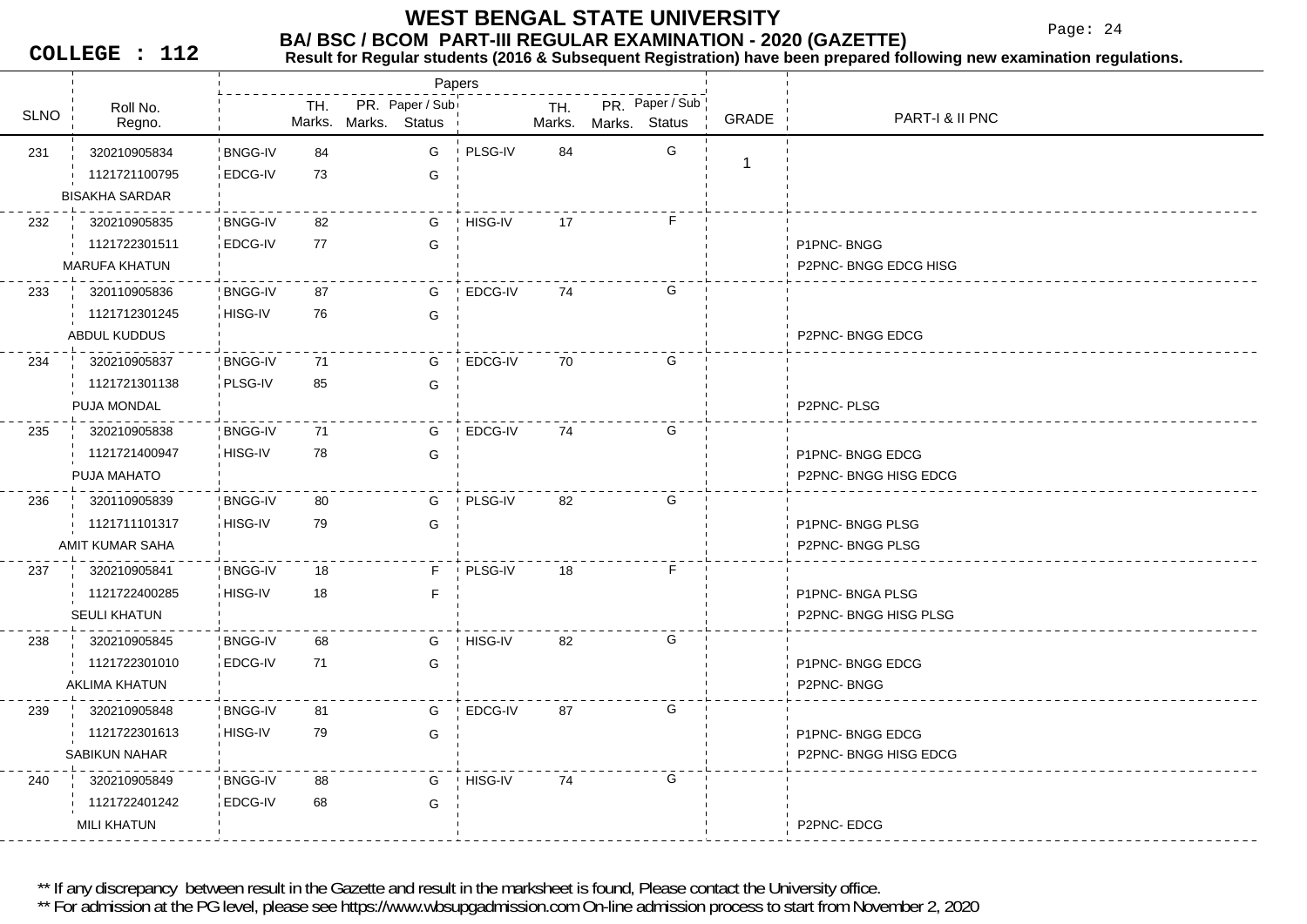# WEST BENGAL STATE UNIVERSITY

## BA/ BSC / BCOM PART-III REGULAR EXAMINATION - 2020 (GAZETTE)

**COLLEGE : 112**

**Result for Regular students (2016 & Subsequent Registration) have been prepared following new examination regulations.**

| SLNO | Roll No. / Regno. / Name | Paper | TH. Marks | PR. Marks | Paper / Sub Status | Paper | TH. Marks | PR. Marks | Paper / Sub Status | GRADE | PART-I & II PNC |
|---|---|---|---|---|---|---|---|---|---|---|---|
| 231 | 320210905834 | BNGG-IV | 84 | | G | PLSG-IV | 84 | | G | 1 | |
| | 1121721100795 | EDCG-IV | 73 | | G | | | | | | |
| | BISAKHA SARDAR | | | | | | | | | | |
| 232 | 320210905835 | BNGG-IV | 82 | | G | HISG-IV | 17 | | F | | |
| | 1121722301511 | EDCG-IV | 77 | | G | | | | | | P1PNC- BNGG |
| | MARUFA KHATUN | | | | | | | | | | P2PNC- BNGG EDCG HISG |
| 233 | 320110905836 | BNGG-IV | 87 | | G | EDCG-IV | 74 | | G | | |
| | 1121712301245 | HISG-IV | 76 | | G | | | | | | |
| | ABDUL KUDDUS | | | | | | | | | | P2PNC- BNGG EDCG |
| 234 | 320210905837 | BNGG-IV | 71 | | G | EDCG-IV | 70 | | G | | |
| | 1121721301138 | PLSG-IV | 85 | | G | | | | | | |
| | PUJA MONDAL | | | | | | | | | | P2PNC- PLSG |
| 235 | 320210905838 | BNGG-IV | 71 | | G | EDCG-IV | 74 | | G | | |
| | 1121721400947 | HISG-IV | 78 | | G | | | | | | P1PNC- BNGG EDCG |
| | PUJA MAHATO | | | | | | | | | | P2PNC- BNGG HISG EDCG |
| 236 | 320110905839 | BNGG-IV | 80 | | G | PLSG-IV | 82 | | G | | |
| | 1121711101317 | HISG-IV | 79 | | G | | | | | | P1PNC- BNGG PLSG |
| | AMIT KUMAR SAHA | | | | | | | | | | P2PNC- BNGG PLSG |
| 237 | 320210905841 | BNGG-IV | 18 | | F | PLSG-IV | 18 | | F | | |
| | 1121722400285 | HISG-IV | 18 | | F | | | | | | P1PNC- BNGA PLSG |
| | SEULI KHATUN | | | | | | | | | | P2PNC- BNGG HISG PLSG |
| 238 | 320210905845 | BNGG-IV | 68 | | G | HISG-IV | 82 | | G | | |
| | 1121722301010 | EDCG-IV | 71 | | G | | | | | | P1PNC- BNGG EDCG |
| | AKLIMA KHATUN | | | | | | | | | | P2PNC- BNGG |
| 239 | 320210905848 | BNGG-IV | 81 | | G | EDCG-IV | 87 | | G | | |
| | 1121722301613 | HISG-IV | 79 | | G | | | | | | P1PNC- BNGG EDCG |
| | SABIKUN NAHAR | | | | | | | | | | P2PNC- BNGG HISG EDCG |
| 240 | 320210905849 | BNGG-IV | 88 | | G | HISG-IV | 74 | | G | | |
| | 1121722401242 | EDCG-IV | 68 | | G | | | | | | |
| | MILI KHATUN | | | | | | | | | | P2PNC- EDCG |

** If any discrepancy between result in the Gazette and result in the marksheet is found, Please contact the University office.

** For admission at the PG level, please see https://www.wbsupgadmission.com On-line admission process to start from November 2, 2020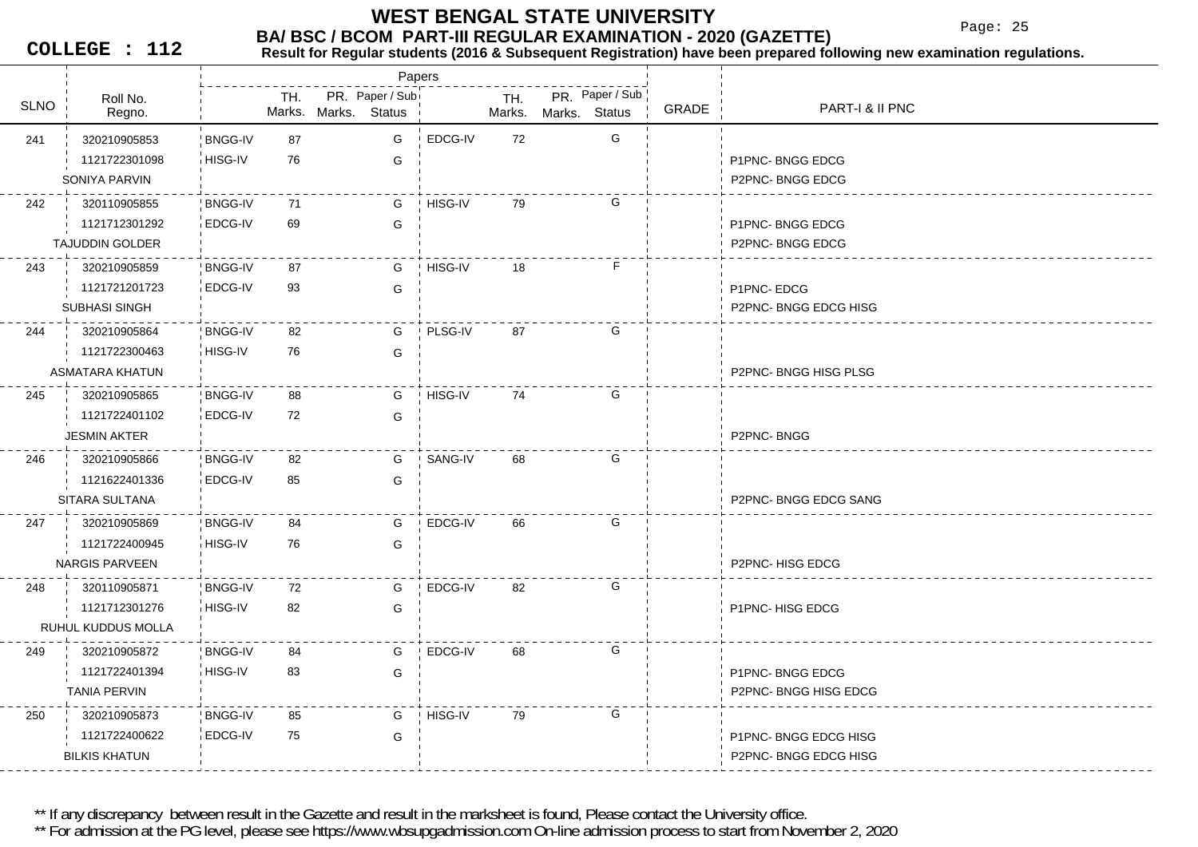# WEST BENGAL STATE UNIVERSITY

## BA/ BSC / BCOM PART-III REGULAR EXAMINATION - 2020 (GAZETTE)

**COLLEGE : 112**

**Result for Regular students (2016 & Subsequent Registration) have been prepared following new examination regulations.**

| SLNO | Roll No. / Regno. | Paper | TH. Marks. | PR. Marks. | Paper / Sub Status | Paper | TH. Marks. | PR. Marks. | Paper / Sub Status | GRADE | PART-I & II PNC |
|---|---|---|---|---|---|---|---|---|---|---|---|
| 241 | 320210905853 | BNGG-IV | 87 | | G | EDCG-IV | 72 | | G | | |
| | 1121722301098 | HISG-IV | 76 | | G | | | | | | P1PNC- BNGG EDCG |
| | SONIYA PARVIN | | | | | | | | | | P2PNC- BNGG EDCG |
| 242 | 320110905855 | BNGG-IV | 71 | | G | HISG-IV | 79 | | G | | |
| | 1121712301292 | EDCG-IV | 69 | | G | | | | | | P1PNC- BNGG EDCG |
| | TAJUDDIN GOLDER | | | | | | | | | | P2PNC- BNGG EDCG |
| 243 | 320210905859 | BNGG-IV | 87 | | G | HISG-IV | 18 | | F | | |
| | 1121721201723 | EDCG-IV | 93 | | G | | | | | | P1PNC- EDCG |
| | SUBHASI SINGH | | | | | | | | | | P2PNC- BNGG EDCG HISG |
| 244 | 320210905864 | BNGG-IV | 82 | | G | PLSG-IV | 87 | | G | | |
| | 1121722300463 | HISG-IV | 76 | | G | | | | | | |
| | ASMATARA KHATUN | | | | | | | | | | P2PNC- BNGG HISG PLSG |
| 245 | 320210905865 | BNGG-IV | 88 | | G | HISG-IV | 74 | | G | | |
| | 1121722401102 | EDCG-IV | 72 | | G | | | | | | |
| | JESMIN AKTER | | | | | | | | | | P2PNC- BNGG |
| 246 | 320210905866 | BNGG-IV | 82 | | G | SANG-IV | 68 | | G | | |
| | 1121622401336 | EDCG-IV | 85 | | G | | | | | | |
| | SITARA SULTANA | | | | | | | | | | P2PNC- BNGG EDCG SANG |
| 247 | 320210905869 | BNGG-IV | 84 | | G | EDCG-IV | 66 | | G | | |
| | 1121722400945 | HISG-IV | 76 | | G | | | | | | |
| | NARGIS PARVEEN | | | | | | | | | | P2PNC- HISG EDCG |
| 248 | 320110905871 | BNGG-IV | 72 | | G | EDCG-IV | 82 | | G | | |
| | 1121712301276 | HISG-IV | 82 | | G | | | | | | P1PNC- HISG EDCG |
| | RUHUL KUDDUS MOLLA | | | | | | | | | | |
| 249 | 320210905872 | BNGG-IV | 84 | | G | EDCG-IV | 68 | | G | | |
| | 1121722401394 | HISG-IV | 83 | | G | | | | | | P1PNC- BNGG EDCG |
| | TANIA PERVIN | | | | | | | | | | P2PNC- BNGG HISG EDCG |
| 250 | 320210905873 | BNGG-IV | 85 | | G | HISG-IV | 79 | | G | | |
| | 1121722400622 | EDCG-IV | 75 | | G | | | | | | P1PNC- BNGG EDCG HISG |
| | BILKIS KHATUN | | | | | | | | | | P2PNC- BNGG EDCG HISG |

** If any discrepancy between result in the Gazette and result in the marksheet is found, Please contact the University office.

** For admission at the PG level, please see https://www.wbsupgadmission.com On-line admission process to start from November 2, 2020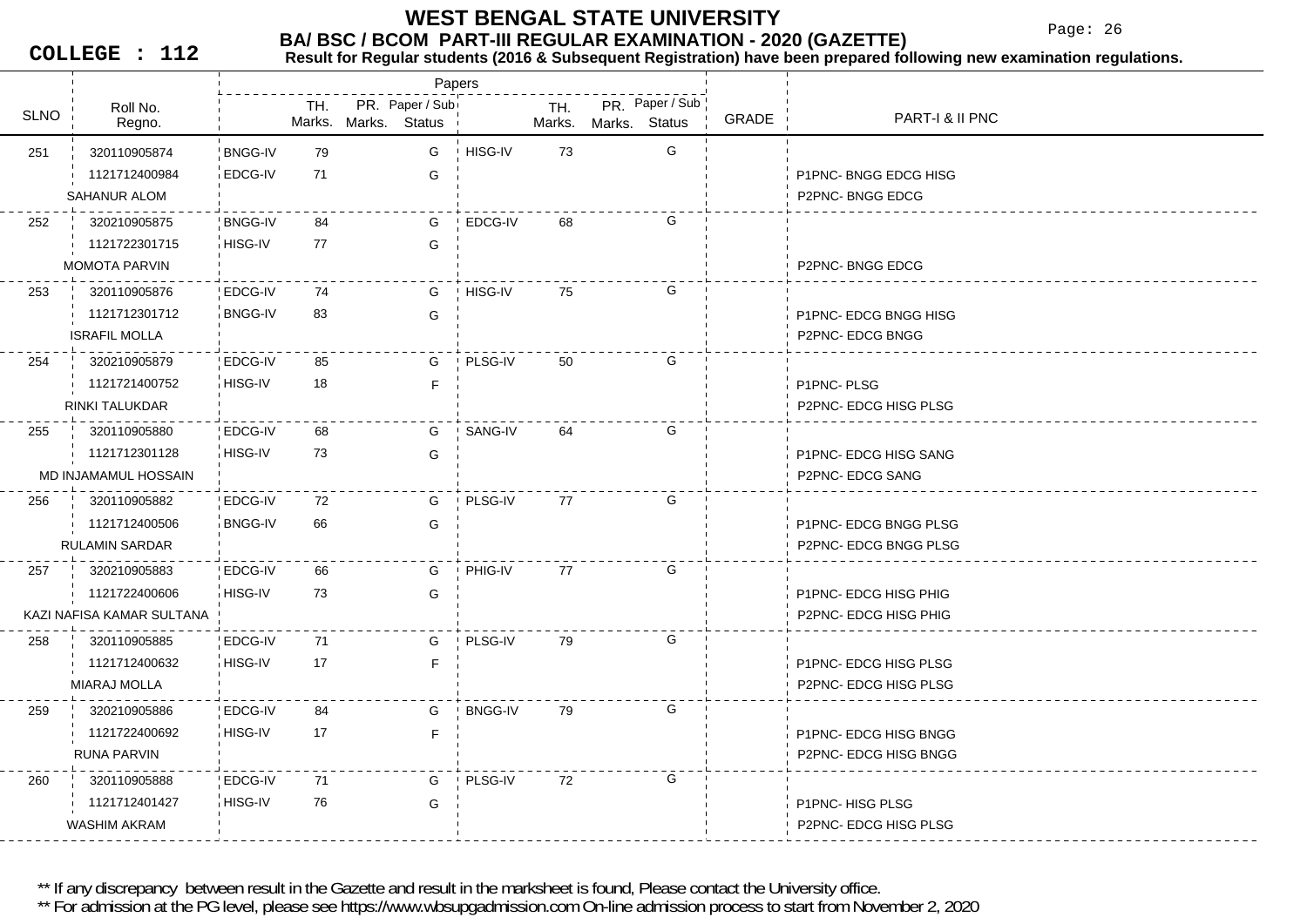# WEST BENGAL STATE UNIVERSITY

## BA/ BSC / BCOM PART-III REGULAR EXAMINATION - 2020 (GAZETTE)

**COLLEGE : 112**

**Result for Regular students (2016 & Subsequent Registration) have been prepared following new examination regulations.**

| SLNO | Roll No. / Regno. / Name | Paper | TH. Marks | PR. Marks | Paper / Sub Status | Paper | TH. Marks | PR. Marks | Paper / Sub Status | GRADE | PART-I & II PNC |
|---|---|---|---|---|---|---|---|---|---|---|---|
| 251 | 320110905874 | BNGG-IV | 79 | | G | HISG-IV | 73 | | G | | |
| | 1121712400984 | EDCG-IV | 71 | | G | | | | | | P1PNC- BNGG EDCG HISG |
| | SAHANUR ALOM | | | | | | | | | | P2PNC- BNGG EDCG |
| 252 | 320210905875 | BNGG-IV | 84 | | G | EDCG-IV | 68 | | G | | |
| | 1121722301715 | HISG-IV | 77 | | G | | | | | | |
| | MOMOTA PARVIN | | | | | | | | | | P2PNC- BNGG EDCG |
| 253 | 320110905876 | EDCG-IV | 74 | | G | HISG-IV | 75 | | G | | |
| | 1121712301712 | BNGG-IV | 83 | | G | | | | | | P1PNC- EDCG BNGG HISG |
| | ISRAFIL MOLLA | | | | | | | | | | P2PNC- EDCG BNGG |
| 254 | 320210905879 | EDCG-IV | 85 | | G | PLSG-IV | 50 | | G | | |
| | 1121721400752 | HISG-IV | 18 | | F | | | | | | P1PNC- PLSG |
| | RINKI TALUKDAR | | | | | | | | | | P2PNC- EDCG HISG PLSG |
| 255 | 320110905880 | EDCG-IV | 68 | | G | SANG-IV | 64 | | G | | |
| | 1121712301128 | HISG-IV | 73 | | G | | | | | | P1PNC- EDCG HISG SANG |
| | MD INJAMAMUL HOSSAIN | | | | | | | | | | P2PNC- EDCG SANG |
| 256 | 320110905882 | EDCG-IV | 72 | | G | PLSG-IV | 77 | | G | | |
| | 1121712400506 | BNGG-IV | 66 | | G | | | | | | P1PNC- EDCG BNGG PLSG |
| | RULAMIN SARDAR | | | | | | | | | | P2PNC- EDCG BNGG PLSG |
| 257 | 320210905883 | EDCG-IV | 66 | | G | PHIG-IV | 77 | | G | | |
| | 1121722400606 | HISG-IV | 73 | | G | | | | | | P1PNC- EDCG HISG PHIG |
| | KAZI NAFISA KAMAR SULTANA | | | | | | | | | | P2PNC- EDCG HISG PHIG |
| 258 | 320110905885 | EDCG-IV | 71 | | G | PLSG-IV | 79 | | G | | |
| | 1121712400632 | HISG-IV | 17 | | F | | | | | | P1PNC- EDCG HISG PLSG |
| | MIARAJ MOLLA | | | | | | | | | | P2PNC- EDCG HISG PLSG |
| 259 | 320210905886 | EDCG-IV | 84 | | G | BNGG-IV | 79 | | G | | |
| | 1121722400692 | HISG-IV | 17 | | F | | | | | | P1PNC- EDCG HISG BNGG |
| | RUNA PARVIN | | | | | | | | | | P2PNC- EDCG HISG BNGG |
| 260 | 320110905888 | EDCG-IV | 71 | | G | PLSG-IV | 72 | | G | | |
| | 1121712401427 | HISG-IV | 76 | | G | | | | | | P1PNC- HISG PLSG |
| | WASHIM AKRAM | | | | | | | | | | P2PNC- EDCG HISG PLSG |

** If any discrepancy between result in the Gazette and result in the marksheet is found, Please contact the University office.

** For admission at the PG level, please see https://www.wbsupgadmission.com On-line admission process to start from November 2, 2020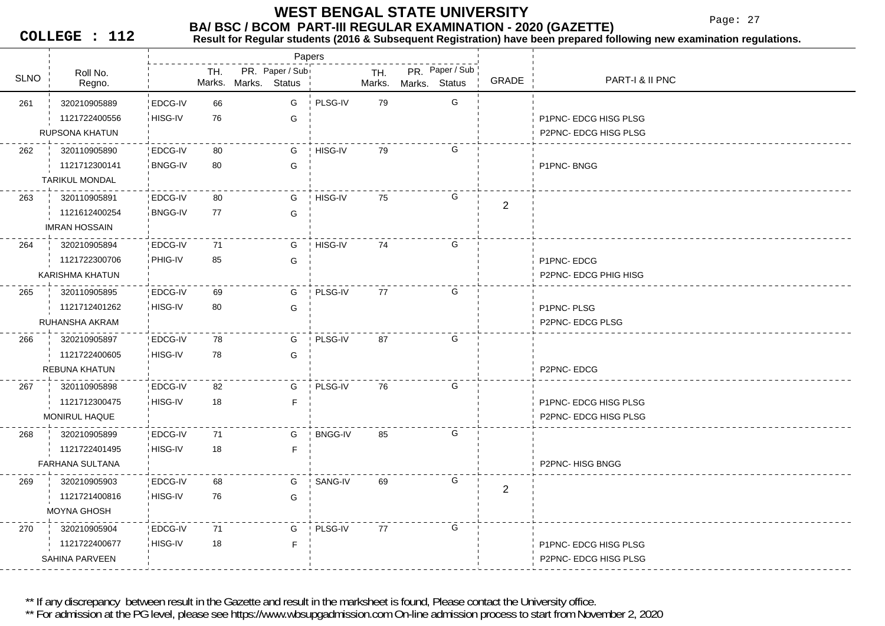# WEST BENGAL STATE UNIVERSITY

## BA/ BSC / BCOM PART-III REGULAR EXAMINATION - 2020 (GAZETTE)

**COLLEGE : 112**

**Result for Regular students (2016 & Subsequent Registration) have been prepared following new examination regulations.**

| SLNO | Roll No. / Regno. / Name | Paper | TH. Marks | PR. Marks | Paper / Sub Status | Paper | TH. Marks | PR. Marks | Paper / Sub Status | GRADE | PART-I & II PNC |
|---|---|---|---|---|---|---|---|---|---|---|---|
| 261 | 320210905889 | EDCG-IV | 66 | | G | PLSG-IV | 79 | | G | | |
| | 1121722400556 | HISG-IV | 76 | | G | | | | | | P1PNC- EDCG HISG PLSG |
| | RUPSONA KHATUN | | | | | | | | | | P2PNC- EDCG HISG PLSG |
| 262 | 320110905890 | EDCG-IV | 80 | | G | HISG-IV | 79 | | G | | |
| | 1121712300141 | BNGG-IV | 80 | | G | | | | | | P1PNC- BNGG |
| | TARIKUL MONDAL | | | | | | | | | | |
| 263 | 320110905891 | EDCG-IV | 80 | | G | HISG-IV | 75 | | G | 2 | |
| | 1121612400254 | BNGG-IV | 77 | | G | | | | | | |
| | IMRAN HOSSAIN | | | | | | | | | | |
| 264 | 320210905894 | EDCG-IV | 71 | | G | HISG-IV | 74 | | G | | |
| | 1121722300706 | PHIG-IV | 85 | | G | | | | | | P1PNC- EDCG |
| | KARISHMA KHATUN | | | | | | | | | | P2PNC- EDCG PHIG HISG |
| 265 | 320110905895 | EDCG-IV | 69 | | G | PLSG-IV | 77 | | G | | |
| | 1121712401262 | HISG-IV | 80 | | G | | | | | | P1PNC- PLSG |
| | RUHANSHA AKRAM | | | | | | | | | | P2PNC- EDCG PLSG |
| 266 | 320210905897 | EDCG-IV | 78 | | G | PLSG-IV | 87 | | G | | |
| | 1121722400605 | HISG-IV | 78 | | G | | | | | | |
| | REBUNA KHATUN | | | | | | | | | | P2PNC- EDCG |
| 267 | 320110905898 | EDCG-IV | 82 | | G | PLSG-IV | 76 | | G | | |
| | 1121712300475 | HISG-IV | 18 | | F | | | | | | P1PNC- EDCG HISG PLSG |
| | MONIRUL HAQUE | | | | | | | | | | P2PNC- EDCG HISG PLSG |
| 268 | 320210905899 | EDCG-IV | 71 | | G | BNGG-IV | 85 | | G | | |
| | 1121722401495 | HISG-IV | 18 | | F | | | | | | |
| | FARHANA SULTANA | | | | | | | | | | P2PNC- HISG BNGG |
| 269 | 320210905903 | EDCG-IV | 68 | | G | SANG-IV | 69 | | G | 2 | |
| | 1121721400816 | HISG-IV | 76 | | G | | | | | | |
| | MOYNA GHOSH | | | | | | | | | | |
| 270 | 320210905904 | EDCG-IV | 71 | | G | PLSG-IV | 77 | | G | | |
| | 1121722400677 | HISG-IV | 18 | | F | | | | | | P1PNC- EDCG HISG PLSG |
| | SAHINA PARVEEN | | | | | | | | | | P2PNC- EDCG HISG PLSG |

** If any discrepancy between result in the Gazette and result in the marksheet is found, Please contact the University office.

** For admission at the PG level, please see https://www.wbsupgadmission.com On-line admission process to start from November 2, 2020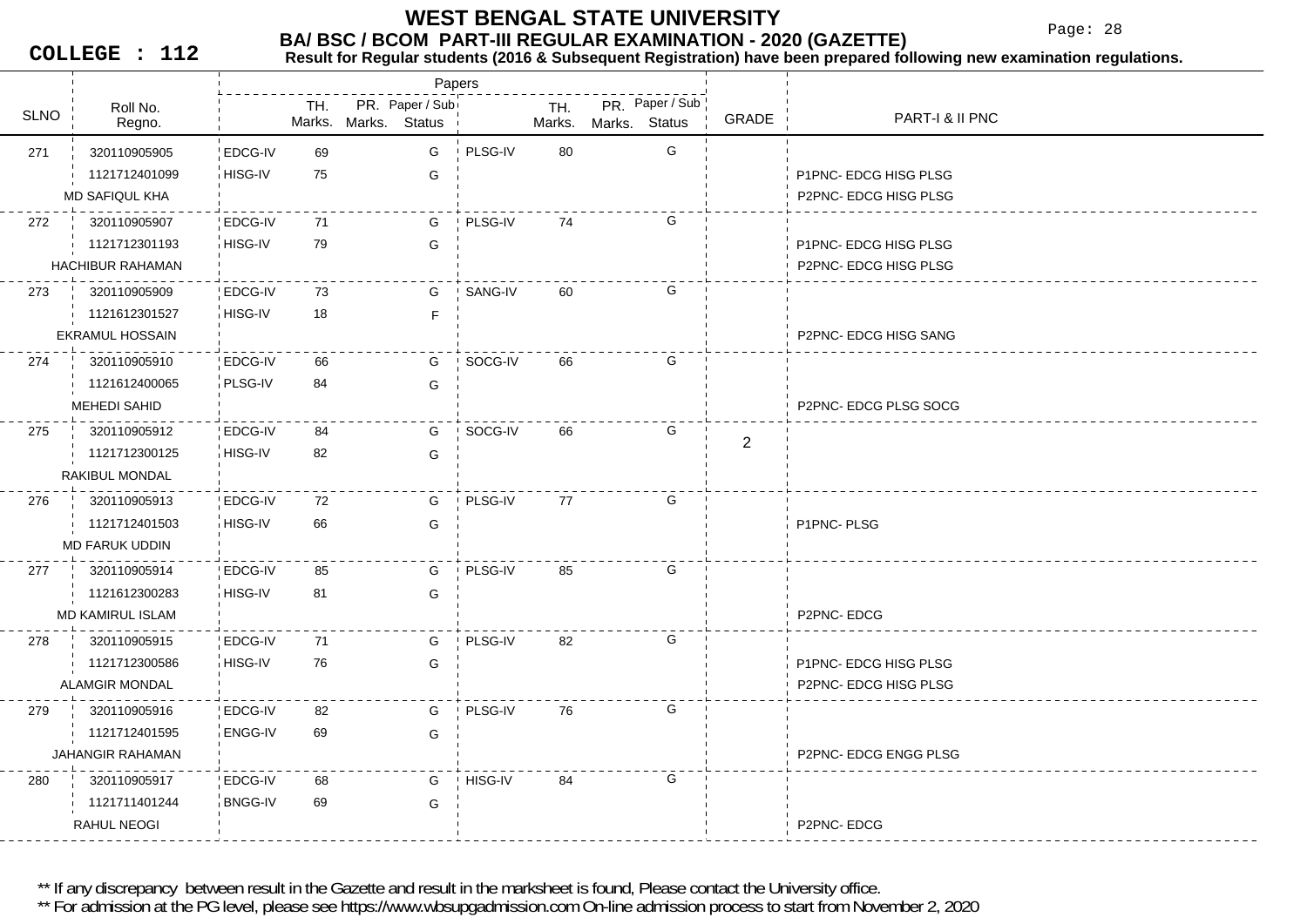# WEST BENGAL STATE UNIVERSITY

## BA/ BSC / BCOM PART-III REGULAR EXAMINATION - 2020 (GAZETTE)

**COLLEGE : 112**

**Result for Regular students (2016 & Subsequent Registration) have been prepared following new examination regulations.**

| SLNO | Roll No. / Regno. / Name | Paper | TH. Marks | PR. Marks | Paper / Sub Status | Paper | TH. Marks | PR. Marks | Paper / Sub Status | GRADE | PART-I & II PNC |
|---|---|---|---|---|---|---|---|---|---|---|---|
| 271 | 320110905905 | EDCG-IV | 69 | | G | PLSG-IV | 80 | | G | | |
| | 1121712401099 | HISG-IV | 75 | | G | | | | | | P1PNC- EDCG HISG PLSG |
| | MD SAFIQUL KHA | | | | | | | | | | P2PNC- EDCG HISG PLSG |
| 272 | 320110905907 | EDCG-IV | 71 | | G | PLSG-IV | 74 | | G | | |
| | 1121712301193 | HISG-IV | 79 | | G | | | | | | P1PNC- EDCG HISG PLSG |
| | HACHIBUR RAHAMAN | | | | | | | | | | P2PNC- EDCG HISG PLSG |
| 273 | 320110905909 | EDCG-IV | 73 | | G | SANG-IV | 60 | | G | | |
| | 1121612301527 | HISG-IV | 18 | | F | | | | | | |
| | EKRAMUL HOSSAIN | | | | | | | | | | P2PNC- EDCG HISG SANG |
| 274 | 320110905910 | EDCG-IV | 66 | | G | SOCG-IV | 66 | | G | | |
| | 1121612400065 | PLSG-IV | 84 | | G | | | | | | |
| | MEHEDI SAHID | | | | | | | | | | P2PNC- EDCG PLSG SOCG |
| 275 | 320110905912 | EDCG-IV | 84 | | G | SOCG-IV | 66 | | G | 2 | |
| | 1121712300125 | HISG-IV | 82 | | G | | | | | | |
| | RAKIBUL MONDAL | | | | | | | | | | |
| 276 | 320110905913 | EDCG-IV | 72 | | G | PLSG-IV | 77 | | G | | |
| | 1121712401503 | HISG-IV | 66 | | G | | | | | | P1PNC- PLSG |
| | MD FARUK UDDIN | | | | | | | | | | |
| 277 | 320110905914 | EDCG-IV | 85 | | G | PLSG-IV | 85 | | G | | |
| | 1121612300283 | HISG-IV | 81 | | G | | | | | | |
| | MD KAMIRUL ISLAM | | | | | | | | | | P2PNC- EDCG |
| 278 | 320110905915 | EDCG-IV | 71 | | G | PLSG-IV | 82 | | G | | |
| | 1121712300586 | HISG-IV | 76 | | G | | | | | | P1PNC- EDCG HISG PLSG |
| | ALAMGIR MONDAL | | | | | | | | | | P2PNC- EDCG HISG PLSG |
| 279 | 320110905916 | EDCG-IV | 82 | | G | PLSG-IV | 76 | | G | | |
| | 1121712401595 | ENGG-IV | 69 | | G | | | | | | |
| | JAHANGIR RAHAMAN | | | | | | | | | | P2PNC- EDCG ENGG PLSG |
| 280 | 320110905917 | EDCG-IV | 68 | | G | HISG-IV | 84 | | G | | |
| | 1121711401244 | BNGG-IV | 69 | | G | | | | | | |
| | RAHUL NEOGI | | | | | | | | | | P2PNC- EDCG |

** If any discrepancy between result in the Gazette and result in the marksheet is found, Please contact the University office.

** For admission at the PG level, please see https://www.wbsupgadmission.com On-line admission process to start from November 2, 2020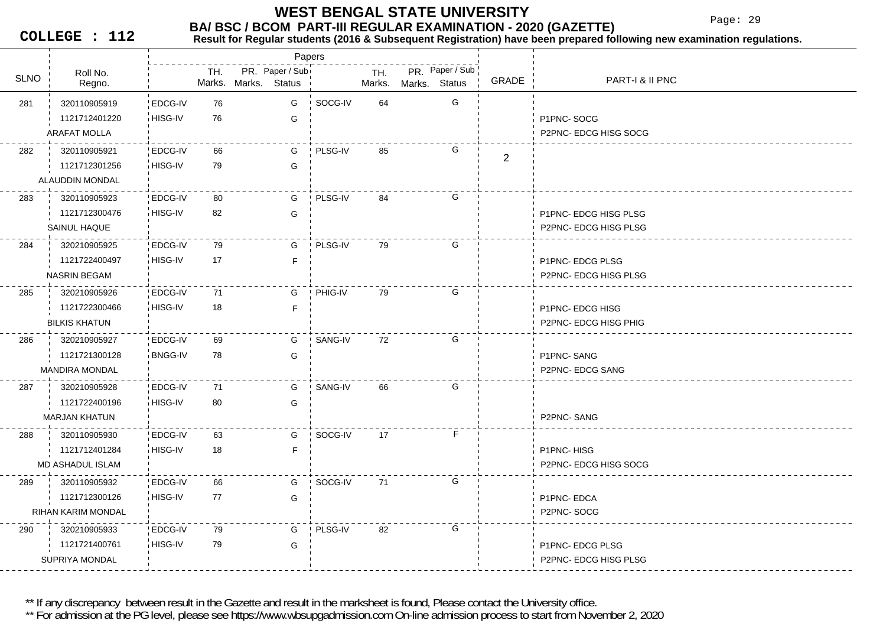# WEST BENGAL STATE UNIVERSITY

## BA/ BSC / BCOM PART-III REGULAR EXAMINATION - 2020 (GAZETTE)

**COLLEGE : 112**

**Result for Regular students (2016 & Subsequent Registration) have been prepared following new examination regulations.**

| SLNO | Roll No. / Regno. / Name | Paper | TH. Marks. | PR. Marks. | Paper / Sub Status | Paper | TH. Marks. | PR. Marks. | Paper / Sub Status | GRADE | PART-I & II PNC |
|---|---|---|---|---|---|---|---|---|---|---|---|
| 281 | 320110905919 | EDCG-IV | 76 | | G | SOCG-IV | 64 | | G | | |
| | 1121712401220 | HISG-IV | 76 | | G | | | | | | P1PNC- SOCG |
| | ARAFAT MOLLA | | | | | | | | | | P2PNC- EDCG HISG SOCG |
| 282 | 320110905921 | EDCG-IV | 66 | | G | PLSG-IV | 85 | | G | 2 | |
| | 1121712301256 | HISG-IV | 79 | | G | | | | | | |
| | ALAUDDIN MONDAL | | | | | | | | | | |
| 283 | 320110905923 | EDCG-IV | 80 | | G | PLSG-IV | 84 | | G | | |
| | 1121712300476 | HISG-IV | 82 | | G | | | | | | P1PNC- EDCG HISG PLSG |
| | SAINUL HAQUE | | | | | | | | | | P2PNC- EDCG HISG PLSG |
| 284 | 320210905925 | EDCG-IV | 79 | | G | PLSG-IV | 79 | | G | | |
| | 1121722400497 | HISG-IV | 17 | | F | | | | | | P1PNC- EDCG PLSG |
| | NASRIN BEGAM | | | | | | | | | | P2PNC- EDCG HISG PLSG |
| 285 | 320210905926 | EDCG-IV | 71 | | G | PHIG-IV | 79 | | G | | |
| | 1121722300466 | HISG-IV | 18 | | F | | | | | | P1PNC- EDCG HISG |
| | BILKIS KHATUN | | | | | | | | | | P2PNC- EDCG HISG PHIG |
| 286 | 320210905927 | EDCG-IV | 69 | | G | SANG-IV | 72 | | G | | |
| | 1121721300128 | BNGG-IV | 78 | | G | | | | | | P1PNC- SANG |
| | MANDIRA MONDAL | | | | | | | | | | P2PNC- EDCG SANG |
| 287 | 320210905928 | EDCG-IV | 71 | | G | SANG-IV | 66 | | G | | |
| | 1121722400196 | HISG-IV | 80 | | G | | | | | | |
| | MARJAN KHATUN | | | | | | | | | | P2PNC- SANG |
| 288 | 320110905930 | EDCG-IV | 63 | | G | SOCG-IV | 17 | | F | | |
| | 1121712401284 | HISG-IV | 18 | | F | | | | | | P1PNC- HISG |
| | MD ASHADUL ISLAM | | | | | | | | | | P2PNC- EDCG HISG SOCG |
| 289 | 320110905932 | EDCG-IV | 66 | | G | SOCG-IV | 71 | | G | | |
| | 1121712300126 | HISG-IV | 77 | | G | | | | | | P1PNC- EDCA |
| | RIHAN KARIM MONDAL | | | | | | | | | | P2PNC- SOCG |
| 290 | 320210905933 | EDCG-IV | 79 | | G | PLSG-IV | 82 | | G | | |
| | 1121721400761 | HISG-IV | 79 | | G | | | | | | P1PNC- EDCG PLSG |
| | SUPRIYA MONDAL | | | | | | | | | | P2PNC- EDCG HISG PLSG |

** If any discrepancy between result in the Gazette and result in the marksheet is found, Please contact the University office.

** For admission at the PG level, please see https://www.wbsupgadmission.com On-line admission process to start from November 2, 2020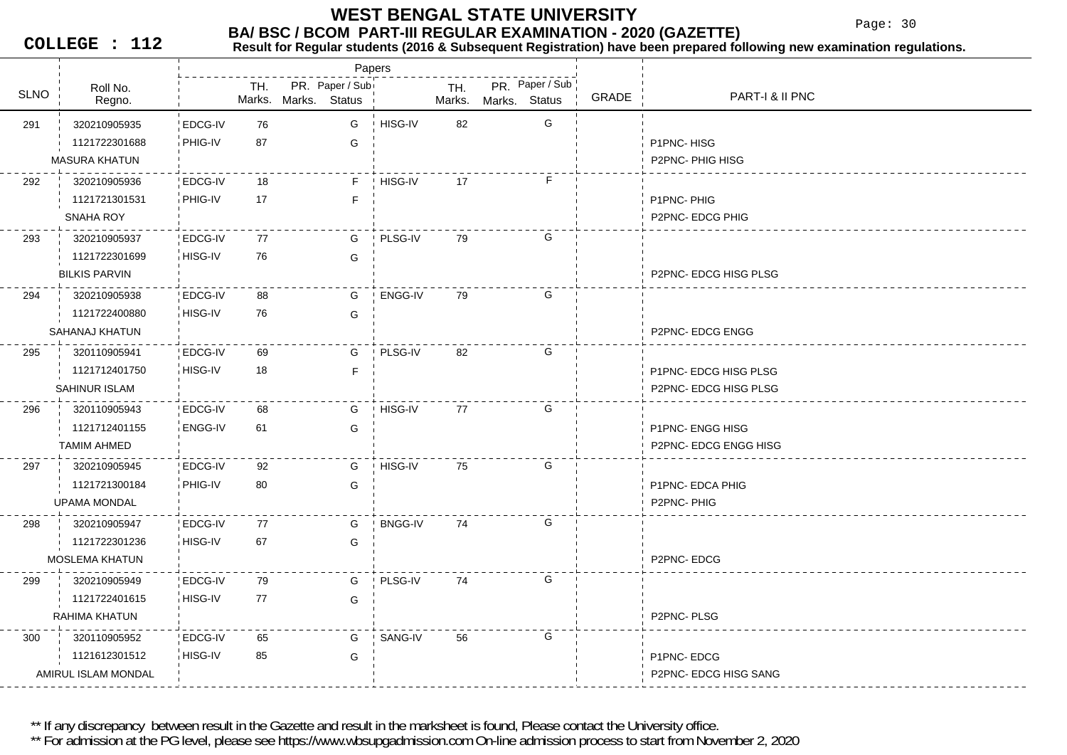# WEST BENGAL STATE UNIVERSITY

## BA/ BSC / BCOM PART-III REGULAR EXAMINATION - 2020 (GAZETTE)

**COLLEGE : 112**

**Result for Regular students (2016 & Subsequent Registration) have been prepared following new examination regulations.**

| SLNO | Roll No. / Regno. | Papers | TH. Marks. | PR. Marks. | Paper / Sub Status | Papers | TH. Marks. | PR. Marks. | Paper / Sub Status | GRADE | PART-I & II PNC |
|---|---|---|---|---|---|---|---|---|---|---|---|
| 291 | 320210905935 | EDCG-IV | 76 | | G | HISG-IV | 82 | | G | | |
| | 1121722301688 | PHIG-IV | 87 | | G | | | | | | P1PNC- HISG |
| | MASURA KHATUN | | | | | | | | | | P2PNC- PHIG HISG |
| 292 | 320210905936 | EDCG-IV | 18 | | F | HISG-IV | 17 | | F | | |
| | 1121721301531 | PHIG-IV | 17 | | F | | | | | | P1PNC- PHIG |
| | SNAHA ROY | | | | | | | | | | P2PNC- EDCG PHIG |
| 293 | 320210905937 | EDCG-IV | 77 | | G | PLSG-IV | 79 | | G | | |
| | 1121722301699 | HISG-IV | 76 | | G | | | | | | |
| | BILKIS PARVIN | | | | | | | | | | P2PNC- EDCG HISG PLSG |
| 294 | 320210905938 | EDCG-IV | 88 | | G | ENGG-IV | 79 | | G | | |
| | 1121722400880 | HISG-IV | 76 | | G | | | | | | |
| | SAHANAJ KHATUN | | | | | | | | | | P2PNC- EDCG ENGG |
| 295 | 320110905941 | EDCG-IV | 69 | | G | PLSG-IV | 82 | | G | | |
| | 1121712401750 | HISG-IV | 18 | | F | | | | | | P1PNC- EDCG HISG PLSG |
| | SAHINUR ISLAM | | | | | | | | | | P2PNC- EDCG HISG PLSG |
| 296 | 320110905943 | EDCG-IV | 68 | | G | HISG-IV | 77 | | G | | |
| | 1121712401155 | ENGG-IV | 61 | | G | | | | | | P1PNC- ENGG HISG |
| | TAMIM AHMED | | | | | | | | | | P2PNC- EDCG ENGG HISG |
| 297 | 320210905945 | EDCG-IV | 92 | | G | HISG-IV | 75 | | G | | |
| | 1121721300184 | PHIG-IV | 80 | | G | | | | | | P1PNC- EDCA PHIG |
| | UPAMA MONDAL | | | | | | | | | | P2PNC- PHIG |
| 298 | 320210905947 | EDCG-IV | 77 | | G | BNGG-IV | 74 | | G | | |
| | 1121722301236 | HISG-IV | 67 | | G | | | | | | |
| | MOSLEMA KHATUN | | | | | | | | | | P2PNC- EDCG |
| 299 | 320210905949 | EDCG-IV | 79 | | G | PLSG-IV | 74 | | G | | |
| | 1121722401615 | HISG-IV | 77 | | G | | | | | | |
| | RAHIMA KHATUN | | | | | | | | | | P2PNC- PLSG |
| 300 | 320110905952 | EDCG-IV | 65 | | G | SANG-IV | 56 | | G | | |
| | 1121612301512 | HISG-IV | 85 | | G | | | | | | P1PNC- EDCG |
| | AMIRUL ISLAM MONDAL | | | | | | | | | | P2PNC- EDCG HISG SANG |

** If any discrepancy between result in the Gazette and result in the marksheet is found, Please contact the University office.

** For admission at the PG level, please see https://www.wbsupgadmission.com On-line admission process to start from November 2, 2020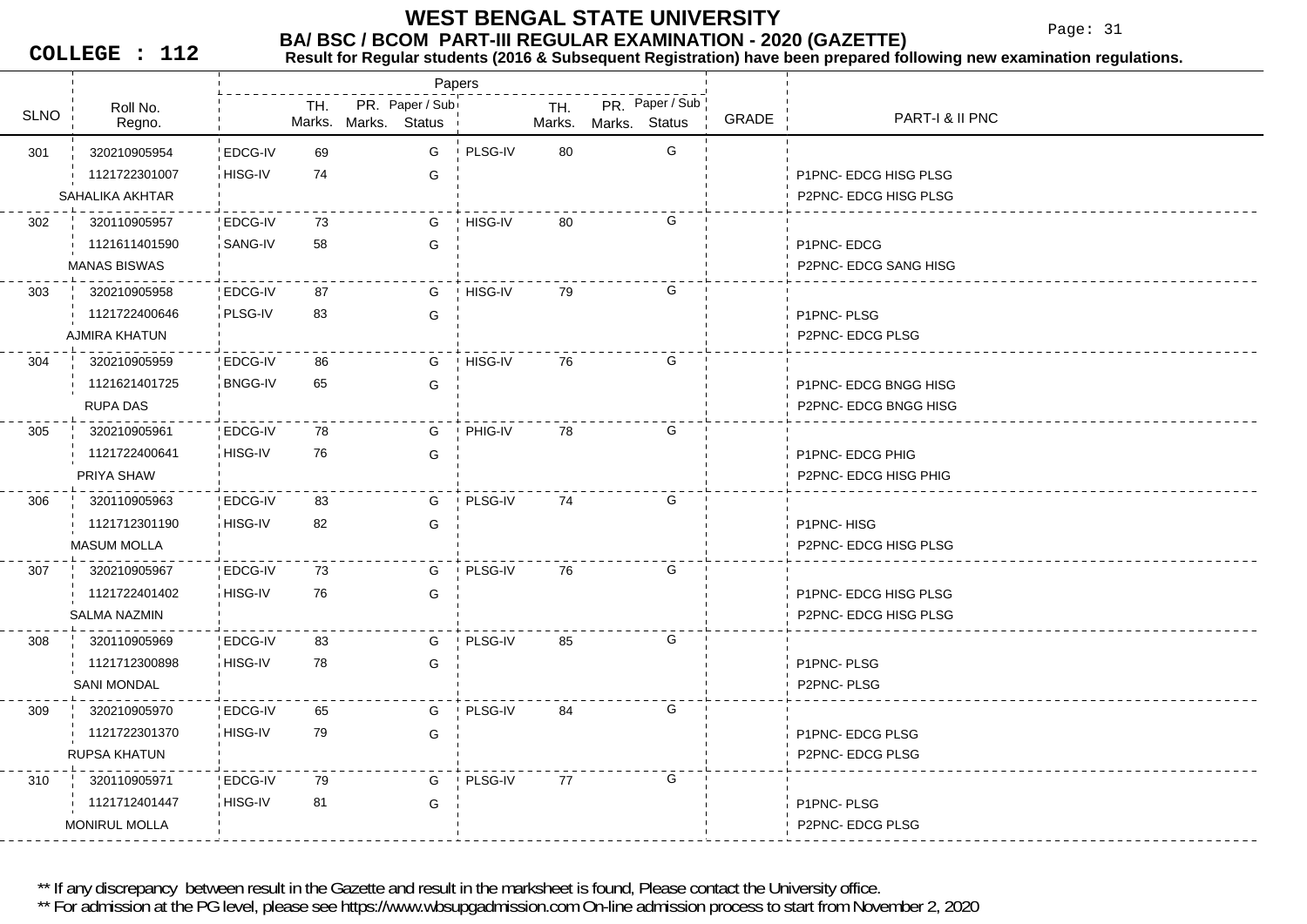# WEST BENGAL STATE UNIVERSITY

## BA/ BSC / BCOM PART-III REGULAR EXAMINATION - 2020 (GAZETTE)

**COLLEGE : 112**

**Result for Regular students (2016 & Subsequent Registration) have been prepared following new examination regulations.**

| SLNO | Roll No. / Regno. / Name | Paper | TH. Marks | PR. Marks | Paper / Sub Status | Paper | TH. Marks | PR. Marks | Paper / Sub Status | GRADE | PART-I & II PNC |
|---|---|---|---|---|---|---|---|---|---|---|---|
| 301 | 320210905954 | EDCG-IV | 69 | | G | PLSG-IV | 80 | | G | | |
| | 1121722301007 | HISG-IV | 74 | | G | | | | | | P1PNC- EDCG HISG PLSG |
| | SAHALIKA AKHTAR | | | | | | | | | | P2PNC- EDCG HISG PLSG |
| 302 | 320110905957 | EDCG-IV | 73 | | G | HISG-IV | 80 | | G | | |
| | 1121611401590 | SANG-IV | 58 | | G | | | | | | P1PNC- EDCG |
| | MANAS BISWAS | | | | | | | | | | P2PNC- EDCG SANG HISG |
| 303 | 320210905958 | EDCG-IV | 87 | | G | HISG-IV | 79 | | G | | |
| | 1121722400646 | PLSG-IV | 83 | | G | | | | | | P1PNC- PLSG |
| | AJMIRA KHATUN | | | | | | | | | | P2PNC- EDCG PLSG |
| 304 | 320210905959 | EDCG-IV | 86 | | G | HISG-IV | 76 | | G | | |
| | 1121621401725 | BNGG-IV | 65 | | G | | | | | | P1PNC- EDCG BNGG HISG |
| | RUPA DAS | | | | | | | | | | P2PNC- EDCG BNGG HISG |
| 305 | 320210905961 | EDCG-IV | 78 | | G | PHIG-IV | 78 | | G | | |
| | 1121722400641 | HISG-IV | 76 | | G | | | | | | P1PNC- EDCG PHIG |
| | PRIYA SHAW | | | | | | | | | | P2PNC- EDCG HISG PHIG |
| 306 | 320110905963 | EDCG-IV | 83 | | G | PLSG-IV | 74 | | G | | |
| | 1121712301190 | HISG-IV | 82 | | G | | | | | | P1PNC- HISG |
| | MASUM MOLLA | | | | | | | | | | P2PNC- EDCG HISG PLSG |
| 307 | 320210905967 | EDCG-IV | 73 | | G | PLSG-IV | 76 | | G | | |
| | 1121722401402 | HISG-IV | 76 | | G | | | | | | P1PNC- EDCG HISG PLSG |
| | SALMA NAZMIN | | | | | | | | | | P2PNC- EDCG HISG PLSG |
| 308 | 320110905969 | EDCG-IV | 83 | | G | PLSG-IV | 85 | | G | | |
| | 1121712300898 | HISG-IV | 78 | | G | | | | | | P1PNC- PLSG |
| | SANI MONDAL | | | | | | | | | | P2PNC- PLSG |
| 309 | 320210905970 | EDCG-IV | 65 | | G | PLSG-IV | 84 | | G | | |
| | 1121722301370 | HISG-IV | 79 | | G | | | | | | P1PNC- EDCG PLSG |
| | RUPSA KHATUN | | | | | | | | | | P2PNC- EDCG PLSG |
| 310 | 320110905971 | EDCG-IV | 79 | | G | PLSG-IV | 77 | | G | | |
| | 1121712401447 | HISG-IV | 81 | | G | | | | | | P1PNC- PLSG |
| | MONIRUL MOLLA | | | | | | | | | | P2PNC- EDCG PLSG |

** If any discrepancy between result in the Gazette and result in the marksheet is found, Please contact the University office.

** For admission at the PG level, please see https://www.wbsupgadmission.com On-line admission process to start from November 2, 2020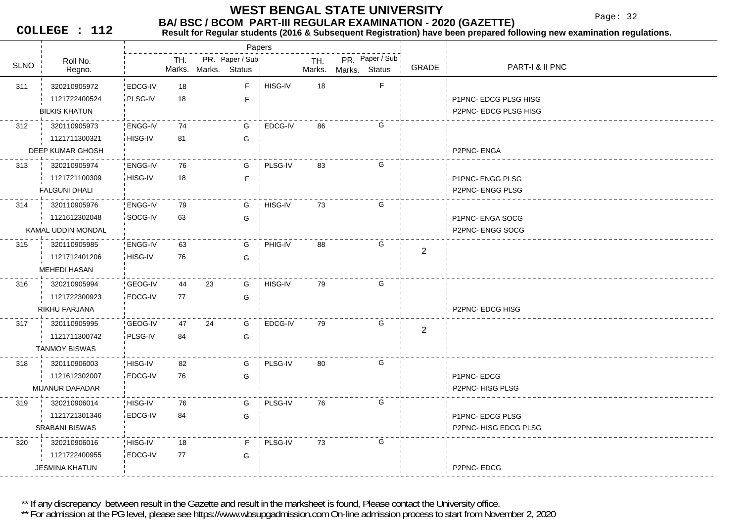# WEST BENGAL STATE UNIVERSITY

## BA/ BSC / BCOM PART-III REGULAR EXAMINATION - 2020 (GAZETTE)

**COLLEGE : 112**

**Result for Regular students (2016 & Subsequent Registration) have been prepared following new examination regulations.**

| SLNO | Roll No. / Regno. / Name | Paper | TH. Marks. | PR. Marks. | Paper / Sub Status | Paper | TH. Marks. | PR. Marks. | Paper / Sub Status | GRADE | PART-I & II PNC |
|---|---|---|---|---|---|---|---|---|---|---|---|
| 311 | 320210905972 | EDCG-IV | 18 | | F | HISG-IV | 18 | | F | | |
| | 1121722400524 | PLSG-IV | 18 | | F | | | | | | P1PNC- EDCG PLSG HISG |
| | BILKIS KHATUN | | | | | | | | | | P2PNC- EDCG PLSG HISG |
| 312 | 320110905973 | ENGG-IV | 74 | | G | EDCG-IV | 86 | | G | | |
| | 1121711300321 | HISG-IV | 81 | | G | | | | | | |
| | DEEP KUMAR GHOSH | | | | | | | | | | P2PNC- ENGA |
| 313 | 320210905974 | ENGG-IV | 76 | | G | PLSG-IV | 83 | | G | | |
| | 1121721100309 | HISG-IV | 18 | | F | | | | | | P1PNC- ENGG PLSG |
| | FALGUNI DHALI | | | | | | | | | | P2PNC- ENGG PLSG |
| 314 | 320110905976 | ENGG-IV | 79 | | G | HISG-IV | 73 | | G | | |
| | 1121612302048 | SOCG-IV | 63 | | G | | | | | | P1PNC- ENGA SOCG |
| | KAMAL UDDIN MONDAL | | | | | | | | | | P2PNC- ENGG SOCG |
| 315 | 320110905985 | ENGG-IV | 63 | | G | PHIG-IV | 88 | | G | 2 | |
| | 1121712401206 | HISG-IV | 76 | | G | | | | | | |
| | MEHEDI HASAN | | | | | | | | | | |
| 316 | 320210905994 | GEOG-IV | 44 | 23 | G | HISG-IV | 79 | | G | | |
| | 1121722300923 | EDCG-IV | 77 | | G | | | | | | |
| | RIKHU FARJANA | | | | | | | | | | P2PNC- EDCG HISG |
| 317 | 320110905995 | GEOG-IV | 47 | 24 | G | EDCG-IV | 79 | | G | 2 | |
| | 1121711300742 | PLSG-IV | 84 | | G | | | | | | |
| | TANMOY BISWAS | | | | | | | | | | |
| 318 | 320110906003 | HISG-IV | 82 | | G | PLSG-IV | 80 | | G | | |
| | 1121612302007 | EDCG-IV | 76 | | G | | | | | | P1PNC- EDCG |
| | MIJANUR DAFADAR | | | | | | | | | | P2PNC- HISG PLSG |
| 319 | 320210906014 | HISG-IV | 76 | | G | PLSG-IV | 76 | | G | | |
| | 1121721301346 | EDCG-IV | 84 | | G | | | | | | P1PNC- EDCG PLSG |
| | SRABANI BISWAS | | | | | | | | | | P2PNC- HISG EDCG PLSG |
| 320 | 320210906016 | HISG-IV | 18 | | F | PLSG-IV | 73 | | G | | |
| | 1121722400955 | EDCG-IV | 77 | | G | | | | | | |
| | JESMINA KHATUN | | | | | | | | | | P2PNC- EDCG |

** If any discrepancy between result in the Gazette and result in the marksheet is found, Please contact the University office.

** For admission at the PG level, please see https://www.wbsupgadmission.com On-line admission process to start from November 2, 2020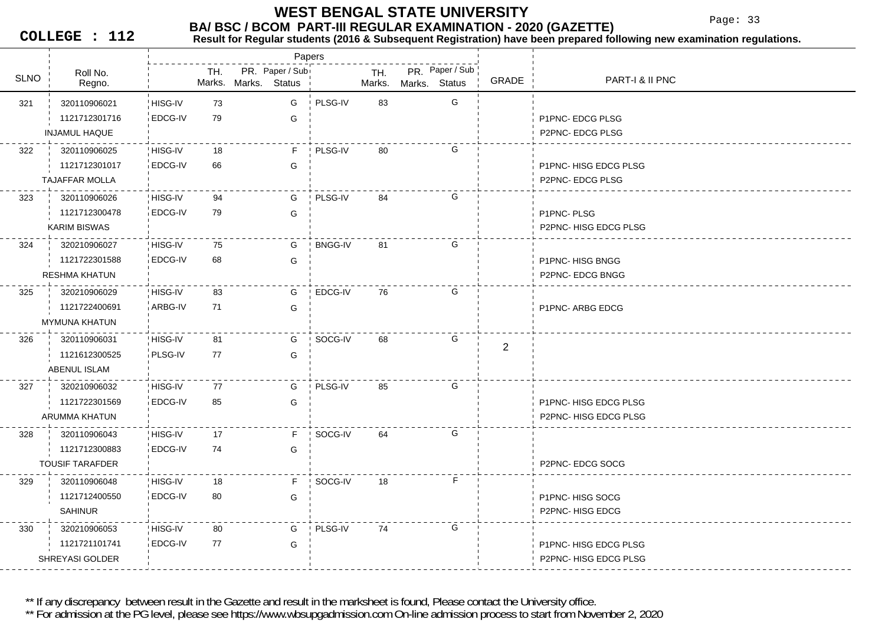# WEST BENGAL STATE UNIVERSITY

## BA/ BSC / BCOM PART-III REGULAR EXAMINATION - 2020 (GAZETTE)

**COLLEGE : 112**

**Result for Regular students (2016 & Subsequent Registration) have been prepared following new examination regulations.**

| SLNO | Roll No. / Regno. / Name | Paper | TH. Marks | PR. Marks | Paper / Sub Status | Paper | TH. Marks | PR. Marks | Paper / Sub Status | GRADE | PART-I & II PNC |
|---|---|---|---|---|---|---|---|---|---|---|---|
| 321 | 320110906021 | HISG-IV | 73 | | G | PLSG-IV | 83 | | G | | |
| | 1121712301716 | EDCG-IV | 79 | | G | | | | | | P1PNC- EDCG PLSG |
| | INJAMUL HAQUE | | | | | | | | | | P2PNC- EDCG PLSG |
| 322 | 320110906025 | HISG-IV | 18 | | F | PLSG-IV | 80 | | G | | |
| | 1121712301017 | EDCG-IV | 66 | | G | | | | | | P1PNC- HISG EDCG PLSG |
| | TAJAFFAR MOLLA | | | | | | | | | | P2PNC- EDCG PLSG |
| 323 | 320110906026 | HISG-IV | 94 | | G | PLSG-IV | 84 | | G | | |
| | 1121712300478 | EDCG-IV | 79 | | G | | | | | | P1PNC- PLSG |
| | KARIM BISWAS | | | | | | | | | | P2PNC- HISG EDCG PLSG |
| 324 | 320210906027 | HISG-IV | 75 | | G | BNGG-IV | 81 | | G | | |
| | 1121722301588 | EDCG-IV | 68 | | G | | | | | | P1PNC- HISG BNGG |
| | RESHMA KHATUN | | | | | | | | | | P2PNC- EDCG BNGG |
| 325 | 320210906029 | HISG-IV | 83 | | G | EDCG-IV | 76 | | G | | |
| | 1121722400691 | ARBG-IV | 71 | | G | | | | | | P1PNC- ARBG EDCG |
| | MYMUNA KHATUN | | | | | | | | | | |
| 326 | 320110906031 | HISG-IV | 81 | | G | SOCG-IV | 68 | | G | 2 | |
| | 1121612300525 | PLSG-IV | 77 | | G | | | | | | |
| | ABENUL ISLAM | | | | | | | | | | |
| 327 | 320210906032 | HISG-IV | 77 | | G | PLSG-IV | 85 | | G | | |
| | 1121722301569 | EDCG-IV | 85 | | G | | | | | | P1PNC- HISG EDCG PLSG |
| | ARUMMA KHATUN | | | | | | | | | | P2PNC- HISG EDCG PLSG |
| 328 | 320110906043 | HISG-IV | 17 | | F | SOCG-IV | 64 | | G | | |
| | 1121712300883 | EDCG-IV | 74 | | G | | | | | | |
| | TOUSIF TARAFDER | | | | | | | | | | P2PNC- EDCG SOCG |
| 329 | 320110906048 | HISG-IV | 18 | | F | SOCG-IV | 18 | | F | | |
| | 1121712400550 | EDCG-IV | 80 | | G | | | | | | P1PNC- HISG SOCG |
| | SAHINUR | | | | | | | | | | P2PNC- HISG EDCG |
| 330 | 320210906053 | HISG-IV | 80 | | G | PLSG-IV | 74 | | G | | |
| | 1121721101741 | EDCG-IV | 77 | | G | | | | | | P1PNC- HISG EDCG PLSG |
| | SHREYASI GOLDER | | | | | | | | | | P2PNC- HISG EDCG PLSG |

** If any discrepancy between result in the Gazette and result in the marksheet is found, Please contact the University office.

** For admission at the PG level, please see https://www.wbsupgadmission.com On-line admission process to start from November 2, 2020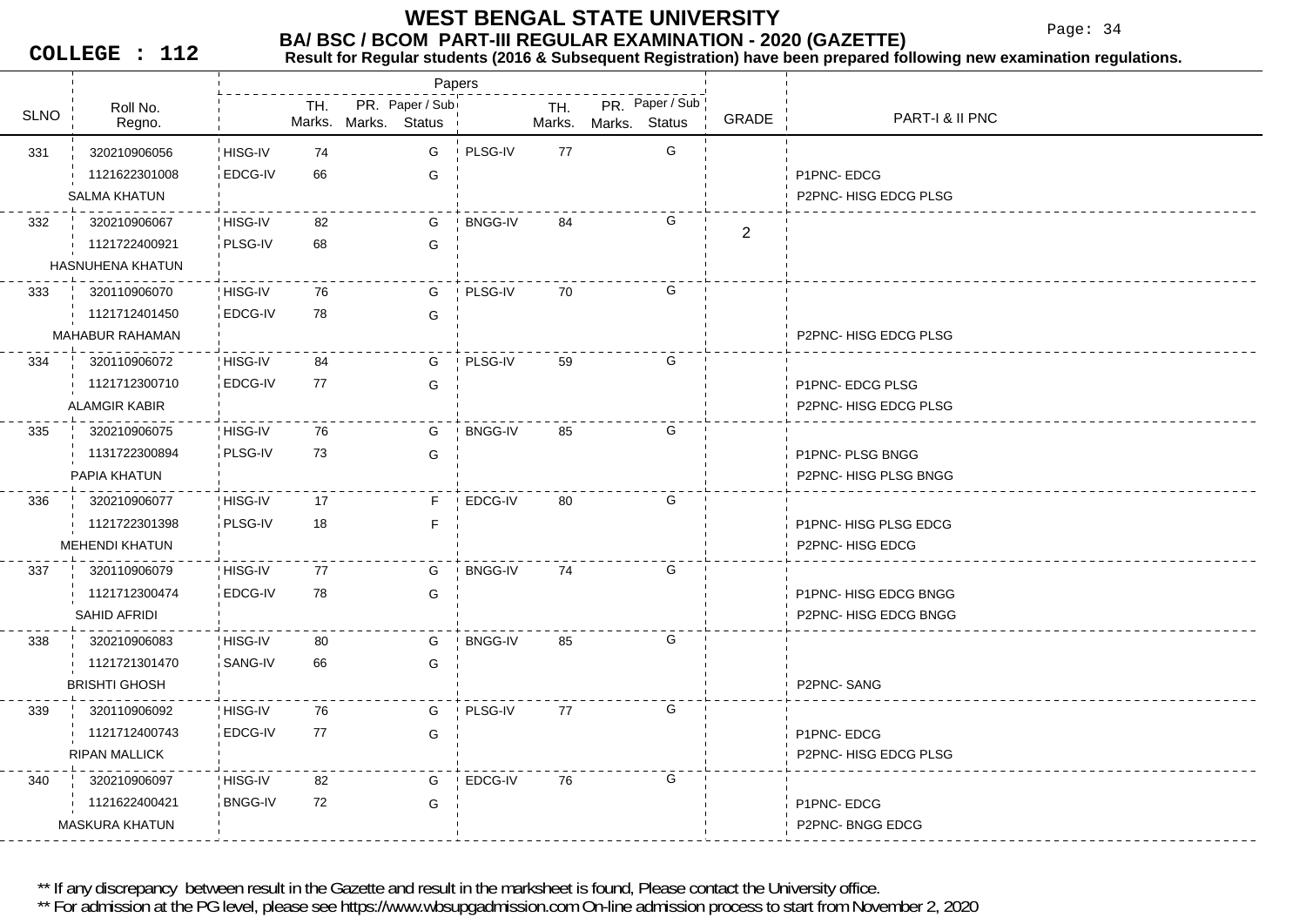# WEST BENGAL STATE UNIVERSITY

## BA/ BSC / BCOM PART-III REGULAR EXAMINATION - 2020 (GAZETTE)

**COLLEGE : 112**

**Result for Regular students (2016 & Subsequent Registration) have been prepared following new examination regulations.**

| SLNO | Roll No. / Regno. / Name | Paper | TH. Marks | PR. Marks | Paper / Sub Status | Paper | TH. Marks | PR. Marks | Paper / Sub Status | GRADE | PART-I & II PNC |
|---|---|---|---|---|---|---|---|---|---|---|---|
| 331 | 320210906056 | HISG-IV | 74 | | G | PLSG-IV | 77 | | G | | |
| | 1121622301008 | EDCG-IV | 66 | | G | | | | | | P1PNC- EDCG |
| | SALMA KHATUN | | | | | | | | | | P2PNC- HISG EDCG PLSG |
| 332 | 320210906067 | HISG-IV | 82 | | G | BNGG-IV | 84 | | G | 2 | |
| | 1121722400921 | PLSG-IV | 68 | | G | | | | | | |
| | HASNUHENA KHATUN | | | | | | | | | | |
| 333 | 320110906070 | HISG-IV | 76 | | G | PLSG-IV | 70 | | G | | |
| | 1121712401450 | EDCG-IV | 78 | | G | | | | | | |
| | MAHABUR RAHAMAN | | | | | | | | | | P2PNC- HISG EDCG PLSG |
| 334 | 320110906072 | HISG-IV | 84 | | G | PLSG-IV | 59 | | G | | |
| | 1121712300710 | EDCG-IV | 77 | | G | | | | | | P1PNC- EDCG PLSG |
| | ALAMGIR KABIR | | | | | | | | | | P2PNC- HISG EDCG PLSG |
| 335 | 320210906075 | HISG-IV | 76 | | G | BNGG-IV | 85 | | G | | |
| | 1131722300894 | PLSG-IV | 73 | | G | | | | | | P1PNC- PLSG BNGG |
| | PAPIA KHATUN | | | | | | | | | | P2PNC- HISG PLSG BNGG |
| 336 | 320210906077 | HISG-IV | 17 | | F | EDCG-IV | 80 | | G | | |
| | 1121722301398 | PLSG-IV | 18 | | F | | | | | | P1PNC- HISG PLSG EDCG |
| | MEHENDI KHATUN | | | | | | | | | | P2PNC- HISG EDCG |
| 337 | 320110906079 | HISG-IV | 77 | | G | BNGG-IV | 74 | | G | | |
| | 1121712300474 | EDCG-IV | 78 | | G | | | | | | P1PNC- HISG EDCG BNGG |
| | SAHID AFRIDI | | | | | | | | | | P2PNC- HISG EDCG BNGG |
| 338 | 320210906083 | HISG-IV | 80 | | G | BNGG-IV | 85 | | G | | |
| | 1121721301470 | SANG-IV | 66 | | G | | | | | | |
| | BRISHTI GHOSH | | | | | | | | | | P2PNC- SANG |
| 339 | 320110906092 | HISG-IV | 76 | | G | PLSG-IV | 77 | | G | | |
| | 1121712400743 | EDCG-IV | 77 | | G | | | | | | P1PNC- EDCG |
| | RIPAN MALLICK | | | | | | | | | | P2PNC- HISG EDCG PLSG |
| 340 | 320210906097 | HISG-IV | 82 | | G | EDCG-IV | 76 | | G | | |
| | 1121622400421 | BNGG-IV | 72 | | G | | | | | | P1PNC- EDCG |
| | MASKURA KHATUN | | | | | | | | | | P2PNC- BNGG EDCG |

** If any discrepancy between result in the Gazette and result in the marksheet is found, Please contact the University office.

** For admission at the PG level, please see https://www.wbsupgadmission.com On-line admission process to start from November 2, 2020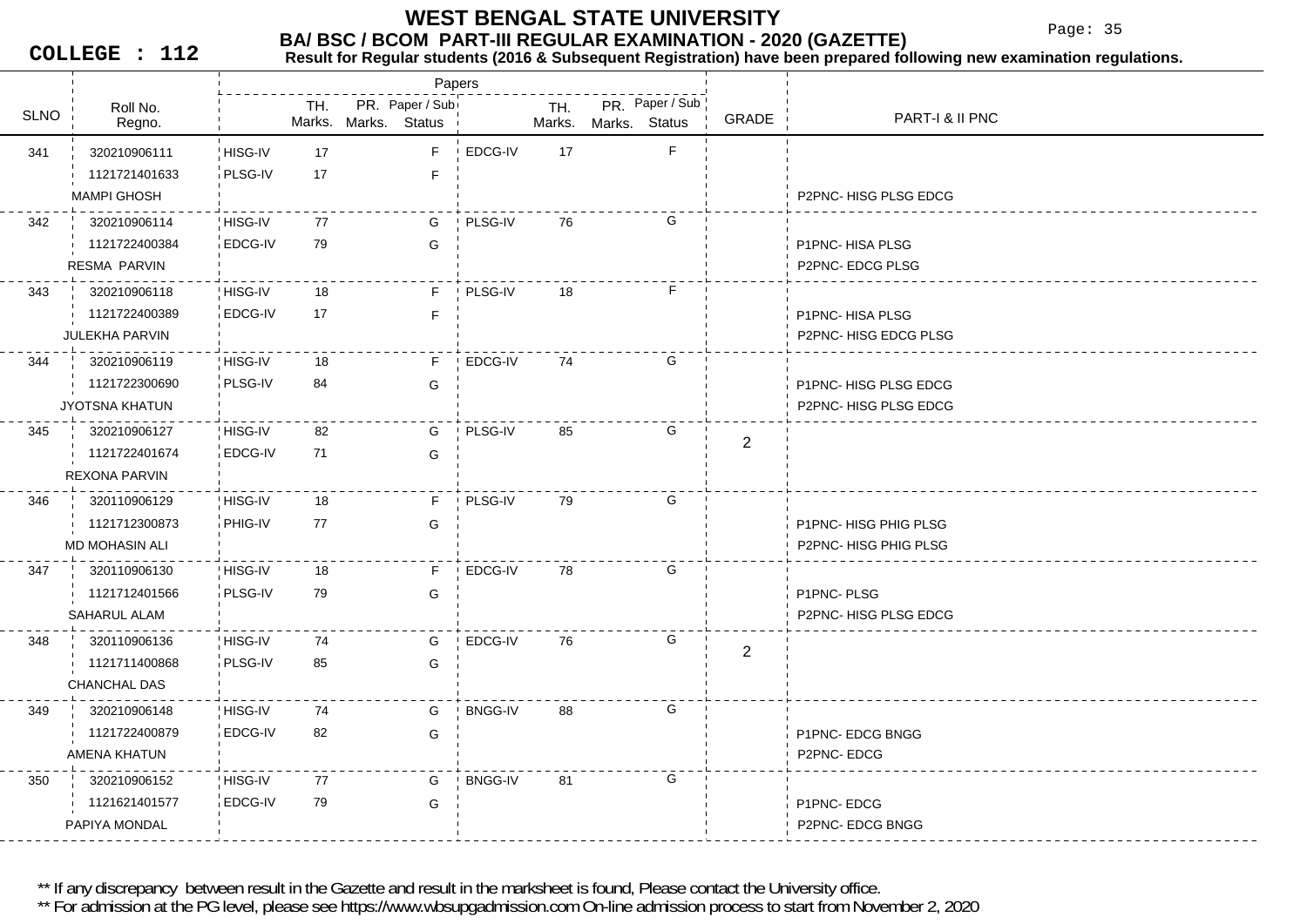# WEST BENGAL STATE UNIVERSITY

## BA/ BSC / BCOM PART-III REGULAR EXAMINATION - 2020 (GAZETTE)

**COLLEGE : 112**

**Result for Regular students (2016 & Subsequent Registration) have been prepared following new examination regulations.**

| SLNO | Roll No. / Regno. / Name | Paper | TH. Marks | PR. Marks | Paper / Sub Status | Paper | TH. Marks | PR. Marks | Paper / Sub Status | GRADE | PART-I & II PNC |
|---|---|---|---|---|---|---|---|---|---|---|---|
| 341 | 320210906111 | HISG-IV | 17 | | F | EDCG-IV | 17 | | F | | |
| | 1121721401633 | PLSG-IV | 17 | | F | | | | | | |
| | MAMPI GHOSH | | | | | | | | | | P2PNC- HISG PLSG EDCG |
| 342 | 320210906114 | HISG-IV | 77 | | G | PLSG-IV | 76 | | G | | |
| | 1121722400384 | EDCG-IV | 79 | | G | | | | | | P1PNC- HISA PLSG |
| | RESMA PARVIN | | | | | | | | | | P2PNC- EDCG PLSG |
| 343 | 320210906118 | HISG-IV | 18 | | F | PLSG-IV | 18 | | F | | |
| | 1121722400389 | EDCG-IV | 17 | | F | | | | | | P1PNC- HISA PLSG |
| | JULEKHA PARVIN | | | | | | | | | | P2PNC- HISG EDCG PLSG |
| 344 | 320210906119 | HISG-IV | 18 | | F | EDCG-IV | 74 | | G | | |
| | 1121722300690 | PLSG-IV | 84 | | G | | | | | | P1PNC- HISG PLSG EDCG |
| | JYOTSNA KHATUN | | | | | | | | | | P2PNC- HISG PLSG EDCG |
| 345 | 320210906127 | HISG-IV | 82 | | G | PLSG-IV | 85 | | G | 2 | |
| | 1121722401674 | EDCG-IV | 71 | | G | | | | | | |
| | REXONA PARVIN | | | | | | | | | | |
| 346 | 320110906129 | HISG-IV | 18 | | F | PLSG-IV | 79 | | G | | |
| | 1121712300873 | PHIG-IV | 77 | | G | | | | | | P1PNC- HISG PHIG PLSG |
| | MD MOHASIN ALI | | | | | | | | | | P2PNC- HISG PHIG PLSG |
| 347 | 320110906130 | HISG-IV | 18 | | F | EDCG-IV | 78 | | G | | |
| | 1121712401566 | PLSG-IV | 79 | | G | | | | | | P1PNC- PLSG |
| | SAHARUL ALAM | | | | | | | | | | P2PNC- HISG PLSG EDCG |
| 348 | 320110906136 | HISG-IV | 74 | | G | EDCG-IV | 76 | | G | 2 | |
| | 1121711400868 | PLSG-IV | 85 | | G | | | | | | |
| | CHANCHAL DAS | | | | | | | | | | |
| 349 | 320210906148 | HISG-IV | 74 | | G | BNGG-IV | 88 | | G | | |
| | 1121722400879 | EDCG-IV | 82 | | G | | | | | | P1PNC- EDCG BNGG |
| | AMENA KHATUN | | | | | | | | | | P2PNC- EDCG |
| 350 | 320210906152 | HISG-IV | 77 | | G | BNGG-IV | 81 | | G | | |
| | 1121621401577 | EDCG-IV | 79 | | G | | | | | | P1PNC- EDCG |
| | PAPIYA MONDAL | | | | | | | | | | P2PNC- EDCG BNGG |

** If any discrepancy between result in the Gazette and result in the marksheet is found, Please contact the University office.

** For admission at the PG level, please see https://www.wbsupgadmission.com On-line admission process to start from November 2, 2020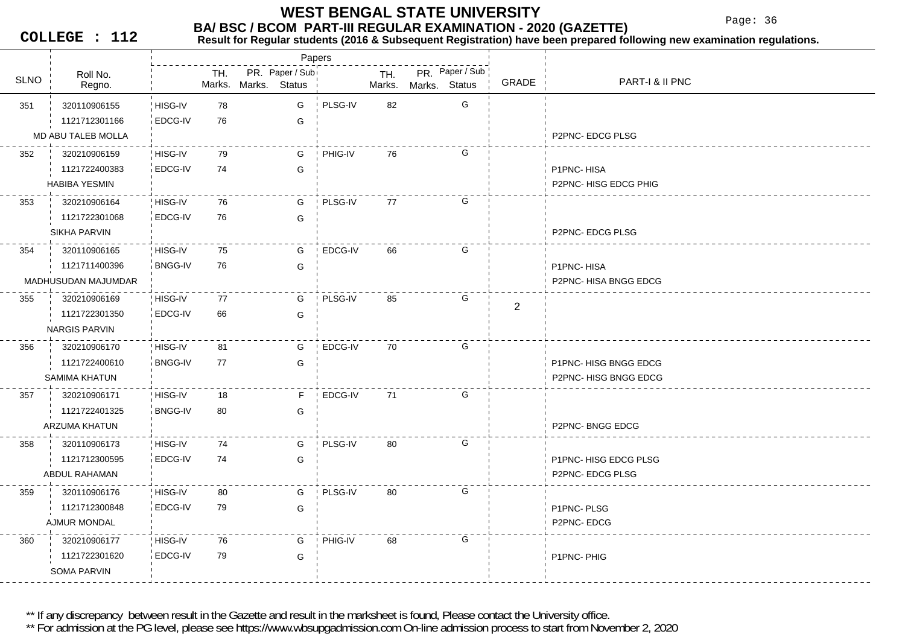# WEST BENGAL STATE UNIVERSITY

## BA/ BSC / BCOM PART-III REGULAR EXAMINATION - 2020 (GAZETTE)

**COLLEGE : 112**

**Result for Regular students (2016 & Subsequent Registration) have been prepared following new examination regulations.**

| SLNO | Roll No. / Regno. | Papers | TH. Marks. | PR. Marks. | Paper / Sub Status | Papers | TH. Marks. | PR. Marks. | Paper / Sub Status | GRADE | PART-I & II PNC |
|---|---|---|---|---|---|---|---|---|---|---|---|
| 351 | 320110906155 | HISG-IV | 78 | | G | PLSG-IV | 82 | | G | | |
| | 1121712301166 | EDCG-IV | 76 | | G | | | | | | |
| | MD ABU TALEB MOLLA | | | | | | | | | | P2PNC- EDCG PLSG |
| 352 | 320210906159 | HISG-IV | 79 | | G | PHIG-IV | 76 | | G | | |
| | 1121722400383 | EDCG-IV | 74 | | G | | | | | | P1PNC- HISA |
| | HABIBA YESMIN | | | | | | | | | | P2PNC- HISG EDCG PHIG |
| 353 | 320210906164 | HISG-IV | 76 | | G | PLSG-IV | 77 | | G | | |
| | 1121722301068 | EDCG-IV | 76 | | G | | | | | | |
| | SIKHA PARVIN | | | | | | | | | | P2PNC- EDCG PLSG |
| 354 | 320110906165 | HISG-IV | 75 | | G | EDCG-IV | 66 | | G | | |
| | 1121711400396 | BNGG-IV | 76 | | G | | | | | | P1PNC- HISA |
| | MADHUSUDAN MAJUMDAR | | | | | | | | | | P2PNC- HISA BNGG EDCG |
| 355 | 320210906169 | HISG-IV | 77 | | G | PLSG-IV | 85 | | G | 2 | |
| | 1121722301350 | EDCG-IV | 66 | | G | | | | | | |
| | NARGIS PARVIN | | | | | | | | | | |
| 356 | 320210906170 | HISG-IV | 81 | | G | EDCG-IV | 70 | | G | | |
| | 1121722400610 | BNGG-IV | 77 | | G | | | | | | P1PNC- HISG BNGG EDCG |
| | SAMIMA KHATUN | | | | | | | | | | P2PNC- HISG BNGG EDCG |
| 357 | 320210906171 | HISG-IV | 18 | | F | EDCG-IV | 71 | | G | | |
| | 1121722401325 | BNGG-IV | 80 | | G | | | | | | |
| | ARZUMA KHATUN | | | | | | | | | | P2PNC- BNGG EDCG |
| 358 | 320110906173 | HISG-IV | 74 | | G | PLSG-IV | 80 | | G | | |
| | 1121712300595 | EDCG-IV | 74 | | G | | | | | | P1PNC- HISG EDCG PLSG |
| | ABDUL RAHAMAN | | | | | | | | | | P2PNC- EDCG PLSG |
| 359 | 320110906176 | HISG-IV | 80 | | G | PLSG-IV | 80 | | G | | |
| | 1121712300848 | EDCG-IV | 79 | | G | | | | | | P1PNC- PLSG |
| | AJMUR MONDAL | | | | | | | | | | P2PNC- EDCG |
| 360 | 320210906177 | HISG-IV | 76 | | G | PHIG-IV | 68 | | G | | |
| | 1121722301620 | EDCG-IV | 79 | | G | | | | | | P1PNC- PHIG |
| | SOMA PARVIN | | | | | | | | | | |

** If any discrepancy between result in the Gazette and result in the marksheet is found, Please contact the University office.

** For admission at the PG level, please see https://www.wbsupgadmission.com On-line admission process to start from November 2, 2020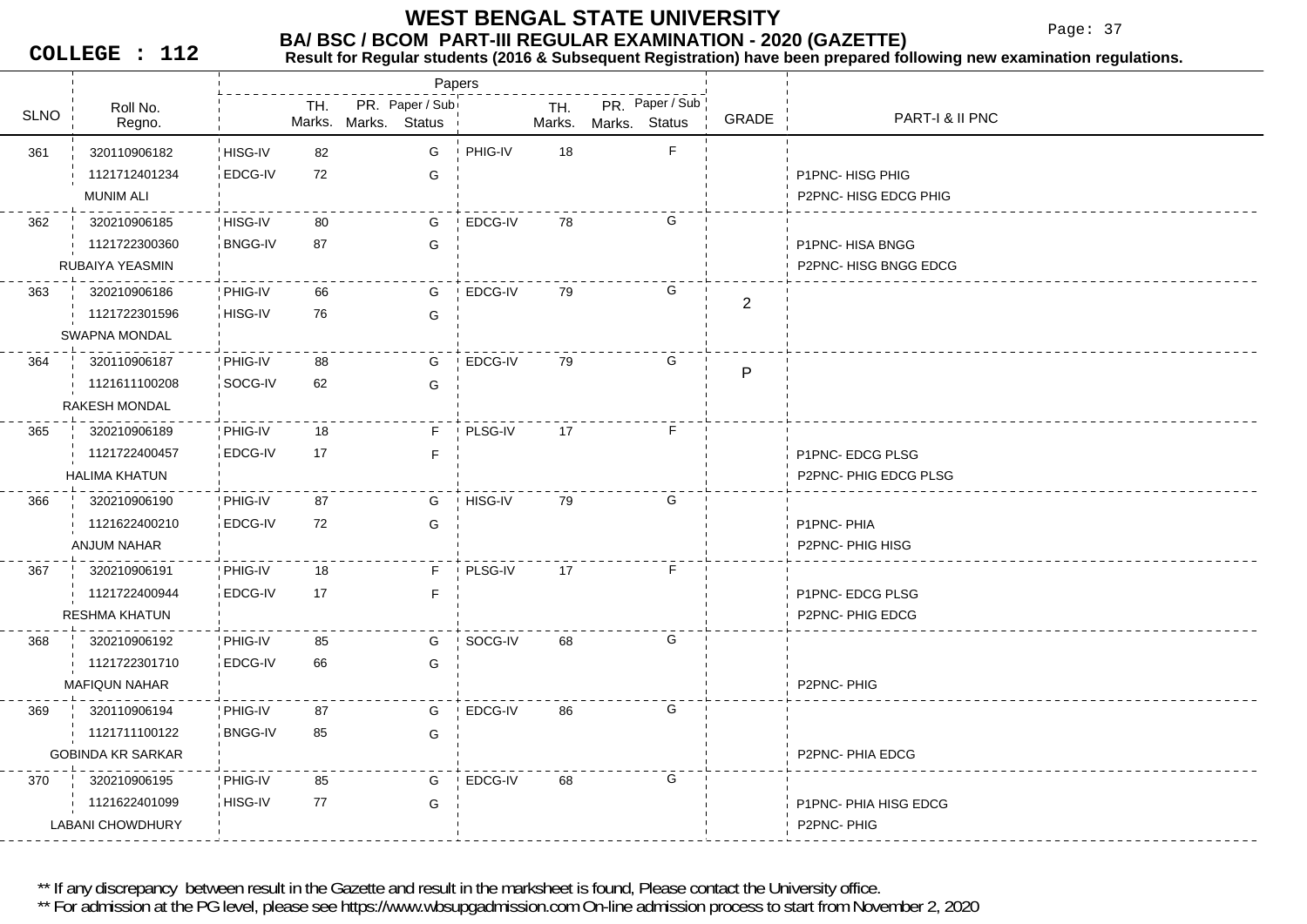# WEST BENGAL STATE UNIVERSITY

## BA/ BSC / BCOM PART-III REGULAR EXAMINATION - 2020 (GAZETTE)

**COLLEGE : 112**

**Result for Regular students (2016 & Subsequent Registration) have been prepared following new examination regulations.**

| SLNO | Roll No. / Regno. / Name | Paper | TH. Marks | PR. Marks | Paper / Sub Status | Paper | TH. Marks | PR. Marks | Paper / Sub Status | GRADE | PART-I & II PNC |
|---|---|---|---|---|---|---|---|---|---|---|---|
| 361 | 320110906182 | HISG-IV | 82 | | G | PHIG-IV | 18 | | F | | |
| | 1121712401234 | EDCG-IV | 72 | | G | | | | | | P1PNC- HISG PHIG |
| | MUNIM ALI | | | | | | | | | | P2PNC- HISG EDCG PHIG |
| 362 | 320210906185 | HISG-IV | 80 | | G | EDCG-IV | 78 | | G | | |
| | 1121722300360 | BNGG-IV | 87 | | G | | | | | | P1PNC- HISA BNGG |
| | RUBAIYA YEASMIN | | | | | | | | | | P2PNC- HISG BNGG EDCG |
| 363 | 320210906186 | PHIG-IV | 66 | | G | EDCG-IV | 79 | | G | 2 | |
| | 1121722301596 | HISG-IV | 76 | | G | | | | | | |
| | SWAPNA MONDAL | | | | | | | | | | |
| 364 | 320110906187 | PHIG-IV | 88 | | G | EDCG-IV | 79 | | G | P | |
| | 1121611100208 | SOCG-IV | 62 | | G | | | | | | |
| | RAKESH MONDAL | | | | | | | | | | |
| 365 | 320210906189 | PHIG-IV | 18 | | F | PLSG-IV | 17 | | F | | |
| | 1121722400457 | EDCG-IV | 17 | | F | | | | | | P1PNC- EDCG PLSG |
| | HALIMA KHATUN | | | | | | | | | | P2PNC- PHIG EDCG PLSG |
| 366 | 320210906190 | PHIG-IV | 87 | | G | HISG-IV | 79 | | G | | |
| | 1121622400210 | EDCG-IV | 72 | | G | | | | | | P1PNC- PHIA |
| | ANJUM NAHAR | | | | | | | | | | P2PNC- PHIG HISG |
| 367 | 320210906191 | PHIG-IV | 18 | | F | PLSG-IV | 17 | | F | | |
| | 1121722400944 | EDCG-IV | 17 | | F | | | | | | P1PNC- EDCG PLSG |
| | RESHMA KHATUN | | | | | | | | | | P2PNC- PHIG EDCG |
| 368 | 320210906192 | PHIG-IV | 85 | | G | SOCG-IV | 68 | | G | | |
| | 1121722301710 | EDCG-IV | 66 | | G | | | | | | |
| | MAFIQUN NAHAR | | | | | | | | | | P2PNC- PHIG |
| 369 | 320110906194 | PHIG-IV | 87 | | G | EDCG-IV | 86 | | G | | |
| | 1121711100122 | BNGG-IV | 85 | | G | | | | | | |
| | GOBINDA KR SARKAR | | | | | | | | | | P2PNC- PHIA EDCG |
| 370 | 320210906195 | PHIG-IV | 85 | | G | EDCG-IV | 68 | | G | | |
| | 1121622401099 | HISG-IV | 77 | | G | | | | | | P1PNC- PHIA HISG EDCG |
| | LABANI CHOWDHURY | | | | | | | | | | P2PNC- PHIG |

** If any discrepancy between result in the Gazette and result in the marksheet is found, Please contact the University office.

** For admission at the PG level, please see https://www.wbsupgadmission.com On-line admission process to start from November 2, 2020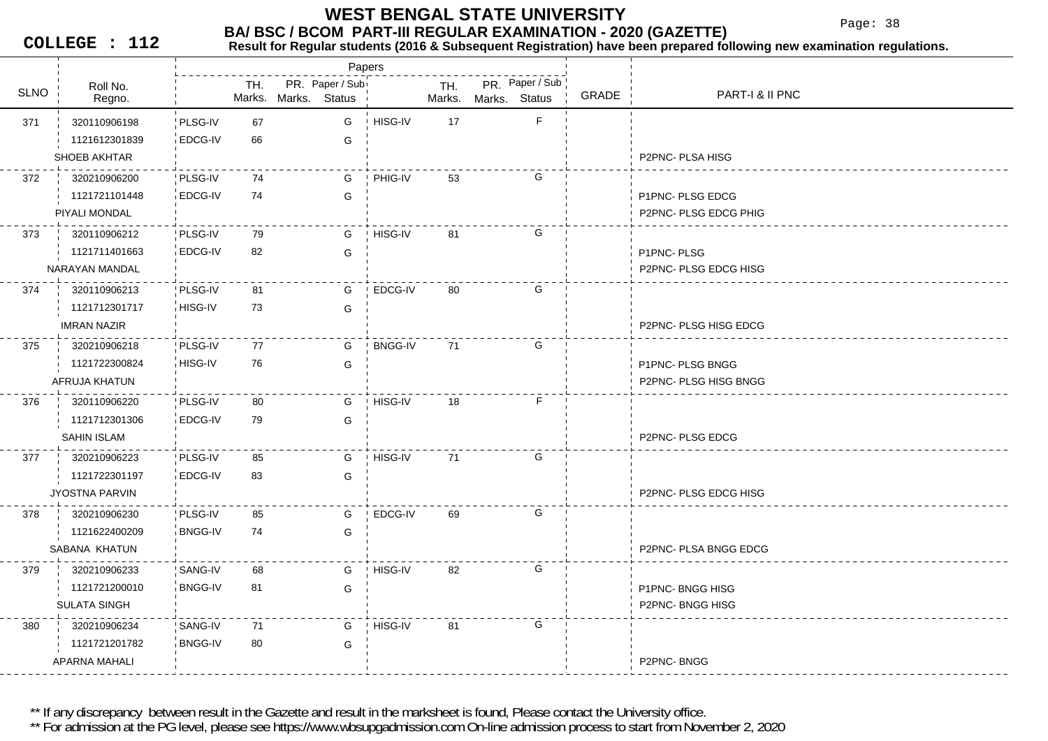# WEST BENGAL STATE UNIVERSITY

## BA/ BSC / BCOM PART-III REGULAR EXAMINATION - 2020 (GAZETTE)

**COLLEGE : 112**

**Result for Regular students (2016 & Subsequent Registration) have been prepared following new examination regulations.**

| SLNO | Roll No. / Regno. | Papers | TH. Marks. | PR. Marks. | Paper / Sub Status | Papers | TH. Marks. | PR. Marks. | Paper / Sub Status | GRADE | PART-I & II PNC |
|---|---|---|---|---|---|---|---|---|---|---|---|
| 371 | 320110906198 | PLSG-IV | 67 | | G | HISG-IV | 17 | | F | | |
| | 1121612301839 | EDCG-IV | 66 | | G | | | | | | |
| | SHOEB AKHTAR | | | | | | | | | | P2PNC- PLSA HISG |
| 372 | 320210906200 | PLSG-IV | 74 | | G | PHIG-IV | 53 | | G | | |
| | 1121721101448 | EDCG-IV | 74 | | G | | | | | | P1PNC- PLSG EDCG |
| | PIYALI MONDAL | | | | | | | | | | P2PNC- PLSG EDCG PHIG |
| 373 | 320110906212 | PLSG-IV | 79 | | G | HISG-IV | 81 | | G | | |
| | 1121711401663 | EDCG-IV | 82 | | G | | | | | | P1PNC- PLSG |
| | NARAYAN MANDAL | | | | | | | | | | P2PNC- PLSG EDCG HISG |
| 374 | 320110906213 | PLSG-IV | 81 | | G | EDCG-IV | 80 | | G | | |
| | 1121712301717 | HISG-IV | 73 | | G | | | | | | |
| | IMRAN NAZIR | | | | | | | | | | P2PNC- PLSG HISG EDCG |
| 375 | 320210906218 | PLSG-IV | 77 | | G | BNGG-IV | 71 | | G | | |
| | 1121722300824 | HISG-IV | 76 | | G | | | | | | P1PNC- PLSG BNGG |
| | AFRUJA KHATUN | | | | | | | | | | P2PNC- PLSG HISG BNGG |
| 376 | 320110906220 | PLSG-IV | 80 | | G | HISG-IV | 18 | | F | | |
| | 1121712301306 | EDCG-IV | 79 | | G | | | | | | |
| | SAHIN ISLAM | | | | | | | | | | P2PNC- PLSG EDCG |
| 377 | 320210906223 | PLSG-IV | 85 | | G | HISG-IV | 71 | | G | | |
| | 1121722301197 | EDCG-IV | 83 | | G | | | | | | |
| | JYOSTNA PARVIN | | | | | | | | | | P2PNC- PLSG EDCG HISG |
| 378 | 320210906230 | PLSG-IV | 85 | | G | EDCG-IV | 69 | | G | | |
| | 1121622400209 | BNGG-IV | 74 | | G | | | | | | |
| | SABANA KHATUN | | | | | | | | | | P2PNC- PLSA BNGG EDCG |
| 379 | 320210906233 | SANG-IV | 68 | | G | HISG-IV | 82 | | G | | |
| | 1121721200010 | BNGG-IV | 81 | | G | | | | | | P1PNC- BNGG HISG |
| | SULATA SINGH | | | | | | | | | | P2PNC- BNGG HISG |
| 380 | 320210906234 | SANG-IV | 71 | | G | HISG-IV | 81 | | G | | |
| | 1121721201782 | BNGG-IV | 80 | | G | | | | | | |
| | APARNA MAHALI | | | | | | | | | | P2PNC- BNGG |

** If any discrepancy between result in the Gazette and result in the marksheet is found, Please contact the University office.

** For admission at the PG level, please see https://www.wbsupgadmission.com On-line admission process to start from November 2, 2020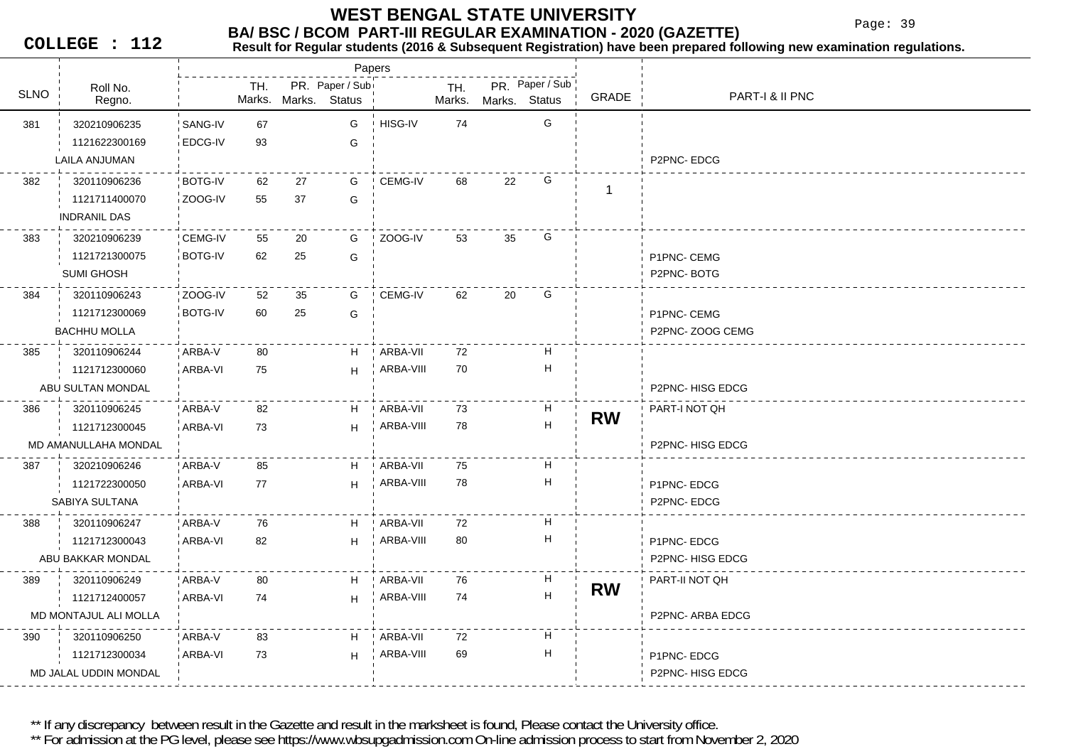# WEST BENGAL STATE UNIVERSITY

## BA/ BSC / BCOM PART-III REGULAR EXAMINATION - 2020 (GAZETTE)

**COLLEGE : 112**

**Result for Regular students (2016 & Subsequent Registration) have been prepared following new examination regulations.**

| SLNO | Roll No. / Regno. / Name | Paper | TH. Marks | PR. Marks | Paper / Sub Status | Paper | TH. Marks | PR. Marks | Paper / Sub Status | GRADE | PART-I & II PNC |
|---|---|---|---|---|---|---|---|---|---|---|---|
| 381 | 320210906235 | SANG-IV | 67 | | G | HISG-IV | 74 | | G | | |
| | 1121622300169 | EDCG-IV | 93 | | G | | | | | | |
| | LAILA ANJUMAN | | | | | | | | | | P2PNC- EDCG |
| 382 | 320110906236 | BOTG-IV | 62 | 27 | G | CEMG-IV | 68 | 22 | G | 1 | |
| | 1121711400070 | ZOOG-IV | 55 | 37 | G | | | | | | |
| | INDRANIL DAS | | | | | | | | | | |
| 383 | 320210906239 | CEMG-IV | 55 | 20 | G | ZOOG-IV | 53 | 35 | G | | |
| | 1121721300075 | BOTG-IV | 62 | 25 | G | | | | | | P1PNC- CEMG |
| | SUMI GHOSH | | | | | | | | | | P2PNC- BOTG |
| 384 | 320110906243 | ZOOG-IV | 52 | 35 | G | CEMG-IV | 62 | 20 | G | | |
| | 1121712300069 | BOTG-IV | 60 | 25 | G | | | | | | P1PNC- CEMG |
| | BACHHU MOLLA | | | | | | | | | | P2PNC- ZOOG CEMG |
| 385 | 320110906244 | ARBA-V | 80 | | H | ARBA-VII | 72 | | H | | |
| | 1121712300060 | ARBA-VI | 75 | | H | ARBA-VIII | 70 | | H | | |
| | ABU SULTAN MONDAL | | | | | | | | | | P2PNC- HISG EDCG |
| 386 | 320110906245 | ARBA-V | 82 | | H | ARBA-VII | 73 | | H | **RW** | PART-I NOT QH |
| | 1121712300045 | ARBA-VI | 73 | | H | ARBA-VIII | 78 | | H | | |
| | MD AMANULLAHA MONDAL | | | | | | | | | | P2PNC- HISG EDCG |
| 387 | 320210906246 | ARBA-V | 85 | | H | ARBA-VII | 75 | | H | | |
| | 1121722300050 | ARBA-VI | 77 | | H | ARBA-VIII | 78 | | H | | P1PNC- EDCG |
| | SABIYA SULTANA | | | | | | | | | | P2PNC- EDCG |
| 388 | 320110906247 | ARBA-V | 76 | | H | ARBA-VII | 72 | | H | | |
| | 1121712300043 | ARBA-VI | 82 | | H | ARBA-VIII | 80 | | H | | P1PNC- EDCG |
| | ABU BAKKAR MONDAL | | | | | | | | | | P2PNC- HISG EDCG |
| 389 | 320110906249 | ARBA-V | 80 | | H | ARBA-VII | 76 | | H | **RW** | PART-II NOT QH |
| | 1121712400057 | ARBA-VI | 74 | | H | ARBA-VIII | 74 | | H | | |
| | MD MONTAJUL ALI MOLLA | | | | | | | | | | P2PNC- ARBA EDCG |
| 390 | 320110906250 | ARBA-V | 83 | | H | ARBA-VII | 72 | | H | | |
| | 1121712300034 | ARBA-VI | 73 | | H | ARBA-VIII | 69 | | H | | P1PNC- EDCG |
| | MD JALAL UDDIN MONDAL | | | | | | | | | | P2PNC- HISG EDCG |

** If any discrepancy between result in the Gazette and result in the marksheet is found, Please contact the University office.

** For admission at the PG level, please see https://www.wbsupgadmission.com On-line admission process to start from November 2, 2020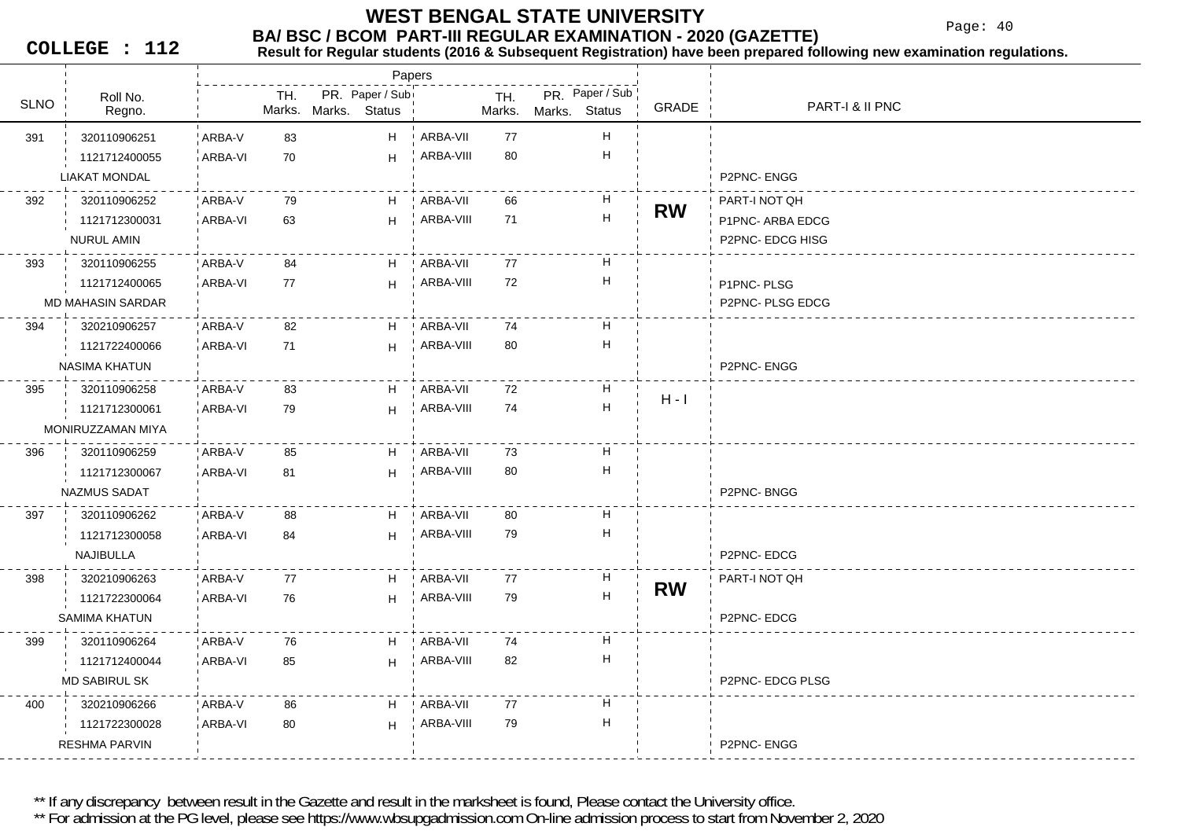# WEST BENGAL STATE UNIVERSITY

## BA/ BSC / BCOM PART-III REGULAR EXAMINATION - 2020 (GAZETTE)

**COLLEGE : 112**

**Result for Regular students (2016 & Subsequent Registration) have been prepared following new examination regulations.**

| SLNO | Roll No. / Regno. | Paper | TH. Marks. | PR. Marks. | Paper / Sub Status | Paper | TH. Marks. | PR. Marks. | Paper / Sub Status | GRADE | PART-I & II PNC |
|---|---|---|---|---|---|---|---|---|---|---|---|
| 391 | 320110906251 | ARBA-V | 83 | | H | ARBA-VII | 77 | | H | | |
| | 1121712400055 | ARBA-VI | 70 | | H | ARBA-VIII | 80 | | H | | |
| | LIAKAT MONDAL | | | | | | | | | | P2PNC- ENGG |
| 392 | 320110906252 | ARBA-V | 79 | | H | ARBA-VII | 66 | | H | **RW** | PART-I NOT QH |
| | 1121712300031 | ARBA-VI | 63 | | H | ARBA-VIII | 71 | | H | | P1PNC- ARBA EDCG |
| | NURUL AMIN | | | | | | | | | | P2PNC- EDCG HISG |
| 393 | 320110906255 | ARBA-V | 84 | | H | ARBA-VII | 77 | | H | | |
| | 1121712400065 | ARBA-VI | 77 | | H | ARBA-VIII | 72 | | H | | P1PNC- PLSG |
| | MD MAHASIN SARDAR | | | | | | | | | | P2PNC- PLSG EDCG |
| 394 | 320210906257 | ARBA-V | 82 | | H | ARBA-VII | 74 | | H | | |
| | 1121722400066 | ARBA-VI | 71 | | H | ARBA-VIII | 80 | | H | | |
| | NASIMA KHATUN | | | | | | | | | | P2PNC- ENGG |
| 395 | 320110906258 | ARBA-V | 83 | | H | ARBA-VII | 72 | | H | H - I | |
| | 1121712300061 | ARBA-VI | 79 | | H | ARBA-VIII | 74 | | H | | |
| | MONIRUZZAMAN MIYA | | | | | | | | | | |
| 396 | 320110906259 | ARBA-V | 85 | | H | ARBA-VII | 73 | | H | | |
| | 1121712300067 | ARBA-VI | 81 | | H | ARBA-VIII | 80 | | H | | |
| | NAZMUS SADAT | | | | | | | | | | P2PNC- BNGG |
| 397 | 320110906262 | ARBA-V | 88 | | H | ARBA-VII | 80 | | H | | |
| | 1121712300058 | ARBA-VI | 84 | | H | ARBA-VIII | 79 | | H | | |
| | NAJIBULLA | | | | | | | | | | P2PNC- EDCG |
| 398 | 320210906263 | ARBA-V | 77 | | H | ARBA-VII | 77 | | H | **RW** | PART-I NOT QH |
| | 1121722300064 | ARBA-VI | 76 | | H | ARBA-VIII | 79 | | H | | |
| | SAMIMA KHATUN | | | | | | | | | | P2PNC- EDCG |
| 399 | 320110906264 | ARBA-V | 76 | | H | ARBA-VII | 74 | | H | | |
| | 1121712400044 | ARBA-VI | 85 | | H | ARBA-VIII | 82 | | H | | |
| | MD SABIRUL SK | | | | | | | | | | P2PNC- EDCG PLSG |
| 400 | 320210906266 | ARBA-V | 86 | | H | ARBA-VII | 77 | | H | | |
| | 1121722300028 | ARBA-VI | 80 | | H | ARBA-VIII | 79 | | H | | |
| | RESHMA PARVIN | | | | | | | | | | P2PNC- ENGG |

** If any discrepancy between result in the Gazette and result in the marksheet is found, Please contact the University office.

** For admission at the PG level, please see https://www.wbsupgadmission.com On-line admission process to start from November 2, 2020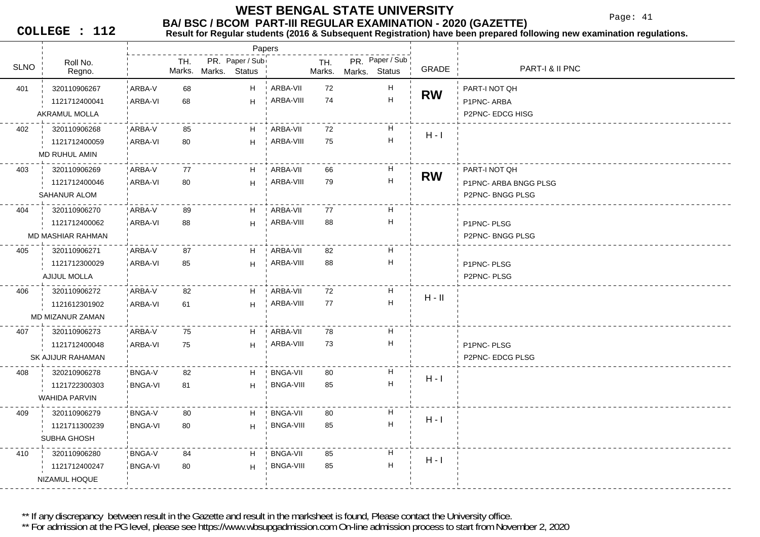# WEST BENGAL STATE UNIVERSITY

## BA/ BSC / BCOM PART-III REGULAR EXAMINATION - 2020 (GAZETTE)

**COLLEGE : 112**

**Result for Regular students (2016 & Subsequent Registration) have been prepared following new examination regulations.**

| SLNO | Roll No. / Regno. / Name | Paper | TH. Marks | PR. Marks | Paper / Sub Status | Paper | TH. Marks | PR. Marks | Paper / Sub Status | GRADE | PART-I & II PNC |
|---|---|---|---|---|---|---|---|---|---|---|---|
| 401 | 320110906267 | ARBA-V | 68 | | H | ARBA-VII | 72 | | H | RW | PART-I NOT QH |
| | 1121712400041 | ARBA-VI | 68 | | H | ARBA-VIII | 74 | | H | | P1PNC- ARBA |
| | AKRAMUL MOLLA | | | | | | | | | | P2PNC- EDCG HISG |
| 402 | 320110906268 | ARBA-V | 85 | | H | ARBA-VII | 72 | | H | H - I | |
| | 1121712400059 | ARBA-VI | 80 | | H | ARBA-VIII | 75 | | H | | |
| | MD RUHUL AMIN | | | | | | | | | | |
| 403 | 320110906269 | ARBA-V | 77 | | H | ARBA-VII | 66 | | H | RW | PART-I NOT QH |
| | 1121712400046 | ARBA-VI | 80 | | H | ARBA-VIII | 79 | | H | | P1PNC- ARBA BNGG PLSG |
| | SAHANUR ALOM | | | | | | | | | | P2PNC- BNGG PLSG |
| 404 | 320110906270 | ARBA-V | 89 | | H | ARBA-VII | 77 | | H | | |
| | 1121712400062 | ARBA-VI | 88 | | H | ARBA-VIII | 88 | | H | | P1PNC- PLSG |
| | MD MASHIAR RAHMAN | | | | | | | | | | P2PNC- BNGG PLSG |
| 405 | 320110906271 | ARBA-V | 87 | | H | ARBA-VII | 82 | | H | | |
| | 1121712300029 | ARBA-VI | 85 | | H | ARBA-VIII | 88 | | H | | P1PNC- PLSG |
| | AJIJUL MOLLA | | | | | | | | | | P2PNC- PLSG |
| 406 | 320110906272 | ARBA-V | 82 | | H | ARBA-VII | 72 | | H | H - II | |
| | 1121612301902 | ARBA-VI | 61 | | H | ARBA-VIII | 77 | | H | | |
| | MD MIZANUR ZAMAN | | | | | | | | | | |
| 407 | 320110906273 | ARBA-V | 75 | | H | ARBA-VII | 78 | | H | | |
| | 1121712400048 | ARBA-VI | 75 | | H | ARBA-VIII | 73 | | H | | P1PNC- PLSG |
| | SK AJIJUR RAHAMAN | | | | | | | | | | P2PNC- EDCG PLSG |
| 408 | 320210906278 | BNGA-V | 82 | | H | BNGA-VII | 80 | | H | H - I | |
| | 1121722300303 | BNGA-VI | 81 | | H | BNGA-VIII | 85 | | H | | |
| | WAHIDA PARVIN | | | | | | | | | | |
| 409 | 320110906279 | BNGA-V | 80 | | H | BNGA-VII | 80 | | H | H - I | |
| | 1121711300239 | BNGA-VI | 80 | | H | BNGA-VIII | 85 | | H | | |
| | SUBHA GHOSH | | | | | | | | | | |
| 410 | 320110906280 | BNGA-V | 84 | | H | BNGA-VII | 85 | | H | H - I | |
| | 1121712400247 | BNGA-VI | 80 | | H | BNGA-VIII | 85 | | H | | |
| | NIZAMUL HOQUE | | | | | | | | | | |

** If any discrepancy between result in the Gazette and result in the marksheet is found, Please contact the University office.

** For admission at the PG level, please see https://www.wbsupgadmission.com On-line admission process to start from November 2, 2020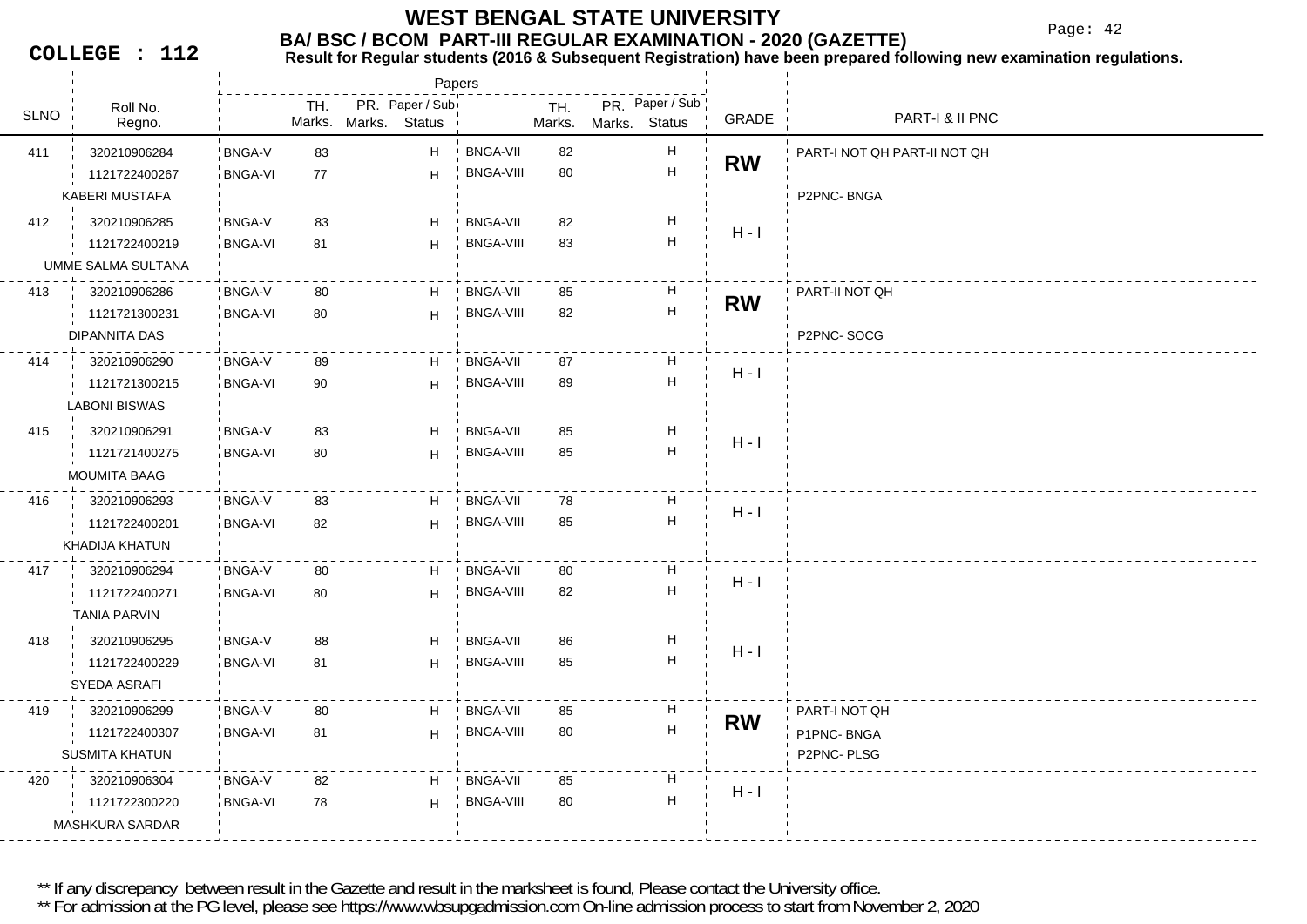# WEST BENGAL STATE UNIVERSITY

## BA/ BSC / BCOM PART-III REGULAR EXAMINATION - 2020 (GAZETTE)

**COLLEGE : 112**

**Result for Regular students (2016 & Subsequent Registration) have been prepared following new examination regulations.**

| SLNO | Roll No. / Regno. / Name | Paper | TH. Marks | PR. Marks | Paper / Sub Status | Paper | TH. Marks | PR. Marks | Paper / Sub Status | GRADE | PART-I & II PNC |
|---|---|---|---|---|---|---|---|---|---|---|---|
| 411 | 320210906284 | BNGA-V | 83 | | H | BNGA-VII | 82 | | H | **RW** | PART-I NOT QH PART-II NOT QH |
| | 1121722400267 | BNGA-VI | 77 | | H | BNGA-VIII | 80 | | H | | |
| | KABERI MUSTAFA | | | | | | | | | | P2PNC- BNGA |
| 412 | 320210906285 | BNGA-V | 83 | | H | BNGA-VII | 82 | | H | H - I | |
| | 1121722400219 | BNGA-VI | 81 | | H | BNGA-VIII | 83 | | H | | |
| | UMME SALMA SULTANA | | | | | | | | | | |
| 413 | 320210906286 | BNGA-V | 80 | | H | BNGA-VII | 85 | | H | **RW** | PART-II NOT QH |
| | 1121721300231 | BNGA-VI | 80 | | H | BNGA-VIII | 82 | | H | | |
| | DIPANNITA DAS | | | | | | | | | | P2PNC- SOCG |
| 414 | 320210906290 | BNGA-V | 89 | | H | BNGA-VII | 87 | | H | H - I | |
| | 1121721300215 | BNGA-VI | 90 | | H | BNGA-VIII | 89 | | H | | |
| | LABONI BISWAS | | | | | | | | | | |
| 415 | 320210906291 | BNGA-V | 83 | | H | BNGA-VII | 85 | | H | H - I | |
| | 1121721400275 | BNGA-VI | 80 | | H | BNGA-VIII | 85 | | H | | |
| | MOUMITA BAAG | | | | | | | | | | |
| 416 | 320210906293 | BNGA-V | 83 | | H | BNGA-VII | 78 | | H | H - I | |
| | 1121722400201 | BNGA-VI | 82 | | H | BNGA-VIII | 85 | | H | | |
| | KHADIJA KHATUN | | | | | | | | | | |
| 417 | 320210906294 | BNGA-V | 80 | | H | BNGA-VII | 80 | | H | H - I | |
| | 1121722400271 | BNGA-VI | 80 | | H | BNGA-VIII | 82 | | H | | |
| | TANIA PARVIN | | | | | | | | | | |
| 418 | 320210906295 | BNGA-V | 88 | | H | BNGA-VII | 86 | | H | H - I | |
| | 1121722400229 | BNGA-VI | 81 | | H | BNGA-VIII | 85 | | H | | |
| | SYEDA ASRAFI | | | | | | | | | | |
| 419 | 320210906299 | BNGA-V | 80 | | H | BNGA-VII | 85 | | H | **RW** | PART-I NOT QH |
| | 1121722400307 | BNGA-VI | 81 | | H | BNGA-VIII | 80 | | H | | P1PNC- BNGA |
| | SUSMITA KHATUN | | | | | | | | | | P2PNC- PLSG |
| 420 | 320210906304 | BNGA-V | 82 | | H | BNGA-VII | 85 | | H | H - I | |
| | 1121722300220 | BNGA-VI | 78 | | H | BNGA-VIII | 80 | | H | | |
| | MASHKURA SARDAR | | | | | | | | | | |

** If any discrepancy between result in the Gazette and result in the marksheet is found, Please contact the University office.

** For admission at the PG level, please see https://www.wbsupgadmission.com On-line admission process to start from November 2, 2020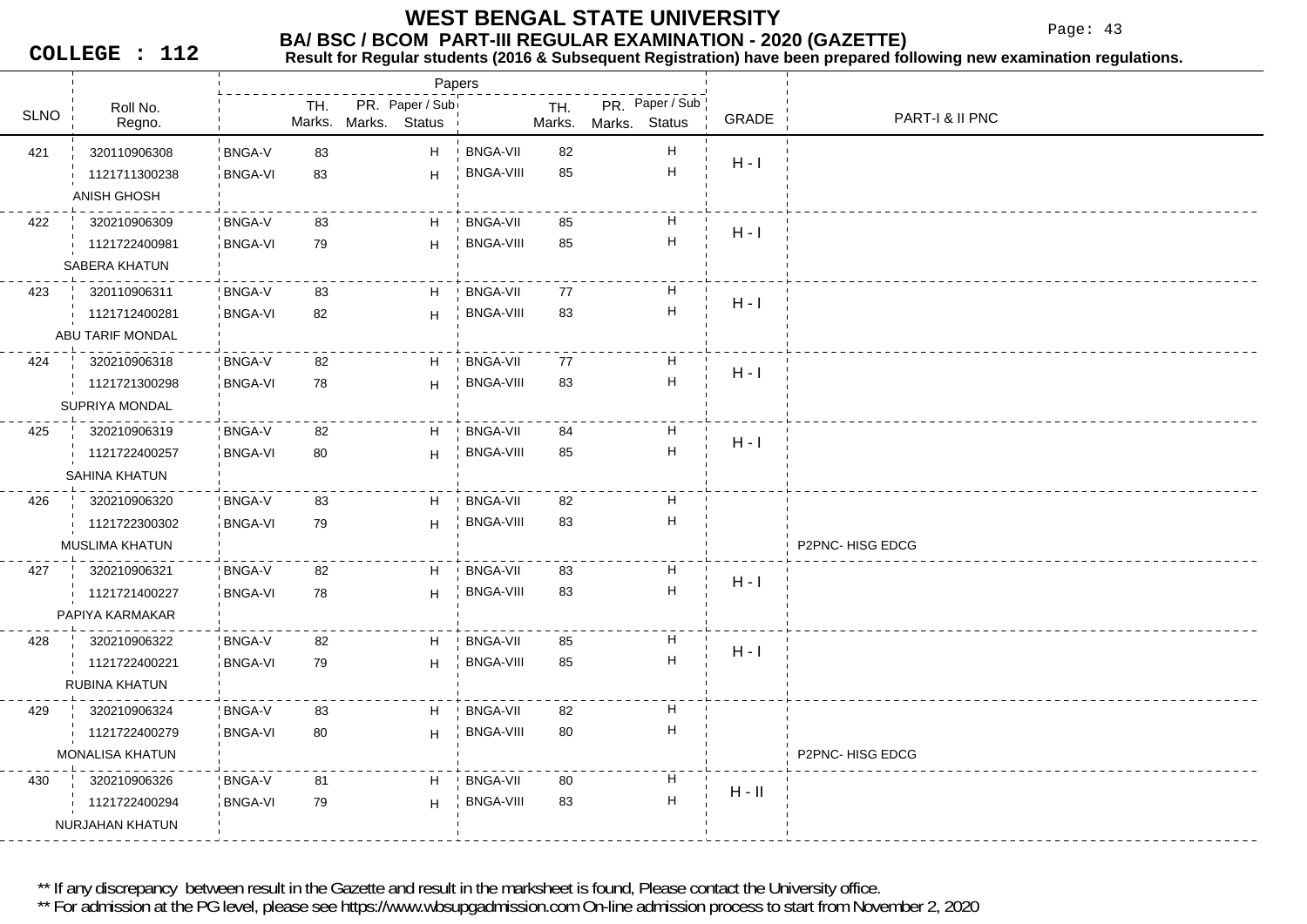# WEST BENGAL STATE UNIVERSITY

## BA/ BSC / BCOM PART-III REGULAR EXAMINATION - 2020 (GAZETTE)

**COLLEGE : 112**

**Result for Regular students (2016 & Subsequent Registration) have been prepared following new examination regulations.**

| SLNO | Roll No. / Regno. / Name | Paper | TH. Marks | PR. Marks | Paper / Sub Status | Paper | TH. Marks | PR. Marks | Paper / Sub Status | GRADE | PART-I & II PNC |
|---|---|---|---|---|---|---|---|---|---|---|---|
| 421 | 320110906308 | BNGA-V | 83 | | H | BNGA-VII | 82 | | H | H - I | |
| | 1121711300238 | BNGA-VI | 83 | | H | BNGA-VIII | 85 | | H | | |
| | ANISH GHOSH | | | | | | | | | | |
| 422 | 320210906309 | BNGA-V | 83 | | H | BNGA-VII | 85 | | H | H - I | |
| | 1121722400981 | BNGA-VI | 79 | | H | BNGA-VIII | 85 | | H | | |
| | SABERA KHATUN | | | | | | | | | | |
| 423 | 320110906311 | BNGA-V | 83 | | H | BNGA-VII | 77 | | H | H - I | |
| | 1121712400281 | BNGA-VI | 82 | | H | BNGA-VIII | 83 | | H | | |
| | ABU TARIF MONDAL | | | | | | | | | | |
| 424 | 320210906318 | BNGA-V | 82 | | H | BNGA-VII | 77 | | H | H - I | |
| | 1121721300298 | BNGA-VI | 78 | | H | BNGA-VIII | 83 | | H | | |
| | SUPRIYA MONDAL | | | | | | | | | | |
| 425 | 320210906319 | BNGA-V | 82 | | H | BNGA-VII | 84 | | H | H - I | |
| | 1121722400257 | BNGA-VI | 80 | | H | BNGA-VIII | 85 | | H | | |
| | SAHINA KHATUN | | | | | | | | | | |
| 426 | 320210906320 | BNGA-V | 83 | | H | BNGA-VII | 82 | | H | | |
| | 1121722300302 | BNGA-VI | 79 | | H | BNGA-VIII | 83 | | H | | |
| | MUSLIMA KHATUN | | | | | | | | | | P2PNC- HISG EDCG |
| 427 | 320210906321 | BNGA-V | 82 | | H | BNGA-VII | 83 | | H | H - I | |
| | 1121721400227 | BNGA-VI | 78 | | H | BNGA-VIII | 83 | | H | | |
| | PAPIYA KARMAKAR | | | | | | | | | | |
| 428 | 320210906322 | BNGA-V | 82 | | H | BNGA-VII | 85 | | H | H - I | |
| | 1121722400221 | BNGA-VI | 79 | | H | BNGA-VIII | 85 | | H | | |
| | RUBINA KHATUN | | | | | | | | | | |
| 429 | 320210906324 | BNGA-V | 83 | | H | BNGA-VII | 82 | | H | | |
| | 1121722400279 | BNGA-VI | 80 | | H | BNGA-VIII | 80 | | H | | |
| | MONALISA KHATUN | | | | | | | | | | P2PNC- HISG EDCG |
| 430 | 320210906326 | BNGA-V | 81 | | H | BNGA-VII | 80 | | H | H - II | |
| | 1121722400294 | BNGA-VI | 79 | | H | BNGA-VIII | 83 | | H | | |
| | NURJAHAN KHATUN | | | | | | | | | | |

** If any discrepancy between result in the Gazette and result in the marksheet is found, Please contact the University office.

** For admission at the PG level, please see https://www.wbsupgadmission.com On-line admission process to start from November 2, 2020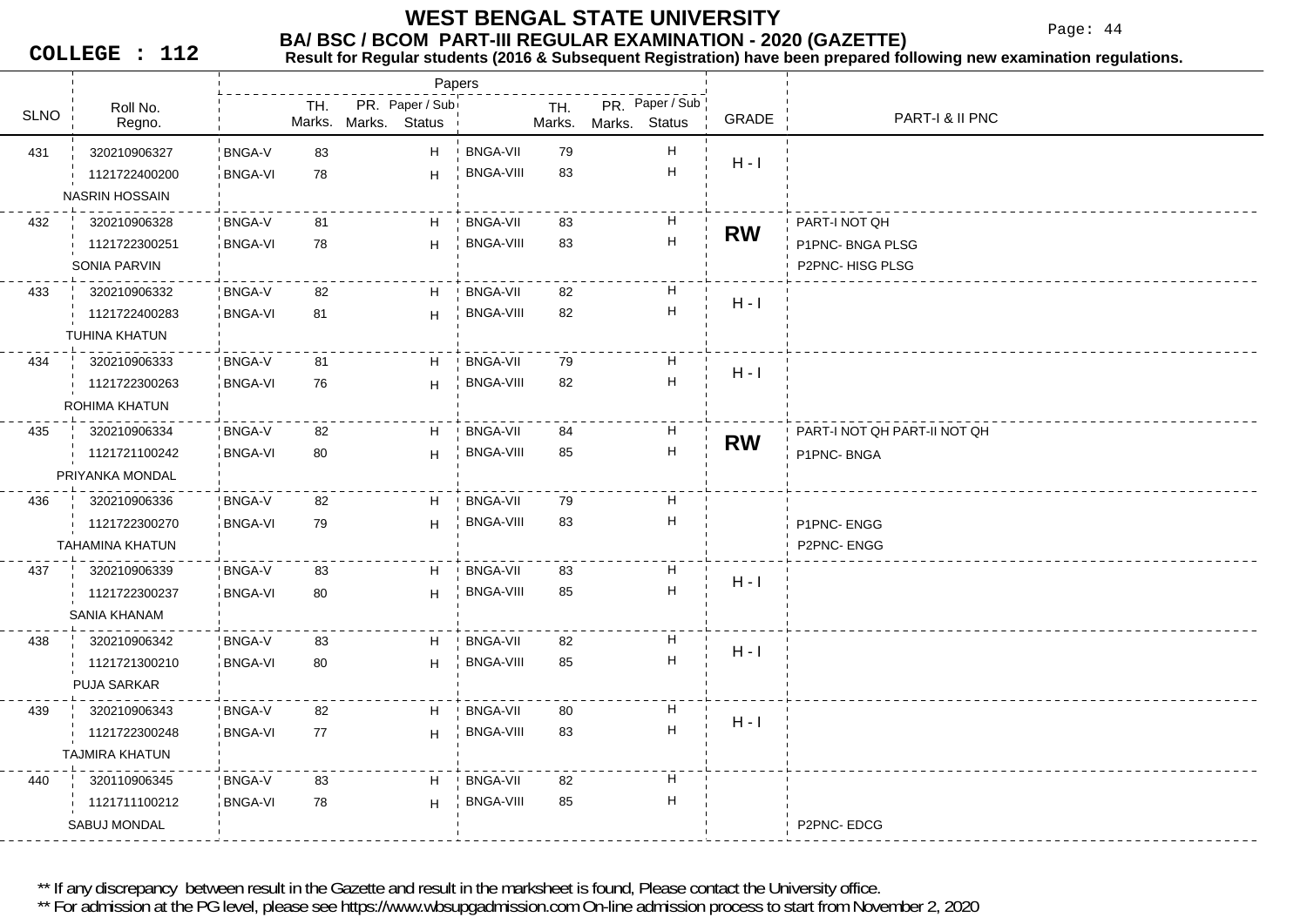# WEST BENGAL STATE UNIVERSITY

## BA/ BSC / BCOM PART-III REGULAR EXAMINATION - 2020 (GAZETTE)

**COLLEGE : 112**

**Result for Regular students (2016 & Subsequent Registration) have been prepared following new examination regulations.**

| SLNO | Roll No. / Regno. | Papers | TH. Marks. | PR. Marks. | Paper / Sub Status | Papers | TH. Marks. | PR. Marks. | Paper / Sub Status | GRADE | PART-I & II PNC |
|---|---|---|---|---|---|---|---|---|---|---|---|
| 431 | 320210906327 | BNGA-V | 83 | | H | BNGA-VII | 79 | | H | H - I | |
| | 1121722400200 | BNGA-VI | 78 | | H | BNGA-VIII | 83 | | H | | |
| | NASRIN HOSSAIN | | | | | | | | | | |
| 432 | 320210906328 | BNGA-V | 81 | | H | BNGA-VII | 83 | | H | **RW** | PART-I NOT QH |
| | 1121722300251 | BNGA-VI | 78 | | H | BNGA-VIII | 83 | | H | | P1PNC- BNGA PLSG |
| | SONIA PARVIN | | | | | | | | | | P2PNC- HISG PLSG |
| 433 | 320210906332 | BNGA-V | 82 | | H | BNGA-VII | 82 | | H | H - I | |
| | 1121722400283 | BNGA-VI | 81 | | H | BNGA-VIII | 82 | | H | | |
| | TUHINA KHATUN | | | | | | | | | | |
| 434 | 320210906333 | BNGA-V | 81 | | H | BNGA-VII | 79 | | H | H - I | |
| | 1121722300263 | BNGA-VI | 76 | | H | BNGA-VIII | 82 | | H | | |
| | ROHIMA KHATUN | | | | | | | | | | |
| 435 | 320210906334 | BNGA-V | 82 | | H | BNGA-VII | 84 | | H | **RW** | PART-I NOT QH PART-II NOT QH |
| | 1121721100242 | BNGA-VI | 80 | | H | BNGA-VIII | 85 | | H | | P1PNC- BNGA |
| | PRIYANKA MONDAL | | | | | | | | | | |
| 436 | 320210906336 | BNGA-V | 82 | | H | BNGA-VII | 79 | | H | | |
| | 1121722300270 | BNGA-VI | 79 | | H | BNGA-VIII | 83 | | H | | P1PNC- ENGG |
| | TAHAMINA KHATUN | | | | | | | | | | P2PNC- ENGG |
| 437 | 320210906339 | BNGA-V | 83 | | H | BNGA-VII | 83 | | H | H - I | |
| | 1121722300237 | BNGA-VI | 80 | | H | BNGA-VIII | 85 | | H | | |
| | SANIA KHANAM | | | | | | | | | | |
| 438 | 320210906342 | BNGA-V | 83 | | H | BNGA-VII | 82 | | H | H - I | |
| | 1121721300210 | BNGA-VI | 80 | | H | BNGA-VIII | 85 | | H | | |
| | PUJA SARKAR | | | | | | | | | | |
| 439 | 320210906343 | BNGA-V | 82 | | H | BNGA-VII | 80 | | H | H - I | |
| | 1121722300248 | BNGA-VI | 77 | | H | BNGA-VIII | 83 | | H | | |
| | TAJMIRA KHATUN | | | | | | | | | | |
| 440 | 320110906345 | BNGA-V | 83 | | H | BNGA-VII | 82 | | H | | |
| | 1121711100212 | BNGA-VI | 78 | | H | BNGA-VIII | 85 | | H | | |
| | SABUJ MONDAL | | | | | | | | | | P2PNC- EDCG |

** If any discrepancy between result in the Gazette and result in the marksheet is found, Please contact the University office.

** For admission at the PG level, please see https://www.wbsupgadmission.com On-line admission process to start from November 2, 2020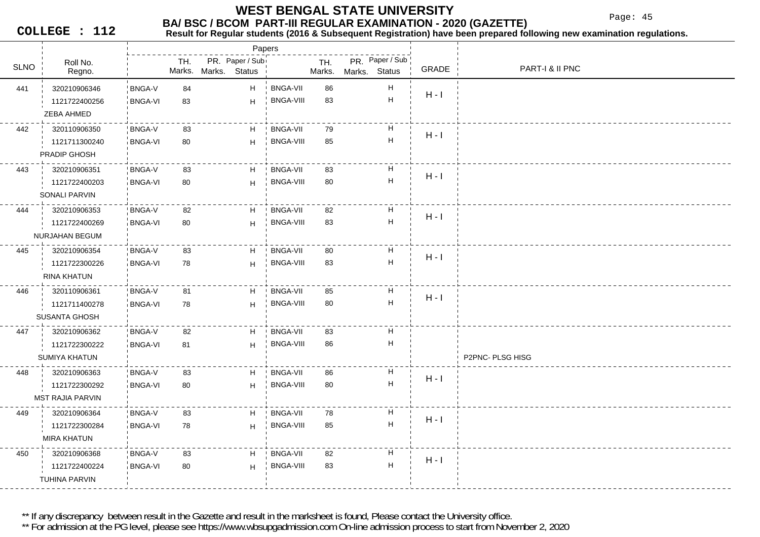# WEST BENGAL STATE UNIVERSITY

## BA/ BSC / BCOM PART-III REGULAR EXAMINATION - 2020 (GAZETTE)

**COLLEGE : 112**

**Result for Regular students (2016 & Subsequent Registration) have been prepared following new examination regulations.**

| SLNO | Roll No. / Regno. / Name | Paper | TH. Marks | PR. Marks | Paper / Sub Status | Paper | TH. Marks | PR. Marks | Paper / Sub Status | GRADE | PART-I & II PNC |
|---|---|---|---|---|---|---|---|---|---|---|---|
| 441 | 320210906346 | BNGA-V | 84 | | H | BNGA-VII | 86 | | H | H - I | |
| | 1121722400256 | BNGA-VI | 83 | | H | BNGA-VIII | 83 | | H | | |
| | ZEBA AHMED | | | | | | | | | | |
| 442 | 320110906350 | BNGA-V | 83 | | H | BNGA-VII | 79 | | H | H - I | |
| | 1121711300240 | BNGA-VI | 80 | | H | BNGA-VIII | 85 | | H | | |
| | PRADIP GHOSH | | | | | | | | | | |
| 443 | 320210906351 | BNGA-V | 83 | | H | BNGA-VII | 83 | | H | H - I | |
| | 1121722400203 | BNGA-VI | 80 | | H | BNGA-VIII | 80 | | H | | |
| | SONALI PARVIN | | | | | | | | | | |
| 444 | 320210906353 | BNGA-V | 82 | | H | BNGA-VII | 82 | | H | H - I | |
| | 1121722400269 | BNGA-VI | 80 | | H | BNGA-VIII | 83 | | H | | |
| | NURJAHAN BEGUM | | | | | | | | | | |
| 445 | 320210906354 | BNGA-V | 83 | | H | BNGA-VII | 80 | | H | H - I | |
| | 1121722300226 | BNGA-VI | 78 | | H | BNGA-VIII | 83 | | H | | |
| | RINA KHATUN | | | | | | | | | | |
| 446 | 320110906361 | BNGA-V | 81 | | H | BNGA-VII | 85 | | H | H - I | |
| | 1121711400278 | BNGA-VI | 78 | | H | BNGA-VIII | 80 | | H | | |
| | SUSANTA GHOSH | | | | | | | | | | |
| 447 | 320210906362 | BNGA-V | 82 | | H | BNGA-VII | 83 | | H | | |
| | 1121722300222 | BNGA-VI | 81 | | H | BNGA-VIII | 86 | | H | | |
| | SUMIYA KHATUN | | | | | | | | | | P2PNC- PLSG HISG |
| 448 | 320210906363 | BNGA-V | 83 | | H | BNGA-VII | 86 | | H | H - I | |
| | 1121722300292 | BNGA-VI | 80 | | H | BNGA-VIII | 80 | | H | | |
| | MST RAJIA PARVIN | | | | | | | | | | |
| 449 | 320210906364 | BNGA-V | 83 | | H | BNGA-VII | 78 | | H | H - I | |
| | 1121722300284 | BNGA-VI | 78 | | H | BNGA-VIII | 85 | | H | | |
| | MIRA KHATUN | | | | | | | | | | |
| 450 | 320210906368 | BNGA-V | 83 | | H | BNGA-VII | 82 | | H | H - I | |
| | 1121722400224 | BNGA-VI | 80 | | H | BNGA-VIII | 83 | | H | | |
| | TUHINA PARVIN | | | | | | | | | | |

** If any discrepancy between result in the Gazette and result in the marksheet is found, Please contact the University office.

** For admission at the PG level, please see https://www.wbsupgadmission.com On-line admission process to start from November 2, 2020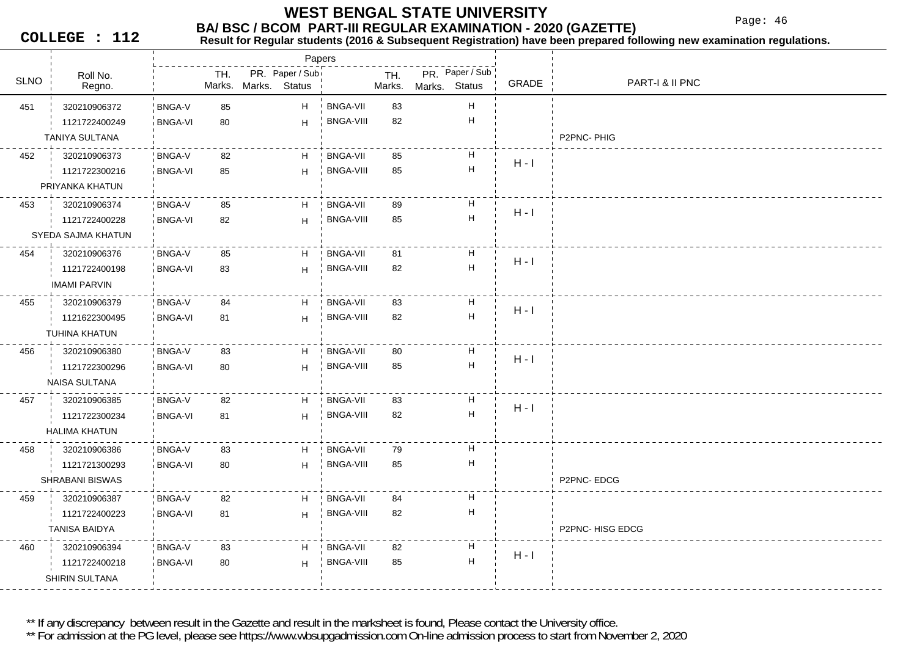# WEST BENGAL STATE UNIVERSITY

## BA/ BSC / BCOM PART-III REGULAR EXAMINATION - 2020 (GAZETTE)

**COLLEGE : 112**

**Result for Regular students (2016 & Subsequent Registration) have been prepared following new examination regulations.**

| SLNO | Roll No. / Regno. | Paper | TH. Marks | PR. Marks | Paper / Sub Status | Paper | TH. Marks | PR. Marks | Paper / Sub Status | GRADE | PART-I & II PNC |
|---|---|---|---|---|---|---|---|---|---|---|---|
| 451 | 320210906372 | BNGA-V | 85 | | H | BNGA-VII | 83 | | H | | |
| | 1121722400249 | BNGA-VI | 80 | | H | BNGA-VIII | 82 | | H | | |
| | TANIYA SULTANA | | | | | | | | | | P2PNC- PHIG |
| 452 | 320210906373 | BNGA-V | 82 | | H | BNGA-VII | 85 | | H | H - I | |
| | 1121722300216 | BNGA-VI | 85 | | H | BNGA-VIII | 85 | | H | | |
| | PRIYANKA KHATUN | | | | | | | | | | |
| 453 | 320210906374 | BNGA-V | 85 | | H | BNGA-VII | 89 | | H | H - I | |
| | 1121722400228 | BNGA-VI | 82 | | H | BNGA-VIII | 85 | | H | | |
| | SYEDA SAJMA KHATUN | | | | | | | | | | |
| 454 | 320210906376 | BNGA-V | 85 | | H | BNGA-VII | 81 | | H | H - I | |
| | 1121722400198 | BNGA-VI | 83 | | H | BNGA-VIII | 82 | | H | | |
| | IMAMI PARVIN | | | | | | | | | | |
| 455 | 320210906379 | BNGA-V | 84 | | H | BNGA-VII | 83 | | H | H - I | |
| | 1121622300495 | BNGA-VI | 81 | | H | BNGA-VIII | 82 | | H | | |
| | TUHINA KHATUN | | | | | | | | | | |
| 456 | 320210906380 | BNGA-V | 83 | | H | BNGA-VII | 80 | | H | H - I | |
| | 1121722300296 | BNGA-VI | 80 | | H | BNGA-VIII | 85 | | H | | |
| | NAISA SULTANA | | | | | | | | | | |
| 457 | 320210906385 | BNGA-V | 82 | | H | BNGA-VII | 83 | | H | H - I | |
| | 1121722300234 | BNGA-VI | 81 | | H | BNGA-VIII | 82 | | H | | |
| | HALIMA KHATUN | | | | | | | | | | |
| 458 | 320210906386 | BNGA-V | 83 | | H | BNGA-VII | 79 | | H | | |
| | 1121721300293 | BNGA-VI | 80 | | H | BNGA-VIII | 85 | | H | | |
| | SHRABANI BISWAS | | | | | | | | | | P2PNC- EDCG |
| 459 | 320210906387 | BNGA-V | 82 | | H | BNGA-VII | 84 | | H | | |
| | 1121722400223 | BNGA-VI | 81 | | H | BNGA-VIII | 82 | | H | | |
| | TANISA BAIDYA | | | | | | | | | | P2PNC- HISG EDCG |
| 460 | 320210906394 | BNGA-V | 83 | | H | BNGA-VII | 82 | | H | H - I | |
| | 1121722400218 | BNGA-VI | 80 | | H | BNGA-VIII | 85 | | H | | |
| | SHIRIN SULTANA | | | | | | | | | | |

** If any discrepancy between result in the Gazette and result in the marksheet is found, Please contact the University office.

** For admission at the PG level, please see https://www.wbsupgadmission.com On-line admission process to start from November 2, 2020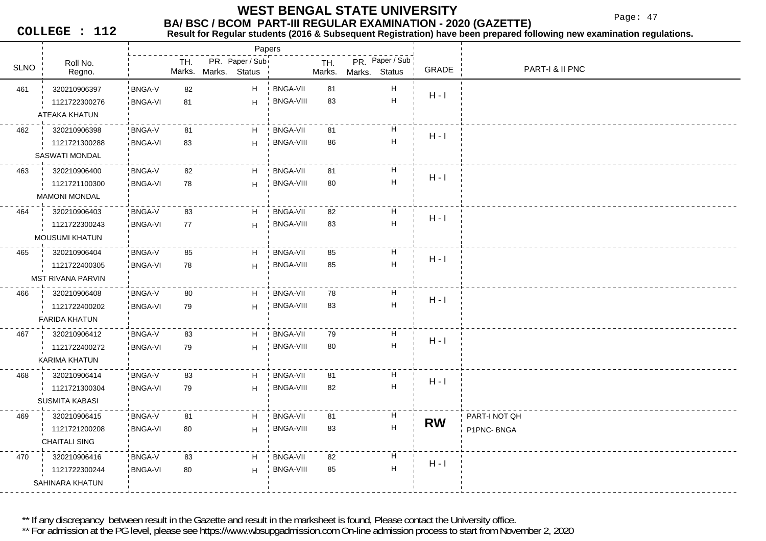# WEST BENGAL STATE UNIVERSITY

## BA/ BSC / BCOM PART-III REGULAR EXAMINATION - 2020 (GAZETTE)

**COLLEGE : 112**

**Result for Regular students (2016 & Subsequent Registration) have been prepared following new examination regulations.**

| SLNO | Roll No. / Regno. / Name | Paper | TH. Marks | PR. Marks | Paper / Sub Status | Paper | TH. Marks | PR. Marks | Paper / Sub Status | GRADE | PART-I & II PNC |
|---|---|---|---|---|---|---|---|---|---|---|---|
| 461 | 320210906397 / 1121722300276 / ATEAKA KHATUN | BNGA-V | 82 | | H | BNGA-VII | 81 | | H | H - I | |
| | | BNGA-VI | 81 | | H | BNGA-VIII | 83 | | H | | |
| 462 | 320210906398 / 1121721300288 / SASWATI MONDAL | BNGA-V | 81 | | H | BNGA-VII | 81 | | H | H - I | |
| | | BNGA-VI | 83 | | H | BNGA-VIII | 86 | | H | | |
| 463 | 320210906400 / 1121721100300 / MAMONI MONDAL | BNGA-V | 82 | | H | BNGA-VII | 81 | | H | H - I | |
| | | BNGA-VI | 78 | | H | BNGA-VIII | 80 | | H | | |
| 464 | 320210906403 / 1121722300243 / MOUSUMI KHATUN | BNGA-V | 83 | | H | BNGA-VII | 82 | | H | H - I | |
| | | BNGA-VI | 77 | | H | BNGA-VIII | 83 | | H | | |
| 465 | 320210906404 / 1121722400305 / MST RIVANA PARVIN | BNGA-V | 85 | | H | BNGA-VII | 85 | | H | H - I | |
| | | BNGA-VI | 78 | | H | BNGA-VIII | 85 | | H | | |
| 466 | 320210906408 / 1121722400202 / FARIDA KHATUN | BNGA-V | 80 | | H | BNGA-VII | 78 | | H | H - I | |
| | | BNGA-VI | 79 | | H | BNGA-VIII | 83 | | H | | |
| 467 | 320210906412 / 1121722400272 / KARIMA KHATUN | BNGA-V | 83 | | H | BNGA-VII | 79 | | H | H - I | |
| | | BNGA-VI | 79 | | H | BNGA-VIII | 80 | | H | | |
| 468 | 320210906414 / 1121721300304 / SUSMITA KABASI | BNGA-V | 83 | | H | BNGA-VII | 81 | | H | H - I | |
| | | BNGA-VI | 79 | | H | BNGA-VIII | 82 | | H | | |
| 469 | 320210906415 / 1121721200208 / CHAITALI SING | BNGA-V | 81 | | H | BNGA-VII | 81 | | H | **RW** | PART-I NOT QH |
| | | BNGA-VI | 80 | | H | BNGA-VIII | 83 | | H | | P1PNC- BNGA |
| 470 | 320210906416 / 1121722300244 / SAHINARA KHATUN | BNGA-V | 83 | | H | BNGA-VII | 82 | | H | H - I | |
| | | BNGA-VI | 80 | | H | BNGA-VIII | 85 | | H | | |

** If any discrepancy between result in the Gazette and result in the marksheet is found, Please contact the University office.

** For admission at the PG level, please see https://www.wbsupgadmission.com On-line admission process to start from November 2, 2020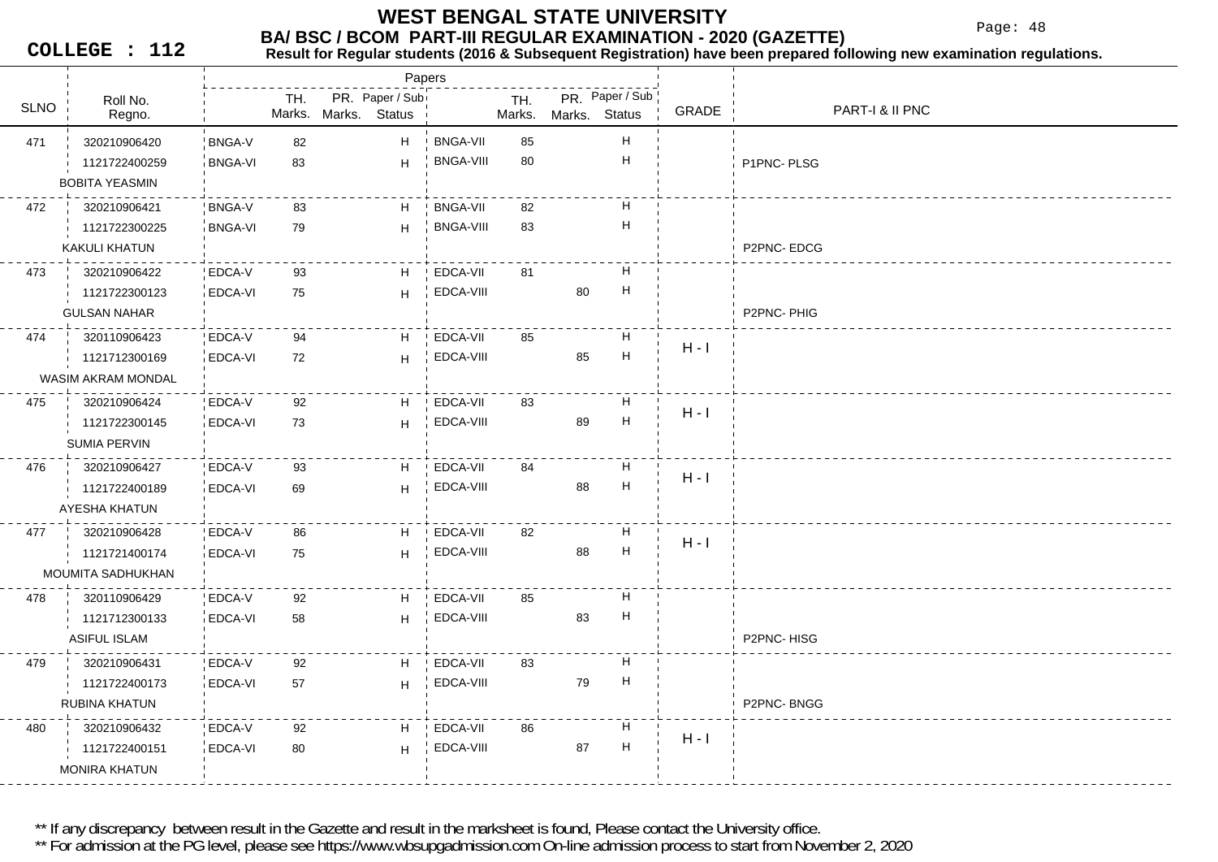# WEST BENGAL STATE UNIVERSITY

## BA/ BSC / BCOM PART-III REGULAR EXAMINATION - 2020 (GAZETTE)

**COLLEGE : 112**

**Result for Regular students (2016 & Subsequent Registration) have been prepared following new examination regulations.**

| SLNO | Roll No. / Regno. / Name | Paper | TH. Marks | PR. Marks | Paper / Sub Status | Paper | TH. Marks | PR. Marks | Paper / Sub Status | GRADE | PART-I & II PNC |
|---|---|---|---|---|---|---|---|---|---|---|---|
| 471 | 320210906420 | BNGA-V | 82 | | H | BNGA-VII | 85 | | H | | |
| | 1121722400259 | BNGA-VI | 83 | | H | BNGA-VIII | 80 | | H | | P1PNC- PLSG |
| | BOBITA YEASMIN | | | | | | | | | | |
| 472 | 320210906421 | BNGA-V | 83 | | H | BNGA-VII | 82 | | H | | |
| | 1121722300225 | BNGA-VI | 79 | | H | BNGA-VIII | 83 | | H | | |
| | KAKULI KHATUN | | | | | | | | | | P2PNC- EDCG |
| 473 | 320210906422 | EDCA-V | 93 | | H | EDCA-VII | 81 | | H | | |
| | 1121722300123 | EDCA-VI | 75 | | H | EDCA-VIII | | 80 | H | | |
| | GULSAN NAHAR | | | | | | | | | | P2PNC- PHIG |
| 474 | 320110906423 | EDCA-V | 94 | | H | EDCA-VII | 85 | | H | H - I | |
| | 1121712300169 | EDCA-VI | 72 | | H | EDCA-VIII | | 85 | H | | |
| | WASIM AKRAM MONDAL | | | | | | | | | | |
| 475 | 320210906424 | EDCA-V | 92 | | H | EDCA-VII | 83 | | H | H - I | |
| | 1121722300145 | EDCA-VI | 73 | | H | EDCA-VIII | | 89 | H | | |
| | SUMIA PERVIN | | | | | | | | | | |
| 476 | 320210906427 | EDCA-V | 93 | | H | EDCA-VII | 84 | | H | H - I | |
| | 1121722400189 | EDCA-VI | 69 | | H | EDCA-VIII | | 88 | H | | |
| | AYESHA KHATUN | | | | | | | | | | |
| 477 | 320210906428 | EDCA-V | 86 | | H | EDCA-VII | 82 | | H | H - I | |
| | 1121721400174 | EDCA-VI | 75 | | H | EDCA-VIII | | 88 | H | | |
| | MOUMITA SADHUKHAN | | | | | | | | | | |
| 478 | 320110906429 | EDCA-V | 92 | | H | EDCA-VII | 85 | | H | | |
| | 1121712300133 | EDCA-VI | 58 | | H | EDCA-VIII | | 83 | H | | |
| | ASIFUL ISLAM | | | | | | | | | | P2PNC- HISG |
| 479 | 320210906431 | EDCA-V | 92 | | H | EDCA-VII | 83 | | H | | |
| | 1121722400173 | EDCA-VI | 57 | | H | EDCA-VIII | | 79 | H | | |
| | RUBINA KHATUN | | | | | | | | | | P2PNC- BNGG |
| 480 | 320210906432 | EDCA-V | 92 | | H | EDCA-VII | 86 | | H | H - I | |
| | 1121722400151 | EDCA-VI | 80 | | H | EDCA-VIII | | 87 | H | | |
| | MONIRA KHATUN | | | | | | | | | | |

** If any discrepancy between result in the Gazette and result in the marksheet is found, Please contact the University office.

** For admission at the PG level, please see https://www.wbsupgadmission.com On-line admission process to start from November 2, 2020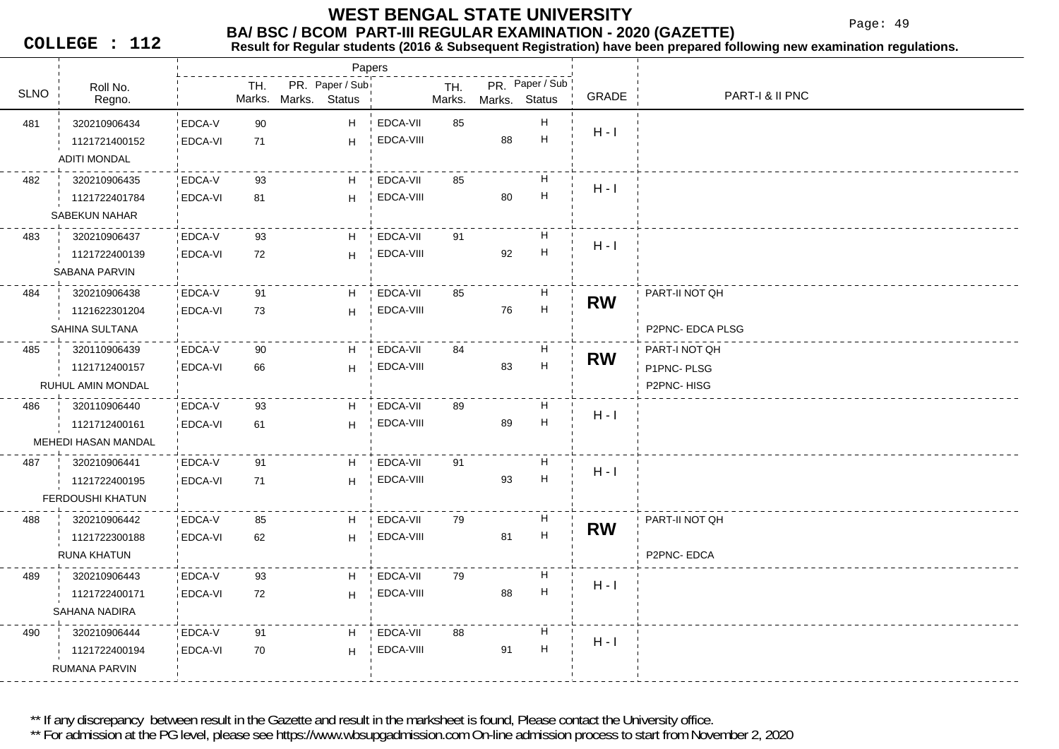# WEST BENGAL STATE UNIVERSITY

## BA/ BSC / BCOM PART-III REGULAR EXAMINATION - 2020 (GAZETTE)

**COLLEGE : 112**

**Result for Regular students (2016 & Subsequent Registration) have been prepared following new examination regulations.**

| SLNO | Roll No. / Regno. | Papers | TH. Marks | PR. Marks | Paper / Sub Status | Papers | TH. Marks | PR. Marks | Paper / Sub Status | GRADE | PART-I & II PNC |
|---|---|---|---|---|---|---|---|---|---|---|---|
| 481 | 320210906434 | EDCA-V | 90 | | H | EDCA-VII | 85 | | H | H - I | |
| | 1121721400152 | EDCA-VI | 71 | | H | EDCA-VIII | | 88 | H | | |
| | ADITI MONDAL | | | | | | | | | | |
| 482 | 320210906435 | EDCA-V | 93 | | H | EDCA-VII | 85 | | H | H - I | |
| | 1121722401784 | EDCA-VI | 81 | | H | EDCA-VIII | | 80 | H | | |
| | SABEKUN NAHAR | | | | | | | | | | |
| 483 | 320210906437 | EDCA-V | 93 | | H | EDCA-VII | 91 | | H | H - I | |
| | 1121722400139 | EDCA-VI | 72 | | H | EDCA-VIII | | 92 | H | | |
| | SABANA PARVIN | | | | | | | | | | |
| 484 | 320210906438 | EDCA-V | 91 | | H | EDCA-VII | 85 | | H | **RW** | PART-II NOT QH |
| | 1121622301204 | EDCA-VI | 73 | | H | EDCA-VIII | | 76 | H | | |
| | SAHINA SULTANA | | | | | | | | | | P2PNC- EDCA PLSG |
| 485 | 320110906439 | EDCA-V | 90 | | H | EDCA-VII | 84 | | H | **RW** | PART-I NOT QH |
| | 1121712400157 | EDCA-VI | 66 | | H | EDCA-VIII | | 83 | H | | P1PNC- PLSG |
| | RUHUL AMIN MONDAL | | | | | | | | | | P2PNC- HISG |
| 486 | 320110906440 | EDCA-V | 93 | | H | EDCA-VII | 89 | | H | H - I | |
| | 1121712400161 | EDCA-VI | 61 | | H | EDCA-VIII | | 89 | H | | |
| | MEHEDI HASAN MANDAL | | | | | | | | | | |
| 487 | 320210906441 | EDCA-V | 91 | | H | EDCA-VII | 91 | | H | H - I | |
| | 1121722400195 | EDCA-VI | 71 | | H | EDCA-VIII | | 93 | H | | |
| | FERDOUSHI KHATUN | | | | | | | | | | |
| 488 | 320210906442 | EDCA-V | 85 | | H | EDCA-VII | 79 | | H | **RW** | PART-II NOT QH |
| | 1121722300188 | EDCA-VI | 62 | | H | EDCA-VIII | | 81 | H | | |
| | RUNA KHATUN | | | | | | | | | | P2PNC- EDCA |
| 489 | 320210906443 | EDCA-V | 93 | | H | EDCA-VII | 79 | | H | H - I | |
| | 1121722400171 | EDCA-VI | 72 | | H | EDCA-VIII | | 88 | H | | |
| | SAHANA NADIRA | | | | | | | | | | |
| 490 | 320210906444 | EDCA-V | 91 | | H | EDCA-VII | 88 | | H | H - I | |
| | 1121722400194 | EDCA-VI | 70 | | H | EDCA-VIII | | 91 | H | | |
| | RUMANA PARVIN | | | | | | | | | | |

** If any discrepancy between result in the Gazette and result in the marksheet is found, Please contact the University office.

** For admission at the PG level, please see https://www.wbsupgadmission.com On-line admission process to start from November 2, 2020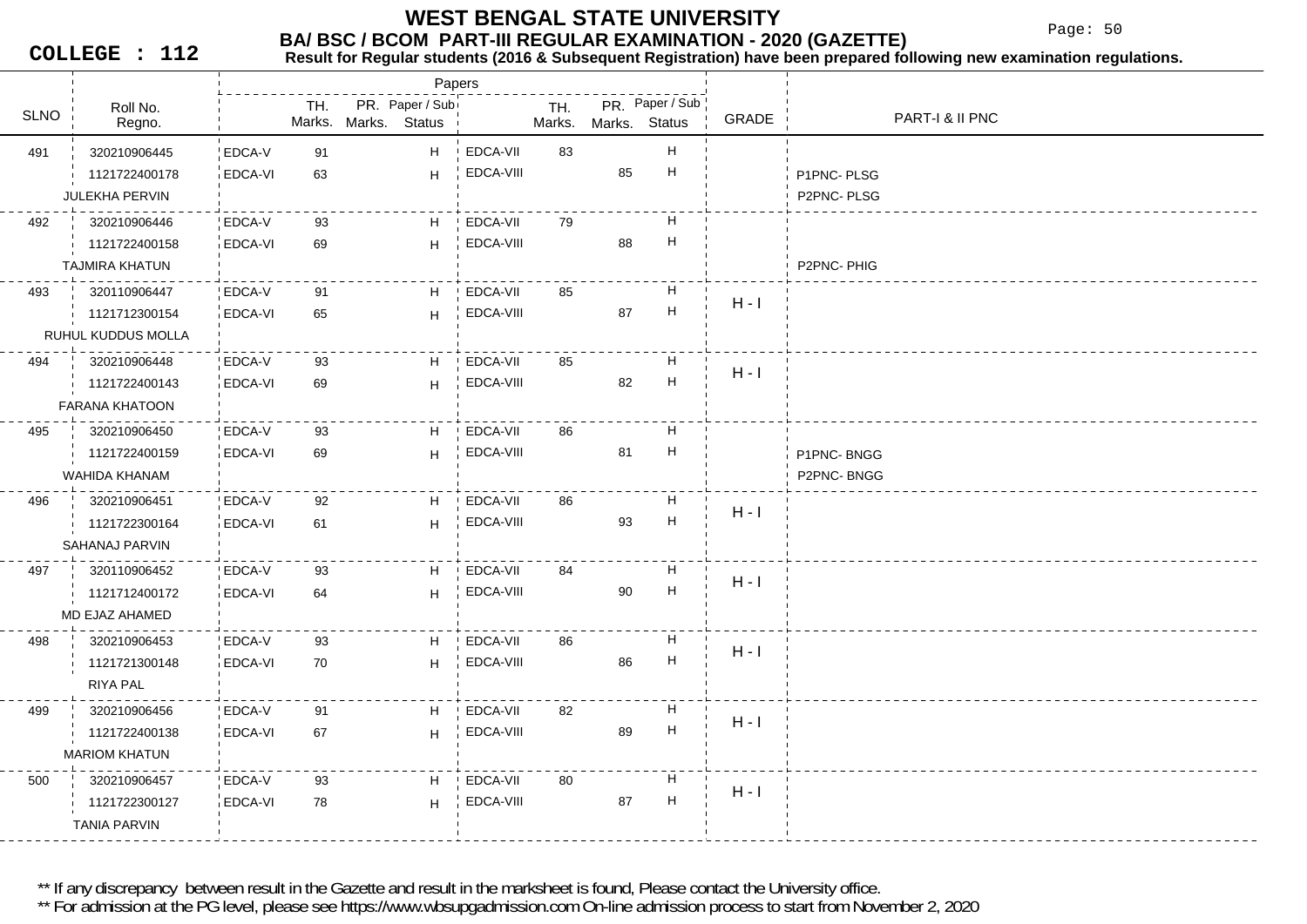# WEST BENGAL STATE UNIVERSITY

## BA/ BSC / BCOM PART-III REGULAR EXAMINATION - 2020 (GAZETTE)

**COLLEGE : 112**

**Result for Regular students (2016 & Subsequent Registration) have been prepared following new examination regulations.**

| SLNO | Roll No. / Regno. / Name | Paper | TH. Marks | PR. Marks | Paper / Sub Status | Paper | TH. Marks | PR. Marks | Paper / Sub Status | GRADE | PART-I & II PNC |
|---|---|---|---|---|---|---|---|---|---|---|---|
| 491 | 320210906445 | EDCA-V | 91 | | H | EDCA-VII | 83 | | H | | |
| | 1121722400178 | EDCA-VI | 63 | | H | EDCA-VIII | | 85 | H | | P1PNC- PLSG |
| | JULEKHA PERVIN | | | | | | | | | | P2PNC- PLSG |
| 492 | 320210906446 | EDCA-V | 93 | | H | EDCA-VII | 79 | | H | | |
| | 1121722400158 | EDCA-VI | 69 | | H | EDCA-VIII | | 88 | H | | |
| | TAJMIRA KHATUN | | | | | | | | | | P2PNC- PHIG |
| 493 | 320110906447 | EDCA-V | 91 | | H | EDCA-VII | 85 | | H | H - I | |
| | 1121712300154 | EDCA-VI | 65 | | H | EDCA-VIII | | 87 | H | | |
| | RUHUL KUDDUS MOLLA | | | | | | | | | | |
| 494 | 320210906448 | EDCA-V | 93 | | H | EDCA-VII | 85 | | H | H - I | |
| | 1121722400143 | EDCA-VI | 69 | | H | EDCA-VIII | | 82 | H | | |
| | FARANA KHATOON | | | | | | | | | | |
| 495 | 320210906450 | EDCA-V | 93 | | H | EDCA-VII | 86 | | H | | |
| | 1121722400159 | EDCA-VI | 69 | | H | EDCA-VIII | | 81 | H | | P1PNC- BNGG |
| | WAHIDA KHANAM | | | | | | | | | | P2PNC- BNGG |
| 496 | 320210906451 | EDCA-V | 92 | | H | EDCA-VII | 86 | | H | H - I | |
| | 1121722300164 | EDCA-VI | 61 | | H | EDCA-VIII | | 93 | H | | |
| | SAHANAJ PARVIN | | | | | | | | | | |
| 497 | 320110906452 | EDCA-V | 93 | | H | EDCA-VII | 84 | | H | H - I | |
| | 1121712400172 | EDCA-VI | 64 | | H | EDCA-VIII | | 90 | H | | |
| | MD EJAZ AHAMED | | | | | | | | | | |
| 498 | 320210906453 | EDCA-V | 93 | | H | EDCA-VII | 86 | | H | H - I | |
| | 1121721300148 | EDCA-VI | 70 | | H | EDCA-VIII | | 86 | H | | |
| | RIYA PAL | | | | | | | | | | |
| 499 | 320210906456 | EDCA-V | 91 | | H | EDCA-VII | 82 | | H | H - I | |
| | 1121722400138 | EDCA-VI | 67 | | H | EDCA-VIII | | 89 | H | | |
| | MARIOM KHATUN | | | | | | | | | | |
| 500 | 320210906457 | EDCA-V | 93 | | H | EDCA-VII | 80 | | H | H - I | |
| | 1121722300127 | EDCA-VI | 78 | | H | EDCA-VIII | | 87 | H | | |
| | TANIA PARVIN | | | | | | | | | | |

** If any discrepancy between result in the Gazette and result in the marksheet is found, Please contact the University office.

** For admission at the PG level, please see https://www.wbsupgadmission.com On-line admission process to start from November 2, 2020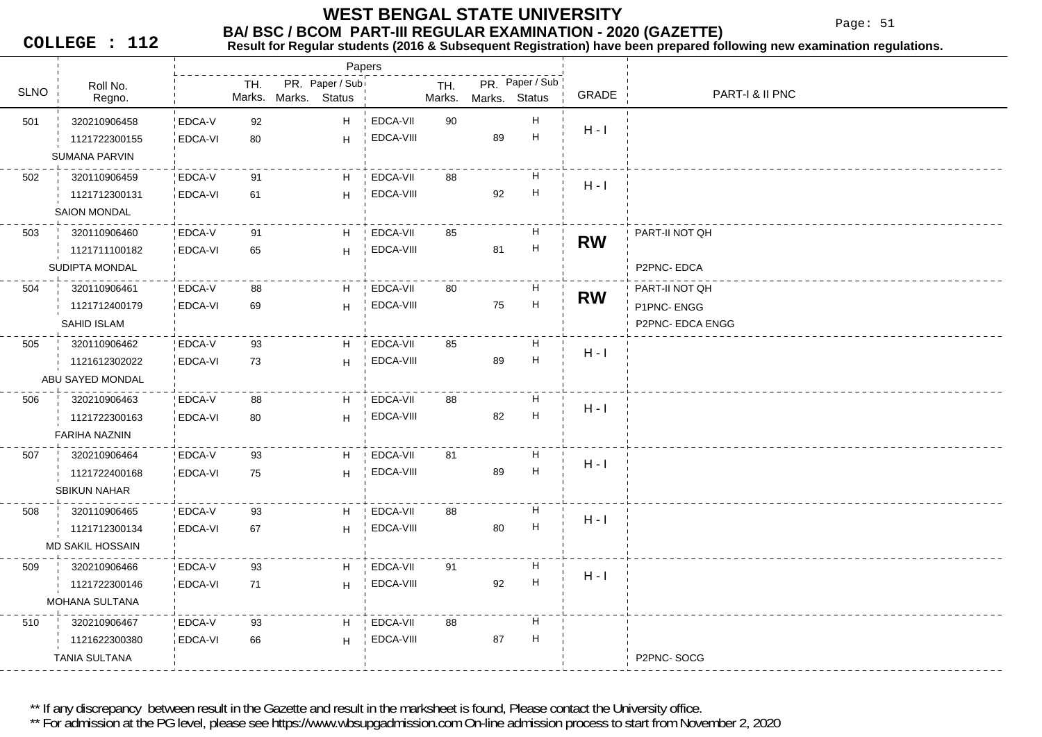# WEST BENGAL STATE UNIVERSITY

## BA/ BSC / BCOM PART-III REGULAR EXAMINATION - 2020 (GAZETTE)

**COLLEGE : 112**

**Result for Regular students (2016 & Subsequent Registration) have been prepared following new examination regulations.**

| SLNO | Roll No. / Regno. | Papers | TH. Marks. | PR. Marks. | Paper / Sub Status | Papers | TH. Marks. | PR. Marks. | Paper / Sub Status | GRADE | PART-I & II PNC |
|---|---|---|---|---|---|---|---|---|---|---|---|
| 501 | 320210906458 | EDCA-V | 92 | | H | EDCA-VII | 90 | | H | H - I | |
| | 1121722300155 | EDCA-VI | 80 | | H | EDCA-VIII | | 89 | H | | |
| | SUMANA PARVIN | | | | | | | | | | |
| 502 | 320110906459 | EDCA-V | 91 | | H | EDCA-VII | 88 | | H | H - I | |
| | 1121712300131 | EDCA-VI | 61 | | H | EDCA-VIII | | 92 | H | | |
| | SAION MONDAL | | | | | | | | | | |
| 503 | 320110906460 | EDCA-V | 91 | | H | EDCA-VII | 85 | | H | **RW** | PART-II NOT QH |
| | 1121711100182 | EDCA-VI | 65 | | H | EDCA-VIII | | 81 | H | | |
| | SUDIPTA MONDAL | | | | | | | | | | P2PNC- EDCA |
| 504 | 320110906461 | EDCA-V | 88 | | H | EDCA-VII | 80 | | H | **RW** | PART-II NOT QH |
| | 1121712400179 | EDCA-VI | 69 | | H | EDCA-VIII | | 75 | H | | P1PNC- ENGG |
| | SAHID ISLAM | | | | | | | | | | P2PNC- EDCA ENGG |
| 505 | 320110906462 | EDCA-V | 93 | | H | EDCA-VII | 85 | | H | H - I | |
| | 1121612302022 | EDCA-VI | 73 | | H | EDCA-VIII | | 89 | H | | |
| | ABU SAYED MONDAL | | | | | | | | | | |
| 506 | 320210906463 | EDCA-V | 88 | | H | EDCA-VII | 88 | | H | H - I | |
| | 1121722300163 | EDCA-VI | 80 | | H | EDCA-VIII | | 82 | H | | |
| | FARIHA NAZNIN | | | | | | | | | | |
| 507 | 320210906464 | EDCA-V | 93 | | H | EDCA-VII | 81 | | H | H - I | |
| | 1121722400168 | EDCA-VI | 75 | | H | EDCA-VIII | | 89 | H | | |
| | SBIKUN NAHAR | | | | | | | | | | |
| 508 | 320110906465 | EDCA-V | 93 | | H | EDCA-VII | 88 | | H | H - I | |
| | 1121712300134 | EDCA-VI | 67 | | H | EDCA-VIII | | 80 | H | | |
| | MD SAKIL HOSSAIN | | | | | | | | | | |
| 509 | 320210906466 | EDCA-V | 93 | | H | EDCA-VII | 91 | | H | H - I | |
| | 1121722300146 | EDCA-VI | 71 | | H | EDCA-VIII | | 92 | H | | |
| | MOHANA SULTANA | | | | | | | | | | |
| 510 | 320210906467 | EDCA-V | 93 | | H | EDCA-VII | 88 | | H | | |
| | 1121622300380 | EDCA-VI | 66 | | H | EDCA-VIII | | 87 | H | | |
| | TANIA SULTANA | | | | | | | | | | P2PNC- SOCG |

** If any discrepancy between result in the Gazette and result in the marksheet is found, Please contact the University office.

** For admission at the PG level, please see https://www.wbsupgadmission.com On-line admission process to start from November 2, 2020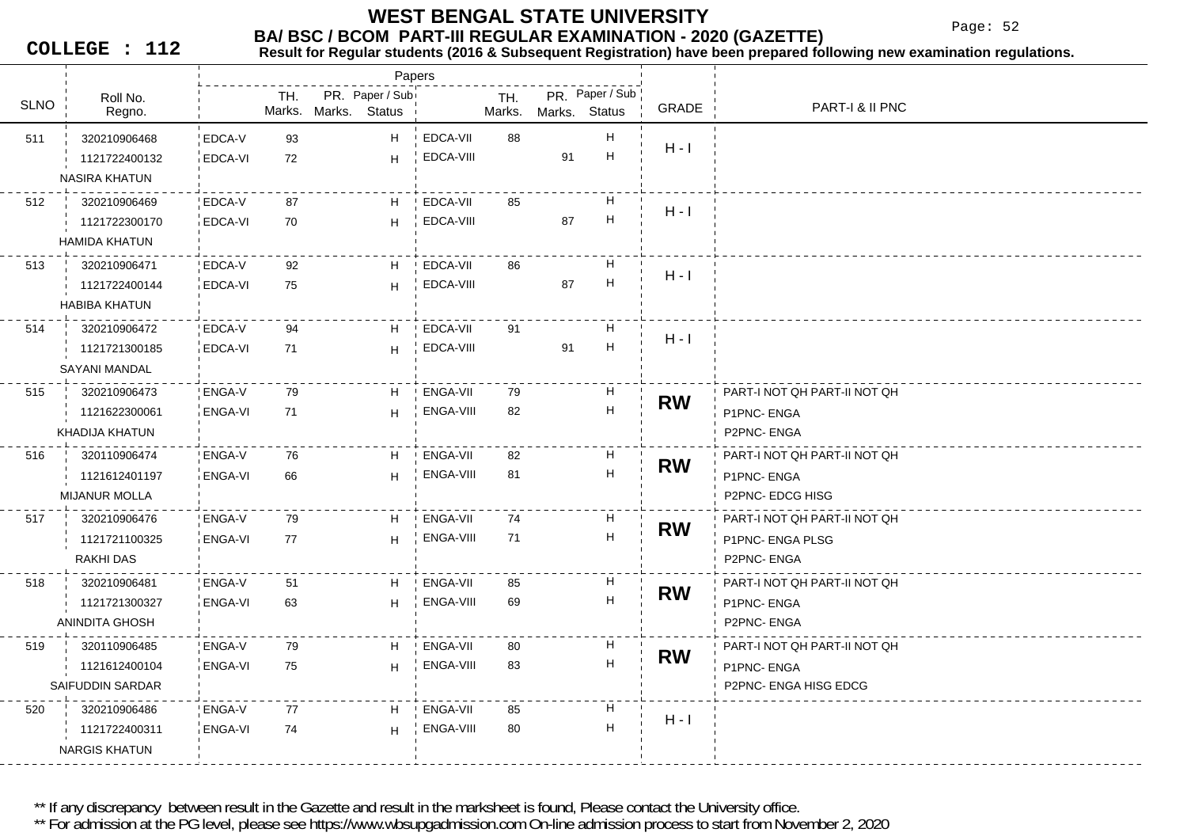# WEST BENGAL STATE UNIVERSITY

## BA/ BSC / BCOM PART-III REGULAR EXAMINATION - 2020 (GAZETTE)

**COLLEGE : 112**

**Result for Regular students (2016 & Subsequent Registration) have been prepared following new examination regulations.**

| SLNO | Roll No. / Regno. / Name | Paper | TH. Marks | PR. Marks | Paper / Sub Status | Paper | TH. Marks | PR. Marks | Paper / Sub Status | GRADE | PART-I & II PNC |
|---|---|---|---|---|---|---|---|---|---|---|---|
| 511 | 320210906468 | EDCA-V | 93 | | H | EDCA-VII | 88 | | H | H - I | |
| | 1121722400132 | EDCA-VI | 72 | | H | EDCA-VIII | | 91 | H | | |
| | NASIRA KHATUN | | | | | | | | | | |
| 512 | 320210906469 | EDCA-V | 87 | | H | EDCA-VII | 85 | | H | H - I | |
| | 1121722300170 | EDCA-VI | 70 | | H | EDCA-VIII | | 87 | H | | |
| | HAMIDA KHATUN | | | | | | | | | | |
| 513 | 320210906471 | EDCA-V | 92 | | H | EDCA-VII | 86 | | H | H - I | |
| | 1121722400144 | EDCA-VI | 75 | | H | EDCA-VIII | | 87 | H | | |
| | HABIBA KHATUN | | | | | | | | | | |
| 514 | 320210906472 | EDCA-V | 94 | | H | EDCA-VII | 91 | | H | H - I | |
| | 1121721300185 | EDCA-VI | 71 | | H | EDCA-VIII | | 91 | H | | |
| | SAYANI MANDAL | | | | | | | | | | |
| 515 | 320210906473 | ENGA-V | 79 | | H | ENGA-VII | 79 | | H | **RW** | PART-I NOT QH PART-II NOT QH |
| | 1121622300061 | ENGA-VI | 71 | | H | ENGA-VIII | 82 | | H | | P1PNC- ENGA |
| | KHADIJA KHATUN | | | | | | | | | | P2PNC- ENGA |
| 516 | 320110906474 | ENGA-V | 76 | | H | ENGA-VII | 82 | | H | **RW** | PART-I NOT QH PART-II NOT QH |
| | 1121612401197 | ENGA-VI | 66 | | H | ENGA-VIII | 81 | | H | | P1PNC- ENGA |
| | MIJANUR MOLLA | | | | | | | | | | P2PNC- EDCG HISG |
| 517 | 320210906476 | ENGA-V | 79 | | H | ENGA-VII | 74 | | H | **RW** | PART-I NOT QH PART-II NOT QH |
| | 1121721100325 | ENGA-VI | 77 | | H | ENGA-VIII | 71 | | H | | P1PNC- ENGA PLSG |
| | RAKHI DAS | | | | | | | | | | P2PNC- ENGA |
| 518 | 320210906481 | ENGA-V | 51 | | H | ENGA-VII | 85 | | H | **RW** | PART-I NOT QH PART-II NOT QH |
| | 1121721300327 | ENGA-VI | 63 | | H | ENGA-VIII | 69 | | H | | P1PNC- ENGA |
| | ANINDITA GHOSH | | | | | | | | | | P2PNC- ENGA |
| 519 | 320110906485 | ENGA-V | 79 | | H | ENGA-VII | 80 | | H | **RW** | PART-I NOT QH PART-II NOT QH |
| | 1121612400104 | ENGA-VI | 75 | | H | ENGA-VIII | 83 | | H | | P1PNC- ENGA |
| | SAIFUDDIN SARDAR | | | | | | | | | | P2PNC- ENGA HISG EDCG |
| 520 | 320210906486 | ENGA-V | 77 | | H | ENGA-VII | 85 | | H | H - I | |
| | 1121722400311 | ENGA-VI | 74 | | H | ENGA-VIII | 80 | | H | | |
| | NARGIS KHATUN | | | | | | | | | | |

** If any discrepancy between result in the Gazette and result in the marksheet is found, Please contact the University office.

** For admission at the PG level, please see https://www.wbsupgadmission.com On-line admission process to start from November 2, 2020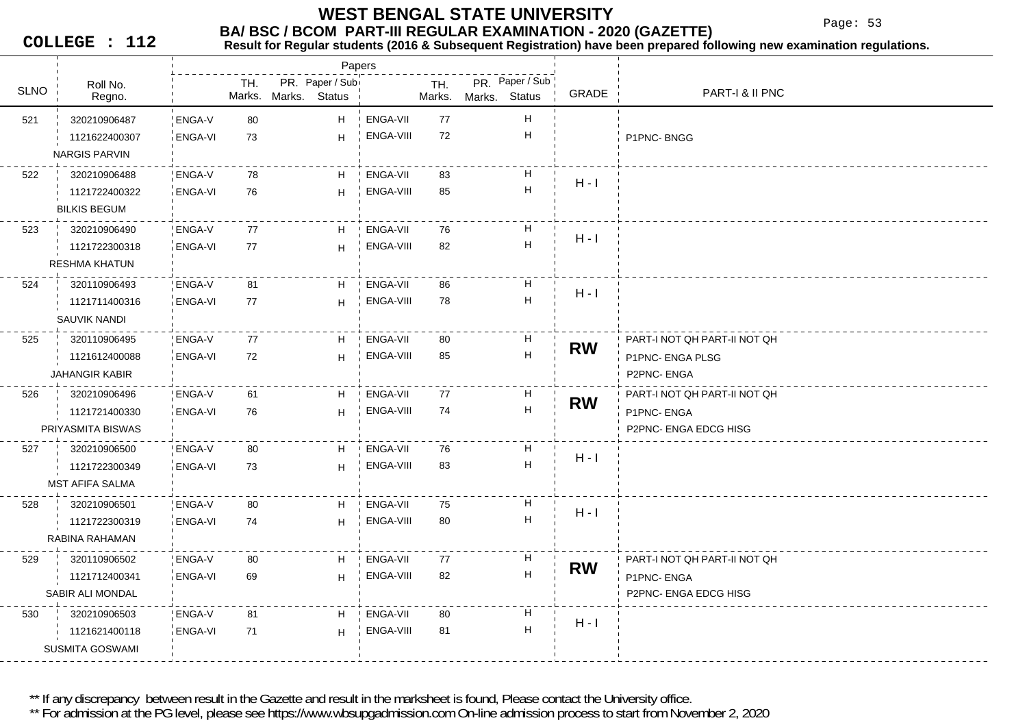# WEST BENGAL STATE UNIVERSITY

## BA/ BSC / BCOM PART-III REGULAR EXAMINATION - 2020 (GAZETTE)

**COLLEGE : 112**

**Result for Regular students (2016 & Subsequent Registration) have been prepared following new examination regulations.**

| SLNO | Roll No. / Regno. / Name | Paper | TH. Marks | PR. Marks | Paper / Sub Status | Paper | TH. Marks | PR. Marks | Paper / Sub Status | GRADE | PART-I & II PNC |
|---|---|---|---|---|---|---|---|---|---|---|---|
| 521 | 320210906487 | ENGA-V | 80 | | H | ENGA-VII | 77 | | H | | |
| | 1121622400307 | ENGA-VI | 73 | | H | ENGA-VIII | 72 | | H | | P1PNC- BNGG |
| | NARGIS PARVIN | | | | | | | | | | |
| 522 | 320210906488 | ENGA-V | 78 | | H | ENGA-VII | 83 | | H | H - I | |
| | 1121722400322 | ENGA-VI | 76 | | H | ENGA-VIII | 85 | | H | | |
| | BILKIS BEGUM | | | | | | | | | | |
| 523 | 320210906490 | ENGA-V | 77 | | H | ENGA-VII | 76 | | H | H - I | |
| | 1121722300318 | ENGA-VI | 77 | | H | ENGA-VIII | 82 | | H | | |
| | RESHMA KHATUN | | | | | | | | | | |
| 524 | 320110906493 | ENGA-V | 81 | | H | ENGA-VII | 86 | | H | H - I | |
| | 1121711400316 | ENGA-VI | 77 | | H | ENGA-VIII | 78 | | H | | |
| | SAUVIK NANDI | | | | | | | | | | |
| 525 | 320110906495 | ENGA-V | 77 | | H | ENGA-VII | 80 | | H | **RW** | PART-I NOT QH PART-II NOT QH |
| | 1121612400088 | ENGA-VI | 72 | | H | ENGA-VIII | 85 | | H | | P1PNC- ENGA PLSG |
| | JAHANGIR KABIR | | | | | | | | | | P2PNC- ENGA |
| 526 | 320210906496 | ENGA-V | 61 | | H | ENGA-VII | 77 | | H | **RW** | PART-I NOT QH PART-II NOT QH |
| | 1121721400330 | ENGA-VI | 76 | | H | ENGA-VIII | 74 | | H | | P1PNC- ENGA |
| | PRIYASMITA BISWAS | | | | | | | | | | P2PNC- ENGA EDCG HISG |
| 527 | 320210906500 | ENGA-V | 80 | | H | ENGA-VII | 76 | | H | H - I | |
| | 1121722300349 | ENGA-VI | 73 | | H | ENGA-VIII | 83 | | H | | |
| | MST AFIFA SALMA | | | | | | | | | | |
| 528 | 320210906501 | ENGA-V | 80 | | H | ENGA-VII | 75 | | H | H - I | |
| | 1121722300319 | ENGA-VI | 74 | | H | ENGA-VIII | 80 | | H | | |
| | RABINA RAHAMAN | | | | | | | | | | |
| 529 | 320110906502 | ENGA-V | 80 | | H | ENGA-VII | 77 | | H | **RW** | PART-I NOT QH PART-II NOT QH |
| | 1121712400341 | ENGA-VI | 69 | | H | ENGA-VIII | 82 | | H | | P1PNC- ENGA |
| | SABIR ALI MONDAL | | | | | | | | | | P2PNC- ENGA EDCG HISG |
| 530 | 320210906503 | ENGA-V | 81 | | H | ENGA-VII | 80 | | H | H - I | |
| | 1121621400118 | ENGA-VI | 71 | | H | ENGA-VIII | 81 | | H | | |
| | SUSMITA GOSWAMI | | | | | | | | | | |

** If any discrepancy between result in the Gazette and result in the marksheet is found, Please contact the University office.

** For admission at the PG level, please see https://www.wbsupgadmission.com On-line admission process to start from November 2, 2020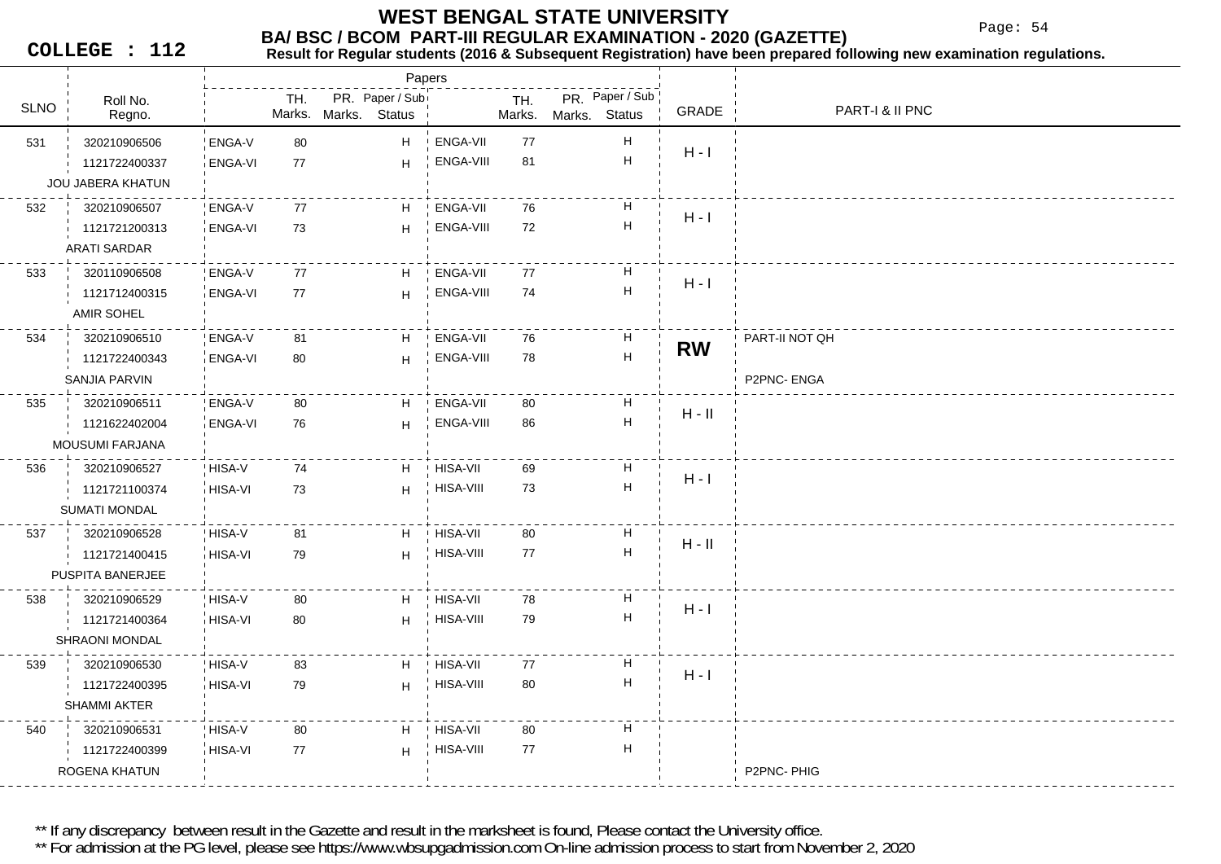# WEST BENGAL STATE UNIVERSITY

## BA/ BSC / BCOM PART-III REGULAR EXAMINATION - 2020 (GAZETTE)

**COLLEGE : 112**

**Result for Regular students (2016 & Subsequent Registration) have been prepared following new examination regulations.**

| SLNO | Roll No. / Regno. / Name | Paper | TH. Marks. | PR. Marks. | Paper / Sub Status | Paper | TH. Marks. | PR. Marks. | Paper / Sub Status | GRADE | PART-I & II PNC |
|---|---|---|---|---|---|---|---|---|---|---|---|
| 531 | 320210906506 | ENGA-V | 80 | | H | ENGA-VII | 77 | | H | H - I | |
| | 1121722400337 | ENGA-VI | 77 | | H | ENGA-VIII | 81 | | H | | |
| | JOU JABERA KHATUN | | | | | | | | | | |
| 532 | 320210906507 | ENGA-V | 77 | | H | ENGA-VII | 76 | | H | H - I | |
| | 1121721200313 | ENGA-VI | 73 | | H | ENGA-VIII | 72 | | H | | |
| | ARATI SARDAR | | | | | | | | | | |
| 533 | 320110906508 | ENGA-V | 77 | | H | ENGA-VII | 77 | | H | H - I | |
| | 1121712400315 | ENGA-VI | 77 | | H | ENGA-VIII | 74 | | H | | |
| | AMIR SOHEL | | | | | | | | | | |
| 534 | 320210906510 | ENGA-V | 81 | | H | ENGA-VII | 76 | | H | **RW** | PART-II NOT QH |
| | 1121722400343 | ENGA-VI | 80 | | H | ENGA-VIII | 78 | | H | | |
| | SANJIA PARVIN | | | | | | | | | | P2PNC- ENGA |
| 535 | 320210906511 | ENGA-V | 80 | | H | ENGA-VII | 80 | | H | H - II | |
| | 1121622402004 | ENGA-VI | 76 | | H | ENGA-VIII | 86 | | H | | |
| | MOUSUMI FARJANA | | | | | | | | | | |
| 536 | 320210906527 | HISA-V | 74 | | H | HISA-VII | 69 | | H | H - I | |
| | 1121721100374 | HISA-VI | 73 | | H | HISA-VIII | 73 | | H | | |
| | SUMATI MONDAL | | | | | | | | | | |
| 537 | 320210906528 | HISA-V | 81 | | H | HISA-VII | 80 | | H | H - II | |
| | 1121721400415 | HISA-VI | 79 | | H | HISA-VIII | 77 | | H | | |
| | PUSPITA BANERJEE | | | | | | | | | | |
| 538 | 320210906529 | HISA-V | 80 | | H | HISA-VII | 78 | | H | H - I | |
| | 1121721400364 | HISA-VI | 80 | | H | HISA-VIII | 79 | | H | | |
| | SHRAONI MONDAL | | | | | | | | | | |
| 539 | 320210906530 | HISA-V | 83 | | H | HISA-VII | 77 | | H | H - I | |
| | 1121722400395 | HISA-VI | 79 | | H | HISA-VIII | 80 | | H | | |
| | SHAMMI AKTER | | | | | | | | | | |
| 540 | 320210906531 | HISA-V | 80 | | H | HISA-VII | 80 | | H | | |
| | 1121722400399 | HISA-VI | 77 | | H | HISA-VIII | 77 | | H | | |
| | ROGENA KHATUN | | | | | | | | | | P2PNC- PHIG |

** If any discrepancy between result in the Gazette and result in the marksheet is found, Please contact the University office.

** For admission at the PG level, please see https://www.wbsupgadmission.com On-line admission process to start from November 2, 2020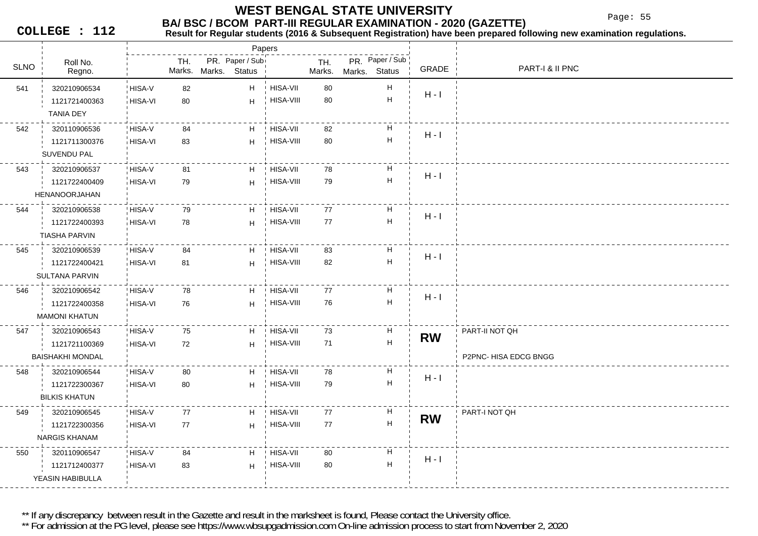# WEST BENGAL STATE UNIVERSITY

## BA/ BSC / BCOM PART-III REGULAR EXAMINATION - 2020 (GAZETTE)

**COLLEGE : 112**

**Result for Regular students (2016 & Subsequent Registration) have been prepared following new examination regulations.**

| SLNO | Roll No. / Regno. / Name | Paper | TH. Marks | PR. Marks | Paper / Sub Status | Paper | TH. Marks | PR. Marks | Paper / Sub Status | GRADE | PART-I & II PNC |
|---|---|---|---|---|---|---|---|---|---|---|---|
| 541 | 320210906534 | HISA-V | 82 | | H | HISA-VII | 80 | | H | H - I | |
| | 1121721400363 | HISA-VI | 80 | | H | HISA-VIII | 80 | | H | | |
| | TANIA DEY | | | | | | | | | | |
| 542 | 320110906536 | HISA-V | 84 | | H | HISA-VII | 82 | | H | H - I | |
| | 1121711300376 | HISA-VI | 83 | | H | HISA-VIII | 80 | | H | | |
| | SUVENDU PAL | | | | | | | | | | |
| 543 | 320210906537 | HISA-V | 81 | | H | HISA-VII | 78 | | H | H - I | |
| | 1121722400409 | HISA-VI | 79 | | H | HISA-VIII | 79 | | H | | |
| | HENANOORJAHAN | | | | | | | | | | |
| 544 | 320210906538 | HISA-V | 79 | | H | HISA-VII | 77 | | H | H - I | |
| | 1121722400393 | HISA-VI | 78 | | H | HISA-VIII | 77 | | H | | |
| | TIASHA PARVIN | | | | | | | | | | |
| 545 | 320210906539 | HISA-V | 84 | | H | HISA-VII | 83 | | H | H - I | |
| | 1121722400421 | HISA-VI | 81 | | H | HISA-VIII | 82 | | H | | |
| | SULTANA PARVIN | | | | | | | | | | |
| 546 | 320210906542 | HISA-V | 78 | | H | HISA-VII | 77 | | H | H - I | |
| | 1121722400358 | HISA-VI | 76 | | H | HISA-VIII | 76 | | H | | |
| | MAMONI KHATUN | | | | | | | | | | |
| 547 | 320210906543 | HISA-V | 75 | | H | HISA-VII | 73 | | H | **RW** | PART-II NOT QH |
| | 1121721100369 | HISA-VI | 72 | | H | HISA-VIII | 71 | | H | | P2PNC- HISA EDCG BNGG |
| | BAISHAKHI MONDAL | | | | | | | | | | |
| 548 | 320210906544 | HISA-V | 80 | | H | HISA-VII | 78 | | H | H - I | |
| | 1121722300367 | HISA-VI | 80 | | H | HISA-VIII | 79 | | H | | |
| | BILKIS KHATUN | | | | | | | | | | |
| 549 | 320210906545 | HISA-V | 77 | | H | HISA-VII | 77 | | H | **RW** | PART-I NOT QH |
| | 1121722300356 | HISA-VI | 77 | | H | HISA-VIII | 77 | | H | | |
| | NARGIS KHANAM | | | | | | | | | | |
| 550 | 320110906547 | HISA-V | 84 | | H | HISA-VII | 80 | | H | H - I | |
| | 1121712400377 | HISA-VI | 83 | | H | HISA-VIII | 80 | | H | | |
| | YEASIN HABIBULLA | | | | | | | | | | |

** If any discrepancy between result in the Gazette and result in the marksheet is found, Please contact the University office.

** For admission at the PG level, please see https://www.wbsupgadmission.com On-line admission process to start from November 2, 2020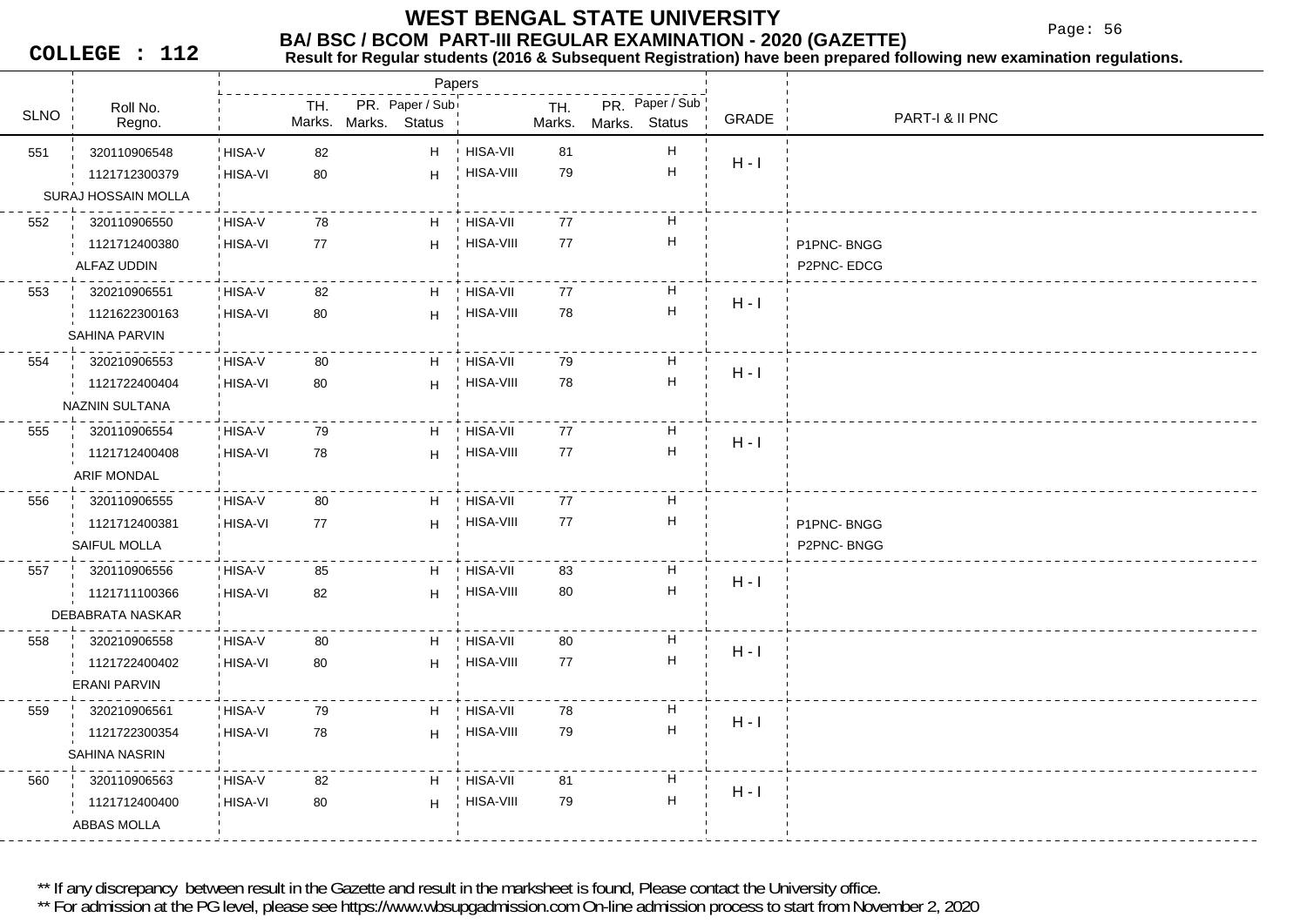# WEST BENGAL STATE UNIVERSITY

## BA/ BSC / BCOM PART-III REGULAR EXAMINATION - 2020 (GAZETTE)

**COLLEGE : 112**

**Result for Regular students (2016 & Subsequent Registration) have been prepared following new examination regulations.**

| SLNO | Roll No. / Regno. | Papers | TH. Marks. | PR. Marks. | Paper / Sub Status | Papers | TH. Marks. | PR. Marks. | Paper / Sub Status | GRADE | PART-I & II PNC |
|---|---|---|---|---|---|---|---|---|---|---|---|
| 551 | 320110906548 | HISA-V | 82 | | H | HISA-VII | 81 | | H | H - I | |
| | 1121712300379 | HISA-VI | 80 | | H | HISA-VIII | 79 | | H | | |
| | SURAJ HOSSAIN MOLLA | | | | | | | | | | |
| 552 | 320110906550 | HISA-V | 78 | | H | HISA-VII | 77 | | H | | |
| | 1121712400380 | HISA-VI | 77 | | H | HISA-VIII | 77 | | H | | P1PNC- BNGG |
| | ALFAZ UDDIN | | | | | | | | | | P2PNC- EDCG |
| 553 | 320210906551 | HISA-V | 82 | | H | HISA-VII | 77 | | H | H - I | |
| | 1121622300163 | HISA-VI | 80 | | H | HISA-VIII | 78 | | H | | |
| | SAHINA PARVIN | | | | | | | | | | |
| 554 | 320210906553 | HISA-V | 80 | | H | HISA-VII | 79 | | H | H - I | |
| | 1121722400404 | HISA-VI | 80 | | H | HISA-VIII | 78 | | H | | |
| | NAZNIN SULTANA | | | | | | | | | | |
| 555 | 320110906554 | HISA-V | 79 | | H | HISA-VII | 77 | | H | H - I | |
| | 1121712400408 | HISA-VI | 78 | | H | HISA-VIII | 77 | | H | | |
| | ARIF MONDAL | | | | | | | | | | |
| 556 | 320110906555 | HISA-V | 80 | | H | HISA-VII | 77 | | H | | |
| | 1121712400381 | HISA-VI | 77 | | H | HISA-VIII | 77 | | H | | P1PNC- BNGG |
| | SAIFUL MOLLA | | | | | | | | | | P2PNC- BNGG |
| 557 | 320110906556 | HISA-V | 85 | | H | HISA-VII | 83 | | H | H - I | |
| | 1121711100366 | HISA-VI | 82 | | H | HISA-VIII | 80 | | H | | |
| | DEBABRATA NASKAR | | | | | | | | | | |
| 558 | 320210906558 | HISA-V | 80 | | H | HISA-VII | 80 | | H | H - I | |
| | 1121722400402 | HISA-VI | 80 | | H | HISA-VIII | 77 | | H | | |
| | ERANI PARVIN | | | | | | | | | | |
| 559 | 320210906561 | HISA-V | 79 | | H | HISA-VII | 78 | | H | H - I | |
| | 1121722300354 | HISA-VI | 78 | | H | HISA-VIII | 79 | | H | | |
| | SAHINA NASRIN | | | | | | | | | | |
| 560 | 320110906563 | HISA-V | 82 | | H | HISA-VII | 81 | | H | H - I | |
| | 1121712400400 | HISA-VI | 80 | | H | HISA-VIII | 79 | | H | | |
| | ABBAS MOLLA | | | | | | | | | | |

** If any discrepancy between result in the Gazette and result in the marksheet is found, Please contact the University office.

** For admission at the PG level, please see https://www.wbsupgadmission.com On-line admission process to start from November 2, 2020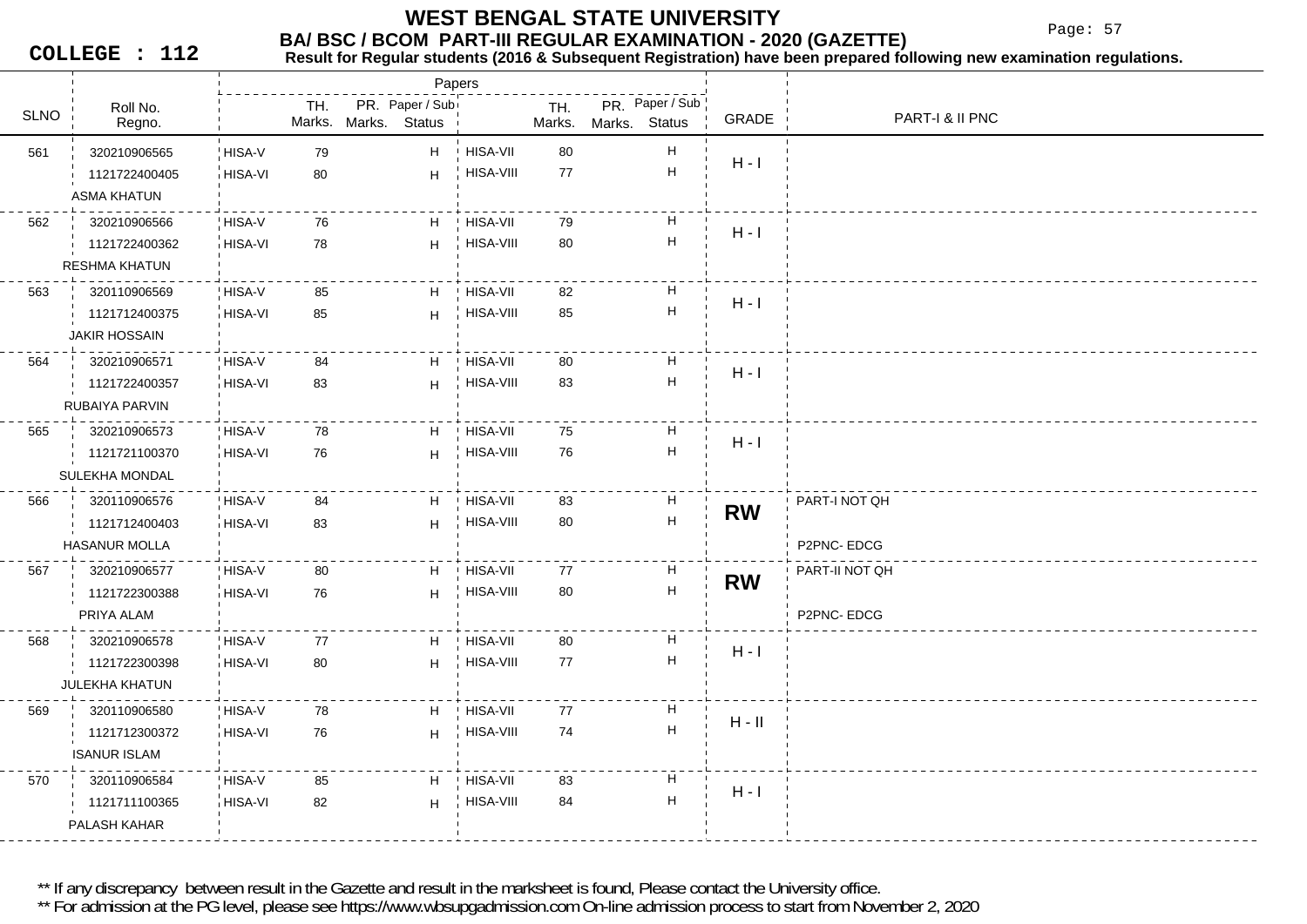# WEST BENGAL STATE UNIVERSITY

## BA/ BSC / BCOM PART-III REGULAR EXAMINATION - 2020 (GAZETTE)

**COLLEGE : 112**

**Result for Regular students (2016 & Subsequent Registration) have been prepared following new examination regulations.**

| SLNO | Roll No. / Regno. / Name | Paper | TH. Marks | PR. Marks | Paper / Sub Status | Paper | TH. Marks | PR. Marks | Paper / Sub Status | GRADE | PART-I & II PNC |
|---|---|---|---|---|---|---|---|---|---|---|---|
| 561 | 320210906565 | HISA-V | 79 | | H | HISA-VII | 80 | | H | H - I | |
| | 1121722400405 | HISA-VI | 80 | | H | HISA-VIII | 77 | | H | | |
| | ASMA KHATUN | | | | | | | | | | |
| 562 | 320210906566 | HISA-V | 76 | | H | HISA-VII | 79 | | H | H - I | |
| | 1121722400362 | HISA-VI | 78 | | H | HISA-VIII | 80 | | H | | |
| | RESHMA KHATUN | | | | | | | | | | |
| 563 | 320110906569 | HISA-V | 85 | | H | HISA-VII | 82 | | H | H - I | |
| | 1121712400375 | HISA-VI | 85 | | H | HISA-VIII | 85 | | H | | |
| | JAKIR HOSSAIN | | | | | | | | | | |
| 564 | 320210906571 | HISA-V | 84 | | H | HISA-VII | 80 | | H | H - I | |
| | 1121722400357 | HISA-VI | 83 | | H | HISA-VIII | 83 | | H | | |
| | RUBAIYA PARVIN | | | | | | | | | | |
| 565 | 320210906573 | HISA-V | 78 | | H | HISA-VII | 75 | | H | H - I | |
| | 1121721100370 | HISA-VI | 76 | | H | HISA-VIII | 76 | | H | | |
| | SULEKHA MONDAL | | | | | | | | | | |
| 566 | 320110906576 | HISA-V | 84 | | H | HISA-VII | 83 | | H | **RW** | PART-I NOT QH |
| | 1121712400403 | HISA-VI | 83 | | H | HISA-VIII | 80 | | H | | |
| | HASANUR MOLLA | | | | | | | | | | P2PNC- EDCG |
| 567 | 320210906577 | HISA-V | 80 | | H | HISA-VII | 77 | | H | **RW** | PART-II NOT QH |
| | 1121722300388 | HISA-VI | 76 | | H | HISA-VIII | 80 | | H | | |
| | PRIYA ALAM | | | | | | | | | | P2PNC- EDCG |
| 568 | 320210906578 | HISA-V | 77 | | H | HISA-VII | 80 | | H | H - I | |
| | 1121722300398 | HISA-VI | 80 | | H | HISA-VIII | 77 | | H | | |
| | JULEKHA KHATUN | | | | | | | | | | |
| 569 | 320110906580 | HISA-V | 78 | | H | HISA-VII | 77 | | H | H - II | |
| | 1121712300372 | HISA-VI | 76 | | H | HISA-VIII | 74 | | H | | |
| | ISANUR ISLAM | | | | | | | | | | |
| 570 | 320110906584 | HISA-V | 85 | | H | HISA-VII | 83 | | H | H - I | |
| | 1121711100365 | HISA-VI | 82 | | H | HISA-VIII | 84 | | H | | |
| | PALASH KAHAR | | | | | | | | | | |

** If any discrepancy between result in the Gazette and result in the marksheet is found, Please contact the University office.

** For admission at the PG level, please see https://www.wbsupgadmission.com On-line admission process to start from November 2, 2020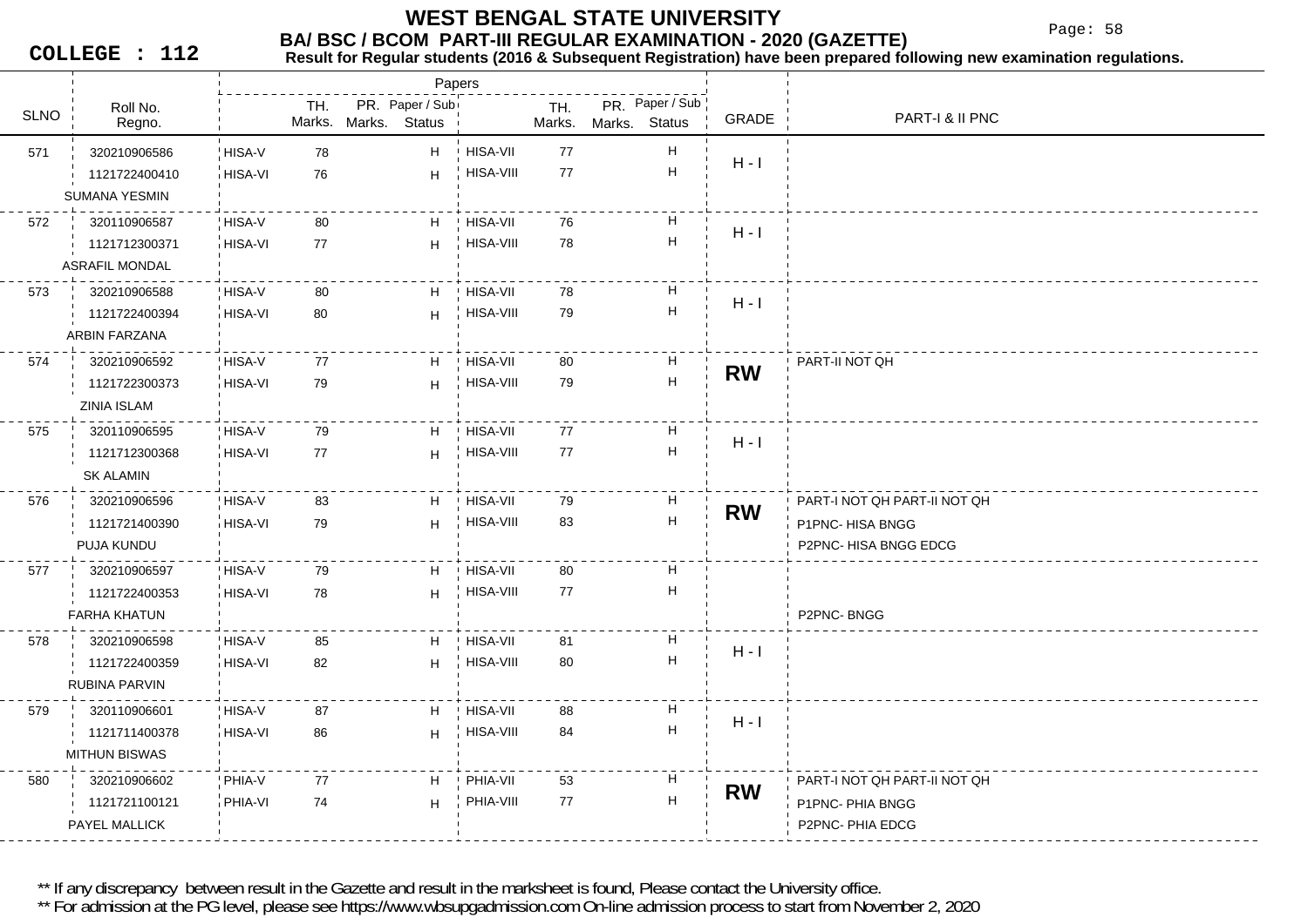# WEST BENGAL STATE UNIVERSITY

## BA/ BSC / BCOM PART-III REGULAR EXAMINATION - 2020 (GAZETTE)

**COLLEGE : 112**

**Result for Regular students (2016 & Subsequent Registration) have been prepared following new examination regulations.**

| SLNO | Roll No. / Regno. | Papers | TH. Marks. | PR. Marks. | Paper / Sub Status | Papers | TH. Marks. | PR. Marks. | Paper / Sub Status | GRADE | PART-I & II PNC |
|---|---|---|---|---|---|---|---|---|---|---|---|
| 571 | 320210906586 | HISA-V | 78 | | H | HISA-VII | 77 | | H | H - I | |
| | 1121722400410 | HISA-VI | 76 | | H | HISA-VIII | 77 | | H | | |
| | SUMANA YESMIN | | | | | | | | | | |
| 572 | 320110906587 | HISA-V | 80 | | H | HISA-VII | 76 | | H | H - I | |
| | 1121712300371 | HISA-VI | 77 | | H | HISA-VIII | 78 | | H | | |
| | ASRAFIL MONDAL | | | | | | | | | | |
| 573 | 320210906588 | HISA-V | 80 | | H | HISA-VII | 78 | | H | H - I | |
| | 1121722400394 | HISA-VI | 80 | | H | HISA-VIII | 79 | | H | | |
| | ARBIN FARZANA | | | | | | | | | | |
| 574 | 320210906592 | HISA-V | 77 | | H | HISA-VII | 80 | | H | **RW** | PART-II NOT QH |
| | 1121722300373 | HISA-VI | 79 | | H | HISA-VIII | 79 | | H | | |
| | ZINIA ISLAM | | | | | | | | | | |
| 575 | 320110906595 | HISA-V | 79 | | H | HISA-VII | 77 | | H | H - I | |
| | 1121712300368 | HISA-VI | 77 | | H | HISA-VIII | 77 | | H | | |
| | SK ALAMIN | | | | | | | | | | |
| 576 | 320210906596 | HISA-V | 83 | | H | HISA-VII | 79 | | H | **RW** | PART-I NOT QH PART-II NOT QH |
| | 1121721400390 | HISA-VI | 79 | | H | HISA-VIII | 83 | | H | | P1PNC- HISA BNGG |
| | PUJA KUNDU | | | | | | | | | | P2PNC- HISA BNGG EDCG |
| 577 | 320210906597 | HISA-V | 79 | | H | HISA-VII | 80 | | H | | |
| | 1121722400353 | HISA-VI | 78 | | H | HISA-VIII | 77 | | H | | |
| | FARHA KHATUN | | | | | | | | | | P2PNC- BNGG |
| 578 | 320210906598 | HISA-V | 85 | | H | HISA-VII | 81 | | H | H - I | |
| | 1121722400359 | HISA-VI | 82 | | H | HISA-VIII | 80 | | H | | |
| | RUBINA PARVIN | | | | | | | | | | |
| 579 | 320110906601 | HISA-V | 87 | | H | HISA-VII | 88 | | H | H - I | |
| | 1121711400378 | HISA-VI | 86 | | H | HISA-VIII | 84 | | H | | |
| | MITHUN BISWAS | | | | | | | | | | |
| 580 | 320210906602 | PHIA-V | 77 | | H | PHIA-VII | 53 | | H | **RW** | PART-I NOT QH PART-II NOT QH |
| | 1121721100121 | PHIA-VI | 74 | | H | PHIA-VIII | 77 | | H | | P1PNC- PHIA BNGG |
| | PAYEL MALLICK | | | | | | | | | | P2PNC- PHIA EDCG |

** If any discrepancy between result in the Gazette and result in the marksheet is found, Please contact the University office.

** For admission at the PG level, please see https://www.wbsupgadmission.com On-line admission process to start from November 2, 2020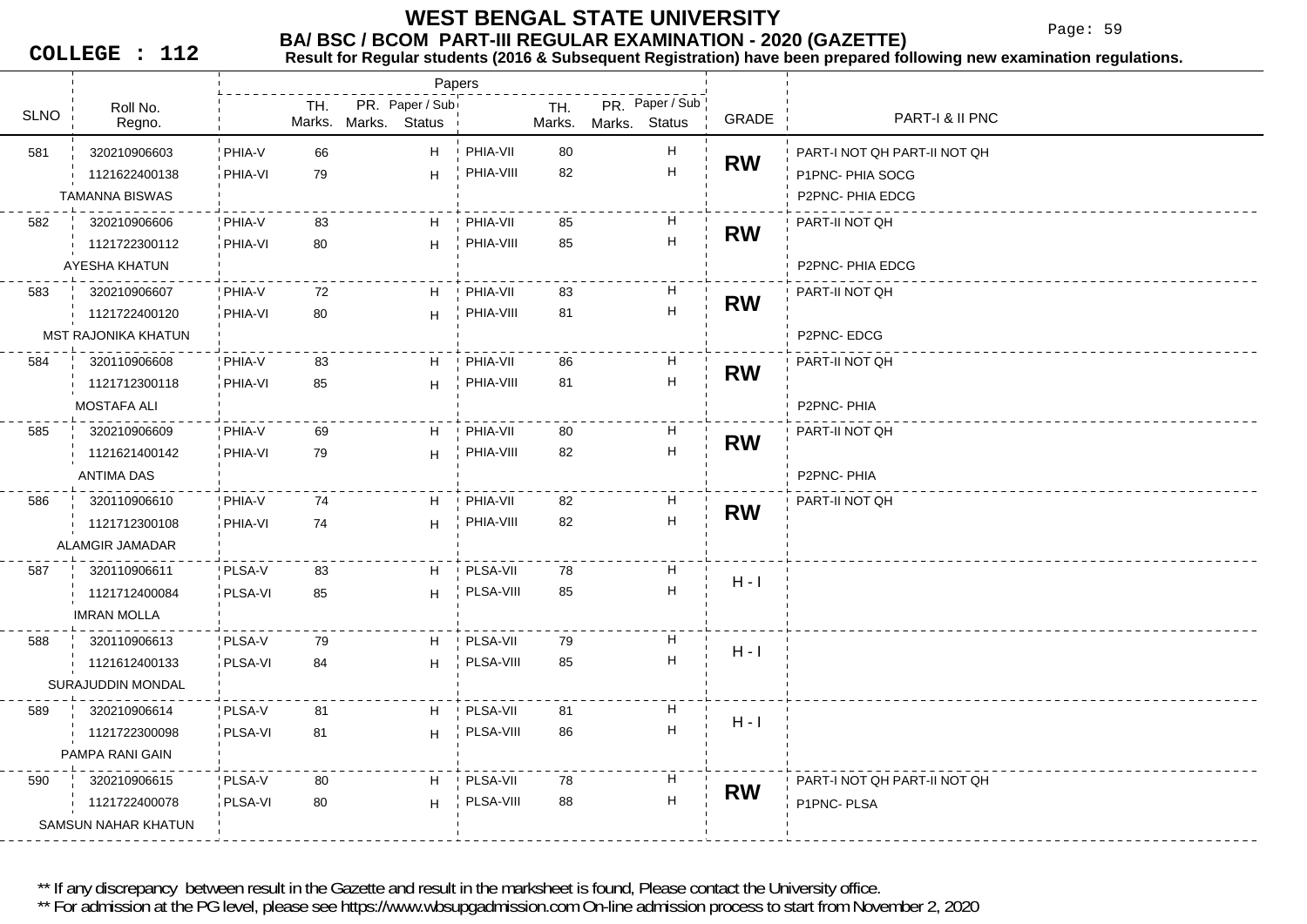# WEST BENGAL STATE UNIVERSITY

## BA/ BSC / BCOM PART-III REGULAR EXAMINATION - 2020 (GAZETTE)

**COLLEGE : 112**

**Result for Regular students (2016 & Subsequent Registration) have been prepared following new examination regulations.**

| SLNO | Roll No. / Regno. / Name | Paper | TH. Marks | PR. Marks | Paper / Sub Status | Paper | TH. Marks | PR. Marks | Paper / Sub Status | GRADE | PART-I & II PNC |
|---|---|---|---|---|---|---|---|---|---|---|---|
| 581 | 320210906603 | PHIA-V | 66 | | H | PHIA-VII | 80 | | H | RW | PART-I NOT QH PART-II NOT QH |
| | 1121622400138 | PHIA-VI | 79 | | H | PHIA-VIII | 82 | | H | | P1PNC- PHIA SOCG |
| | TAMANNA BISWAS | | | | | | | | | | P2PNC- PHIA EDCG |
| 582 | 320210906606 | PHIA-V | 83 | | H | PHIA-VII | 85 | | H | RW | PART-II NOT QH |
| | 1121722300112 | PHIA-VI | 80 | | H | PHIA-VIII | 85 | | H | | |
| | AYESHA KHATUN | | | | | | | | | | P2PNC- PHIA EDCG |
| 583 | 320210906607 | PHIA-V | 72 | | H | PHIA-VII | 83 | | H | RW | PART-II NOT QH |
| | 1121722400120 | PHIA-VI | 80 | | H | PHIA-VIII | 81 | | H | | |
| | MST RAJONIKA KHATUN | | | | | | | | | | P2PNC- EDCG |
| 584 | 320110906608 | PHIA-V | 83 | | H | PHIA-VII | 86 | | H | RW | PART-II NOT QH |
| | 1121712300118 | PHIA-VI | 85 | | H | PHIA-VIII | 81 | | H | | |
| | MOSTAFA ALI | | | | | | | | | | P2PNC- PHIA |
| 585 | 320210906609 | PHIA-V | 69 | | H | PHIA-VII | 80 | | H | RW | PART-II NOT QH |
| | 1121621400142 | PHIA-VI | 79 | | H | PHIA-VIII | 82 | | H | | |
| | ANTIMA DAS | | | | | | | | | | P2PNC- PHIA |
| 586 | 320110906610 | PHIA-V | 74 | | H | PHIA-VII | 82 | | H | RW | PART-II NOT QH |
| | 1121712300108 | PHIA-VI | 74 | | H | PHIA-VIII | 82 | | H | | |
| | ALAMGIR JAMADAR | | | | | | | | | | |
| 587 | 320110906611 | PLSA-V | 83 | | H | PLSA-VII | 78 | | H | H - I | |
| | 1121712400084 | PLSA-VI | 85 | | H | PLSA-VIII | 85 | | H | | |
| | IMRAN MOLLA | | | | | | | | | | |
| 588 | 320110906613 | PLSA-V | 79 | | H | PLSA-VII | 79 | | H | H - I | |
| | 1121612400133 | PLSA-VI | 84 | | H | PLSA-VIII | 85 | | H | | |
| | SURAJUDDIN MONDAL | | | | | | | | | | |
| 589 | 320210906614 | PLSA-V | 81 | | H | PLSA-VII | 81 | | H | H - I | |
| | 1121722300098 | PLSA-VI | 81 | | H | PLSA-VIII | 86 | | H | | |
| | PAMPA RANI GAIN | | | | | | | | | | |
| 590 | 320210906615 | PLSA-V | 80 | | H | PLSA-VII | 78 | | H | RW | PART-I NOT QH PART-II NOT QH |
| | 1121722400078 | PLSA-VI | 80 | | H | PLSA-VIII | 88 | | H | | P1PNC- PLSA |
| | SAMSUN NAHAR KHATUN | | | | | | | | | | |

** If any discrepancy between result in the Gazette and result in the marksheet is found, Please contact the University office.

** For admission at the PG level, please see https://www.wbsupgadmission.com On-line admission process to start from November 2, 2020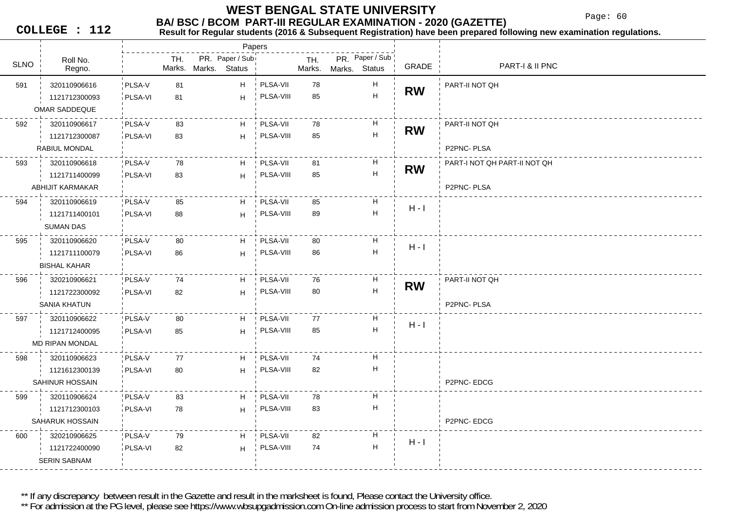# WEST BENGAL STATE UNIVERSITY

## BA/ BSC / BCOM PART-III REGULAR EXAMINATION - 2020 (GAZETTE)

**COLLEGE : 112**

**Result for Regular students (2016 & Subsequent Registration) have been prepared following new examination regulations.**

| SLNO | Roll No. / Regno. / Name | Paper | TH. Marks | PR. Marks | Paper / Sub Status | Paper | TH. Marks | PR. Marks | Paper / Sub Status | GRADE | PART-I & II PNC |
|---|---|---|---|---|---|---|---|---|---|---|---|
| 591 | 320110906616 | PLSA-V | 81 | | H | PLSA-VII | 78 | | H | **RW** | PART-II NOT QH |
| | 1121712300093 | PLSA-VI | 81 | | H | PLSA-VIII | 85 | | H | | |
| | OMAR SADDEQUE | | | | | | | | | | |
| 592 | 320110906617 | PLSA-V | 83 | | H | PLSA-VII | 78 | | H | **RW** | PART-II NOT QH |
| | 1121712300087 | PLSA-VI | 83 | | H | PLSA-VIII | 85 | | H | | |
| | RABIUL MONDAL | | | | | | | | | | P2PNC- PLSA |
| 593 | 320110906618 | PLSA-V | 78 | | H | PLSA-VII | 81 | | H | **RW** | PART-I NOT QH PART-II NOT QH |
| | 1121711400099 | PLSA-VI | 83 | | H | PLSA-VIII | 85 | | H | | |
| | ABHIJIT KARMAKAR | | | | | | | | | | P2PNC- PLSA |
| 594 | 320110906619 | PLSA-V | 85 | | H | PLSA-VII | 85 | | H | H - I | |
| | 1121711400101 | PLSA-VI | 88 | | H | PLSA-VIII | 89 | | H | | |
| | SUMAN DAS | | | | | | | | | | |
| 595 | 320110906620 | PLSA-V | 80 | | H | PLSA-VII | 80 | | H | H - I | |
| | 1121711100079 | PLSA-VI | 86 | | H | PLSA-VIII | 86 | | H | | |
| | BISHAL KAHAR | | | | | | | | | | |
| 596 | 320210906621 | PLSA-V | 74 | | H | PLSA-VII | 76 | | H | **RW** | PART-II NOT QH |
| | 1121722300092 | PLSA-VI | 82 | | H | PLSA-VIII | 80 | | H | | |
| | SANIA KHATUN | | | | | | | | | | P2PNC- PLSA |
| 597 | 320110906622 | PLSA-V | 80 | | H | PLSA-VII | 77 | | H | H - I | |
| | 1121712400095 | PLSA-VI | 85 | | H | PLSA-VIII | 85 | | H | | |
| | MD RIPAN MONDAL | | | | | | | | | | |
| 598 | 320110906623 | PLSA-V | 77 | | H | PLSA-VII | 74 | | H | | |
| | 1121612300139 | PLSA-VI | 80 | | H | PLSA-VIII | 82 | | H | | |
| | SAHINUR HOSSAIN | | | | | | | | | | P2PNC- EDCG |
| 599 | 320110906624 | PLSA-V | 83 | | H | PLSA-VII | 78 | | H | | |
| | 1121712300103 | PLSA-VI | 78 | | H | PLSA-VIII | 83 | | H | | |
| | SAHARUK HOSSAIN | | | | | | | | | | P2PNC- EDCG |
| 600 | 320210906625 | PLSA-V | 79 | | H | PLSA-VII | 82 | | H | H - I | |
| | 1121722400090 | PLSA-VI | 82 | | H | PLSA-VIII | 74 | | H | | |
| | SERIN SABNAM | | | | | | | | | | |

** If any discrepancy between result in the Gazette and result in the marksheet is found, Please contact the University office.

** For admission at the PG level, please see https://www.wbsupgadmission.com On-line admission process to start from November 2, 2020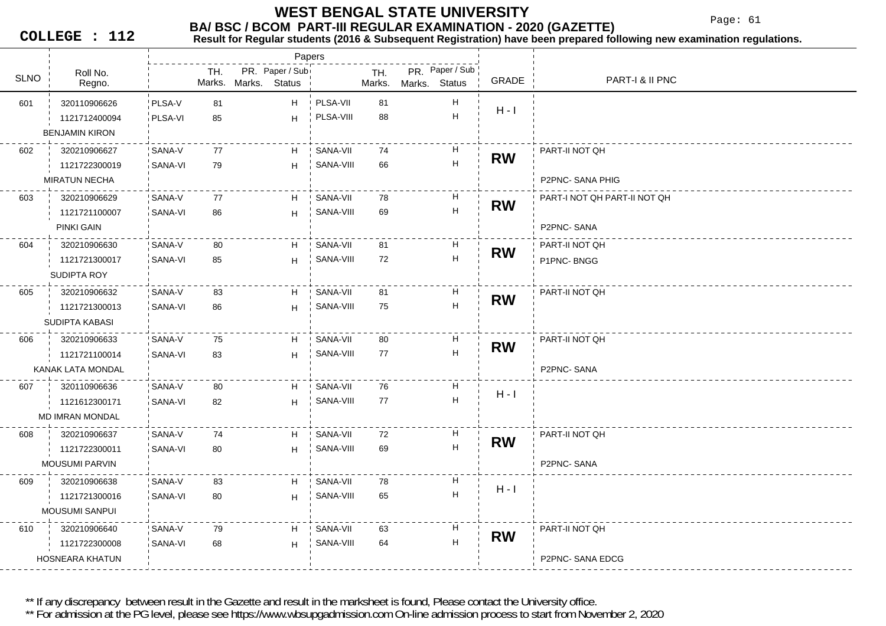# WEST BENGAL STATE UNIVERSITY

## BA/ BSC / BCOM PART-III REGULAR EXAMINATION - 2020 (GAZETTE)

**COLLEGE : 112**

**Result for Regular students (2016 & Subsequent Registration) have been prepared following new examination regulations.**

| SLNO | Roll No. / Regno. / Name | Paper | TH. Marks. | PR. Marks. | Paper / Sub Status | Paper | TH. Marks. | PR. Marks. | Paper / Sub Status | GRADE | PART-I & II PNC |
|---|---|---|---|---|---|---|---|---|---|---|---|
| 601 | 320110906626 | PLSA-V | 81 | | H | PLSA-VII | 81 | | H | H - I | |
| | 1121712400094 | PLSA-VI | 85 | | H | PLSA-VIII | 88 | | H | | |
| | BENJAMIN KIRON | | | | | | | | | | |
| 602 | 320210906627 | SANA-V | 77 | | H | SANA-VII | 74 | | H | RW | PART-II NOT QH |
| | 1121722300019 | SANA-VI | 79 | | H | SANA-VIII | 66 | | H | | |
| | MIRATUN NECHA | | | | | | | | | | P2PNC- SANA PHIG |
| 603 | 320210906629 | SANA-V | 77 | | H | SANA-VII | 78 | | H | RW | PART-I NOT QH PART-II NOT QH |
| | 1121721100007 | SANA-VI | 86 | | H | SANA-VIII | 69 | | H | | |
| | PINKI GAIN | | | | | | | | | | P2PNC- SANA |
| 604 | 320210906630 | SANA-V | 80 | | H | SANA-VII | 81 | | H | RW | PART-II NOT QH |
| | 1121721300017 | SANA-VI | 85 | | H | SANA-VIII | 72 | | H | | P1PNC- BNGG |
| | SUDIPTA ROY | | | | | | | | | | |
| 605 | 320210906632 | SANA-V | 83 | | H | SANA-VII | 81 | | H | RW | PART-II NOT QH |
| | 1121721300013 | SANA-VI | 86 | | H | SANA-VIII | 75 | | H | | |
| | SUDIPTA KABASI | | | | | | | | | | |
| 606 | 320210906633 | SANA-V | 75 | | H | SANA-VII | 80 | | H | RW | PART-II NOT QH |
| | 1121721100014 | SANA-VI | 83 | | H | SANA-VIII | 77 | | H | | |
| | KANAK LATA MONDAL | | | | | | | | | | P2PNC- SANA |
| 607 | 320110906636 | SANA-V | 80 | | H | SANA-VII | 76 | | H | H - I | |
| | 1121612300171 | SANA-VI | 82 | | H | SANA-VIII | 77 | | H | | |
| | MD IMRAN MONDAL | | | | | | | | | | |
| 608 | 320210906637 | SANA-V | 74 | | H | SANA-VII | 72 | | H | RW | PART-II NOT QH |
| | 1121722300011 | SANA-VI | 80 | | H | SANA-VIII | 69 | | H | | |
| | MOUSUMI PARVIN | | | | | | | | | | P2PNC- SANA |
| 609 | 320210906638 | SANA-V | 83 | | H | SANA-VII | 78 | | H | H - I | |
| | 1121721300016 | SANA-VI | 80 | | H | SANA-VIII | 65 | | H | | |
| | MOUSUMI SANPUI | | | | | | | | | | |
| 610 | 320210906640 | SANA-V | 79 | | H | SANA-VII | 63 | | H | RW | PART-II NOT QH |
| | 1121722300008 | SANA-VI | 68 | | H | SANA-VIII | 64 | | H | | |
| | HOSNEARA KHATUN | | | | | | | | | | P2PNC- SANA EDCG |

** If any discrepancy between result in the Gazette and result in the marksheet is found, Please contact the University office.

** For admission at the PG level, please see https://www.wbsupgadmission.com On-line admission process to start from November 2, 2020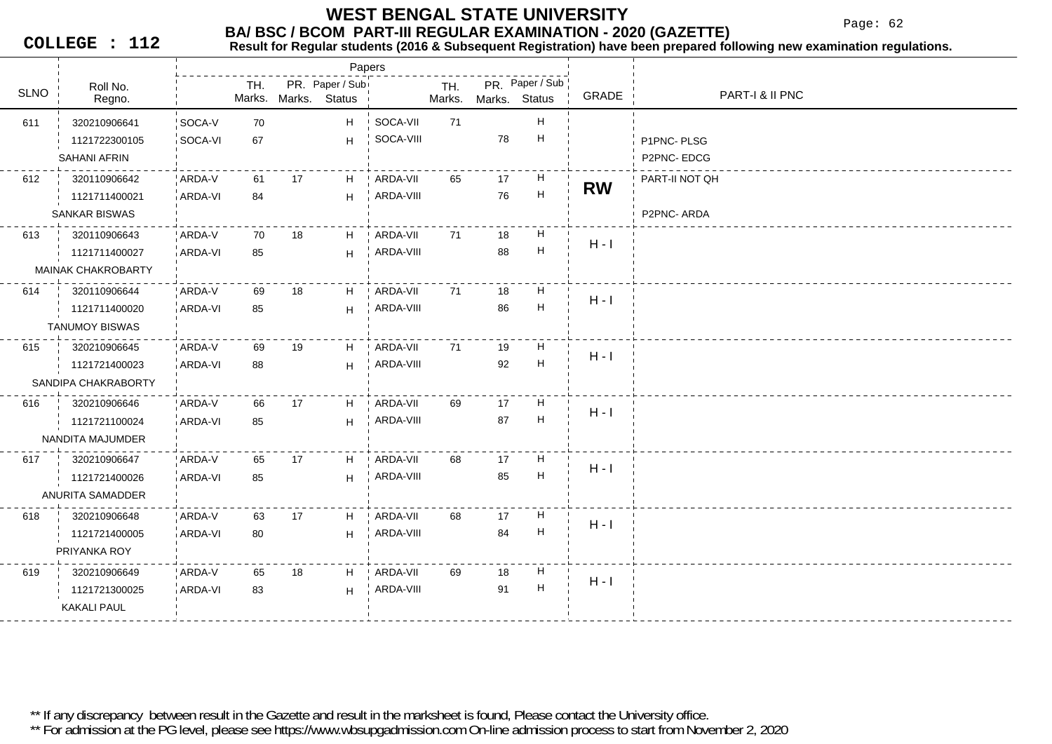# WEST BENGAL STATE UNIVERSITY

## BA/ BSC / BCOM PART-III REGULAR EXAMINATION - 2020 (GAZETTE)

**COLLEGE : 112**

**Result for Regular students (2016 & Subsequent Registration) have been prepared following new examination regulations.**

| SLNO | Roll No. / Regno. | Papers | TH. Marks. | PR. Marks. | Paper / Sub Status | Papers | TH. Marks. | PR. Marks. | Paper / Sub Status | GRADE | PART-I & II PNC |
|---|---|---|---|---|---|---|---|---|---|---|---|
| 611 | 320210906641 | SOCA-V | 70 | | H | SOCA-VII | 71 | | H | | |
| | 1121722300105 | SOCA-VI | 67 | | H | SOCA-VIII | | 78 | H | | P1PNC- PLSG |
| | SAHANI AFRIN | | | | | | | | | | P2PNC- EDCG |
| 612 | 320110906642 | ARDA-V | 61 | 17 | H | ARDA-VII | 65 | 17 | H | **RW** | PART-II NOT QH |
| | 1121711400021 | ARDA-VI | 84 | | H | ARDA-VIII | | 76 | H | | |
| | SANKAR BISWAS | | | | | | | | | | P2PNC- ARDA |
| 613 | 320110906643 | ARDA-V | 70 | 18 | H | ARDA-VII | 71 | 18 | H | H - I | |
| | 1121711400027 | ARDA-VI | 85 | | H | ARDA-VIII | | 88 | H | | |
| | MAINAK CHAKROBARTY | | | | | | | | | | |
| 614 | 320110906644 | ARDA-V | 69 | 18 | H | ARDA-VII | 71 | 18 | H | H - I | |
| | 1121711400020 | ARDA-VI | 85 | | H | ARDA-VIII | | 86 | H | | |
| | TANUMOY BISWAS | | | | | | | | | | |
| 615 | 320210906645 | ARDA-V | 69 | 19 | H | ARDA-VII | 71 | 19 | H | H - I | |
| | 1121721400023 | ARDA-VI | 88 | | H | ARDA-VIII | | 92 | H | | |
| | SANDIPA CHAKRABORTY | | | | | | | | | | |
| 616 | 320210906646 | ARDA-V | 66 | 17 | H | ARDA-VII | 69 | 17 | H | H - I | |
| | 1121721100024 | ARDA-VI | 85 | | H | ARDA-VIII | | 87 | H | | |
| | NANDITA MAJUMDER | | | | | | | | | | |
| 617 | 320210906647 | ARDA-V | 65 | 17 | H | ARDA-VII | 68 | 17 | H | H - I | |
| | 1121721400026 | ARDA-VI | 85 | | H | ARDA-VIII | | 85 | H | | |
| | ANURITA SAMADDER | | | | | | | | | | |
| 618 | 320210906648 | ARDA-V | 63 | 17 | H | ARDA-VII | 68 | 17 | H | H - I | |
| | 1121721400005 | ARDA-VI | 80 | | H | ARDA-VIII | | 84 | H | | |
| | PRIYANKA ROY | | | | | | | | | | |
| 619 | 320210906649 | ARDA-V | 65 | 18 | H | ARDA-VII | 69 | 18 | H | H - I | |
| | 1121721300025 | ARDA-VI | 83 | | H | ARDA-VIII | | 91 | H | | |
| | KAKALI PAUL | | | | | | | | | | |

** If any discrepancy between result in the Gazette and result in the marksheet is found, Please contact the University office.

** For admission at the PG level, please see https://www.wbsupgadmission.com On-line admission process to start from November 2, 2020